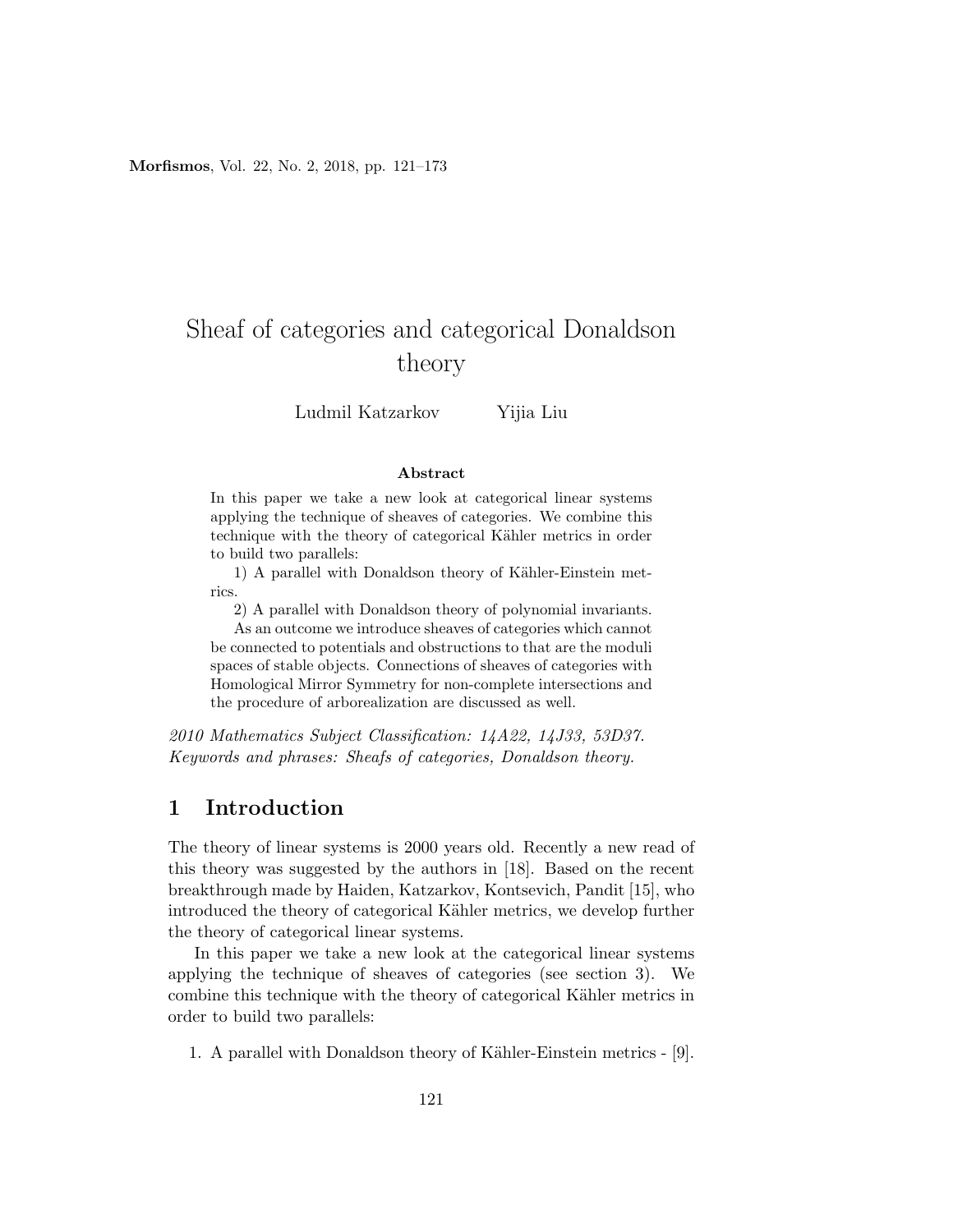# Sheaf of categories and categorical Donaldson theory

Ludmil Katzarkov Yijia Liu

**Abstract**

In this paper we take a new look at categorical linear systems applying the technique of sheaves of categories. We combine this technique with the theory of categorical Kähler metrics in order to build two parallels:

1) A parallel with Donaldson theory of Kähler-Einstein metrics.

2) A parallel with Donaldson theory of polynomial invariants.

As an outcome we introduce sheaves of categories which cannot be connected to potentials and obstructions to that are the moduli spaces of stable objects. Connections of sheaves of categories with Homological Mirror Symmetry for non-complete intersections and the procedure of arborealization are discussed as well.

*2010 Mathematics Subject Classification: 14A22, 14J33, 53D37.*
*Keywords and phrases: Sheafs of categories, Donaldson theory.*

## 1 Introduction

The theory of linear systems is 2000 years old. Recently a new read of this theory was suggested by the authors in [18]. Based on the recent breakthrough made by Haiden, Katzarkov, Kontsevich, Pandit [15], who introduced the theory of categorical Kähler metrics, we develop further the theory of categorical linear systems.

In this paper we take a new look at the categorical linear systems applying the technique of sheaves of categories (see section 3). We combine this technique with the theory of categorical Kähler metrics in order to build two parallels:

1. A parallel with Donaldson theory of Kähler-Einstein metrics - [9].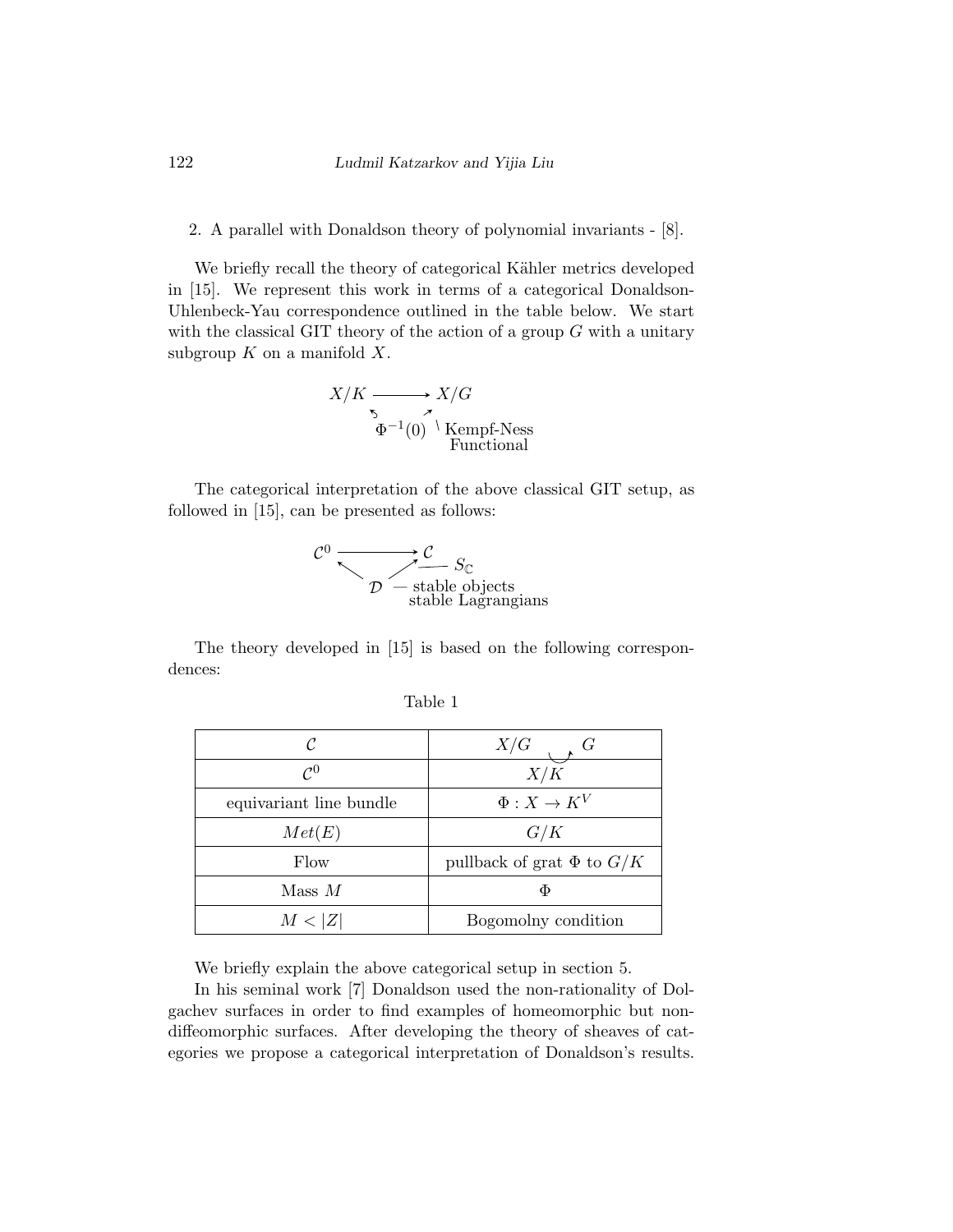2. A parallel with Donaldson theory of polynomial invariants - [8].

We briefly recall the theory of categorical Kähler metrics developed in [15]. We represent this work in terms of a categorical Donaldson-Uhlenbeck-Yau correspondence outlined in the table below. We start with the classical GIT theory of the action of a group $G$ with a unitary subgroup $K$ on a manifold $X$.

$$X/K \longrightarrow X/G$$

$$\Phi^{-1}(0) \quad \text{Kempf-Ness Functional}$$

The categorical interpretation of the above classical GIT setup, as followed in [15], can be presented as follows:

$$\mathcal{C}^0 \longrightarrow \mathcal{C} \;—\; S_{\mathbb{C}}$$

$$\mathcal{D} \;—\; \text{stable objects, stable Lagrangians}$$

The theory developed in [15] is based on the following correspondences:

Table 1

| $\mathcal{C}$ | $X/G$ $\circlearrowright$ $G$ |
|---|---|
| $\mathcal{C}^0$ | $X/K$ |
| equivariant line bundle | $\Phi : X \to K^V$ |
| $Met(E)$ | $G/K$ |
| Flow | pullback of grat $\Phi$ to $G/K$ |
| Mass $M$ | $\Phi$ |
| $M < \lvert Z \rvert$ | Bogomolny condition |

We briefly explain the above categorical setup in section 5.

In his seminal work [7] Donaldson used the non-rationality of Dolgachev surfaces in order to find examples of homeomorphic but non-diffeomorphic surfaces. After developing the theory of sheaves of categories we propose a categorical interpretation of Donaldson's results.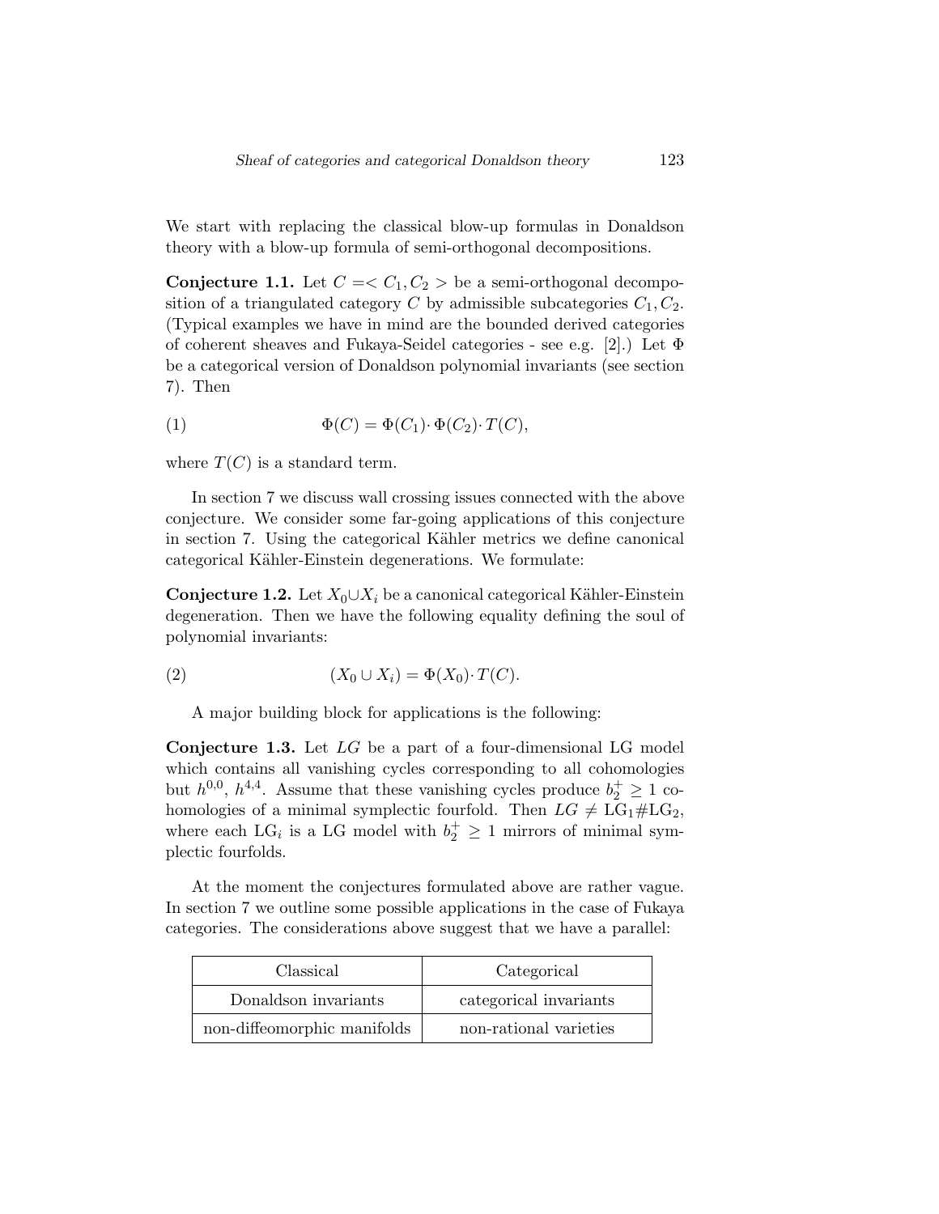We start with replacing the classical blow-up formulas in Donaldson theory with a blow-up formula of semi-orthogonal decompositions.

**Conjecture 1.1.** Let $C =< C_1, C_2 >$ be a semi-orthogonal decomposition of a triangulated category $C$ by admissible subcategories $C_1, C_2$. (Typical examples we have in mind are the bounded derived categories of coherent sheaves and Fukaya-Seidel categories - see e.g. [2].) Let $\Phi$ be a categorical version of Donaldson polynomial invariants (see section 7). Then

$$\Phi(C) = \Phi(C_1) \cdot \Phi(C_2) \cdot T(C), \tag{1}$$

where $T(C)$ is a standard term.

In section 7 we discuss wall crossing issues connected with the above conjecture. We consider some far-going applications of this conjecture in section 7. Using the categorical Kähler metrics we define canonical categorical Kähler-Einstein degenerations. We formulate:

**Conjecture 1.2.** Let $X_0 \cup X_i$ be a canonical categorical Kähler-Einstein degeneration. Then we have the following equality defining the soul of polynomial invariants:

$$(X_0 \cup X_i) = \Phi(X_0) \cdot T(C). \tag{2}$$

A major building block for applications is the following:

**Conjecture 1.3.** Let $LG$ be a part of a four-dimensional LG model which contains all vanishing cycles corresponding to all cohomologies but $h^{0,0}$, $h^{4,4}$. Assume that these vanishing cycles produce $b_2^+ \geq 1$ cohomologies of a minimal symplectic fourfold. Then $LG \neq \mathrm{LG}_1 \# \mathrm{LG}_2$, where each $\mathrm{LG}_i$ is a LG model with $b_2^+ \geq 1$ mirrors of minimal symplectic fourfolds.

At the moment the conjectures formulated above are rather vague. In section 7 we outline some possible applications in the case of Fukaya categories. The considerations above suggest that we have a parallel:

| Classical | Categorical |
|---|---|
| Donaldson invariants | categorical invariants |
| non-diffeomorphic manifolds | non-rational varieties |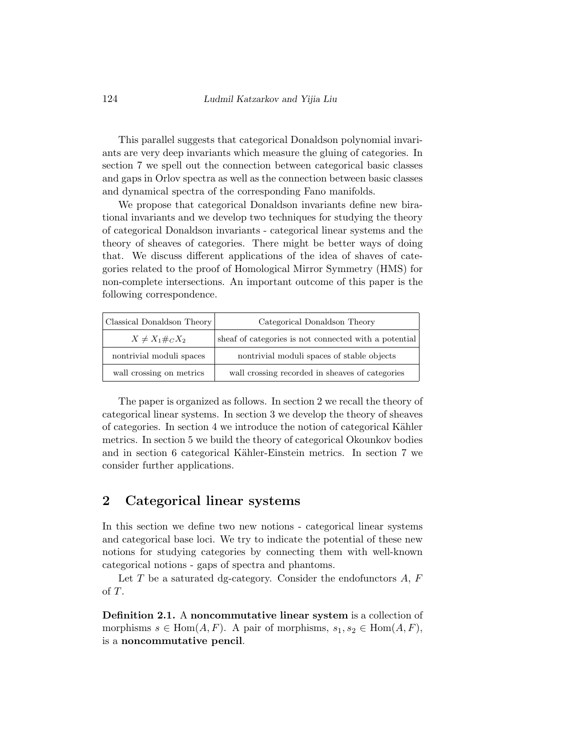This parallel suggests that categorical Donaldson polynomial invariants are very deep invariants which measure the gluing of categories. In section 7 we spell out the connection between categorical basic classes and gaps in Orlov spectra as well as the connection between basic classes and dynamical spectra of the corresponding Fano manifolds.

We propose that categorical Donaldson invariants define new birational invariants and we develop two techniques for studying the theory of categorical Donaldson invariants - categorical linear systems and the theory of sheaves of categories. There might be better ways of doing that. We discuss different applications of the idea of shaves of categories related to the proof of Homological Mirror Symmetry (HMS) for non-complete intersections. An important outcome of this paper is the following correspondence.

| Classical Donaldson Theory | Categorical Donaldson Theory |
| --- | --- |
| $X \neq X_1 \#_C X_2$ | sheaf of categories is not connected with a potential |
| nontrivial moduli spaces | nontrivial moduli spaces of stable objects |
| wall crossing on metrics | wall crossing recorded in sheaves of categories |

The paper is organized as follows. In section 2 we recall the theory of categorical linear systems. In section 3 we develop the theory of sheaves of categories. In section 4 we introduce the notion of categorical Kähler metrics. In section 5 we build the theory of categorical Okounkov bodies and in section 6 categorical Kähler-Einstein metrics. In section 7 we consider further applications.

## 2 Categorical linear systems

In this section we define two new notions - categorical linear systems and categorical base loci. We try to indicate the potential of these new notions for studying categories by connecting them with well-known categorical notions - gaps of spectra and phantoms.

Let $T$ be a saturated dg-category. Consider the endofunctors $A$, $F$ of $T$.

**Definition 2.1.** A **noncommutative linear system** is a collection of morphisms $s \in \mathrm{Hom}(A, F)$. A pair of morphisms, $s_1, s_2 \in \mathrm{Hom}(A, F)$, is a **noncommutative pencil**.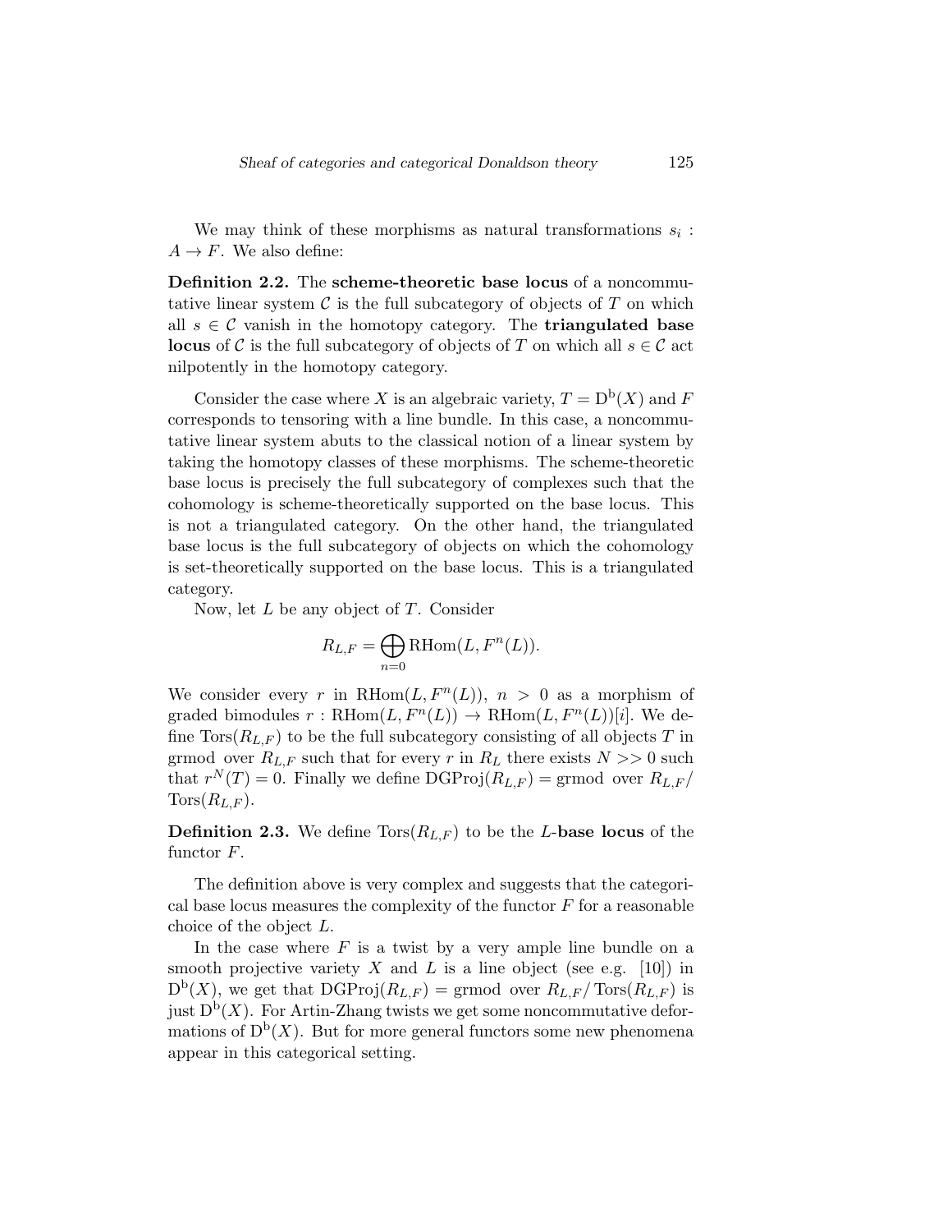We may think of these morphisms as natural transformations $s_i : A \to F$. We also define:

**Definition 2.2.** The **scheme-theoretic base locus** of a noncommutative linear system $\mathcal{C}$ is the full subcategory of objects of $T$ on which all $s \in \mathcal{C}$ vanish in the homotopy category. The **triangulated base locus** of $\mathcal{C}$ is the full subcategory of objects of $T$ on which all $s \in \mathcal{C}$ act nilpotently in the homotopy category.

Consider the case where $X$ is an algebraic variety, $T = \mathrm{D^b}(X)$ and $F$ corresponds to tensoring with a line bundle. In this case, a noncommutative linear system abuts to the classical notion of a linear system by taking the homotopy classes of these morphisms. The scheme-theoretic base locus is precisely the full subcategory of complexes such that the cohomology is scheme-theoretically supported on the base locus. This is not a triangulated category. On the other hand, the triangulated base locus is the full subcategory of objects on which the cohomology is set-theoretically supported on the base locus. This is a triangulated category.

Now, let $L$ be any object of $T$. Consider

$$R_{L,F} = \bigoplus_{n=0} \mathrm{RHom}(L, F^n(L)).$$

We consider every $r$ in $\mathrm{RHom}(L, F^n(L))$, $n > 0$ as a morphism of graded bimodules $r : \mathrm{RHom}(L, F^n(L)) \to \mathrm{RHom}(L, F^n(L))[i]$. We define $\mathrm{Tors}(R_{L,F})$ to be the full subcategory consisting of all objects $T$ in grmod over $R_{L,F}$ such that for every $r$ in $R_L$ there exists $N >> 0$ such that $r^N(T) = 0$. Finally we define $\mathrm{DGProj}(R_{L,F}) = \text{grmod over } R_{L,F}/\,\mathrm{Tors}(R_{L,F})$.

**Definition 2.3.** We define $\mathrm{Tors}(R_{L,F})$ to be the $L$-**base locus** of the functor $F$.

The definition above is very complex and suggests that the categorical base locus measures the complexity of the functor $F$ for a reasonable choice of the object $L$.

In the case where $F$ is a twist by a very ample line bundle on a smooth projective variety $X$ and $L$ is a line object (see e.g. [10]) in $\mathrm{D^b}(X)$, we get that $\mathrm{DGProj}(R_{L,F}) = \text{grmod over } R_{L,F}/\,\mathrm{Tors}(R_{L,F})$ is just $\mathrm{D^b}(X)$. For Artin-Zhang twists we get some noncommutative deformations of $\mathrm{D^b}(X)$. But for more general functors some new phenomena appear in this categorical setting.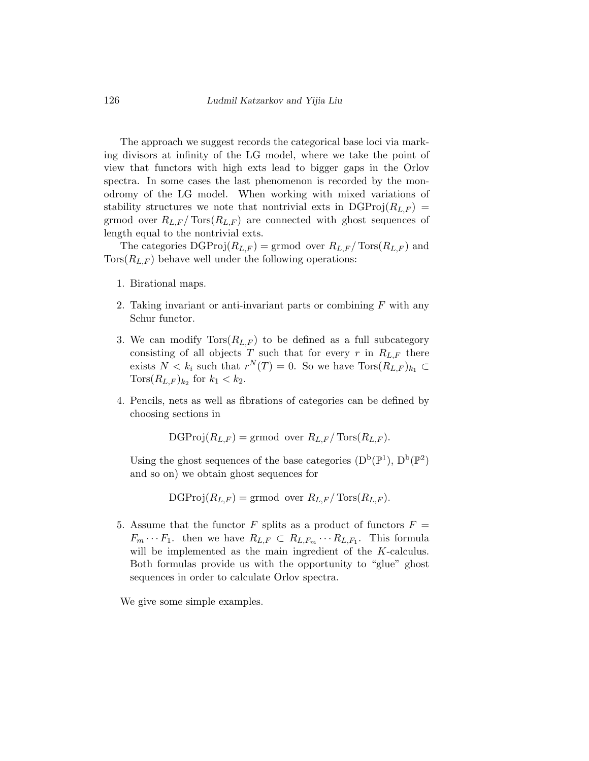The approach we suggest records the categorical base loci via marking divisors at infinity of the LG model, where we take the point of view that functors with high exts lead to bigger gaps in the Orlov spectra. In some cases the last phenomenon is recorded by the monodromy of the LG model. When working with mixed variations of stability structures we note that nontrivial exts in $\mathrm{DGProj}(R_{L,F}) = \mathrm{grmod\ over}\ R_{L,F}/\operatorname{Tors}(R_{L,F})$ are connected with ghost sequences of length equal to the nontrivial exts.

The categories $\mathrm{DGProj}(R_{L,F}) = \mathrm{grmod\ over}\ R_{L,F}/\operatorname{Tors}(R_{L,F})$ and $\operatorname{Tors}(R_{L,F})$ behave well under the following operations:

1. Birational maps.

2. Taking invariant or anti-invariant parts or combining $F$ with any Schur functor.

3. We can modify $\operatorname{Tors}(R_{L,F})$ to be defined as a full subcategory consisting of all objects $T$ such that for every $r$ in $R_{L,F}$ there exists $N < k_i$ such that $r^N(T) = 0$. So we have $\operatorname{Tors}(R_{L,F})_{k_1} \subset \operatorname{Tors}(R_{L,F})_{k_2}$ for $k_1 < k_2$.

4. Pencils, nets as well as fibrations of categories can be defined by choosing sections in

$$\mathrm{DGProj}(R_{L,F}) = \mathrm{grmod\ \ over}\ R_{L,F}/\operatorname{Tors}(R_{L,F}).$$

   Using the ghost sequences of the base categories ($\mathrm{D^b}(\mathbb{P}^1)$, $\mathrm{D^b}(\mathbb{P}^2)$ and so on) we obtain ghost sequences for

$$\mathrm{DGProj}(R_{L,F}) = \mathrm{grmod\ \ over}\ R_{L,F}/\operatorname{Tors}(R_{L,F}).$$

5. Assume that the functor $F$ splits as a product of functors $F = F_m \cdots F_1$. then we have $R_{L,F} \subset R_{L,F_m} \cdots R_{L,F_1}$. This formula will be implemented as the main ingredient of the $K$-calculus. Both formulas provide us with the opportunity to "glue" ghost sequences in order to calculate Orlov spectra.

We give some simple examples.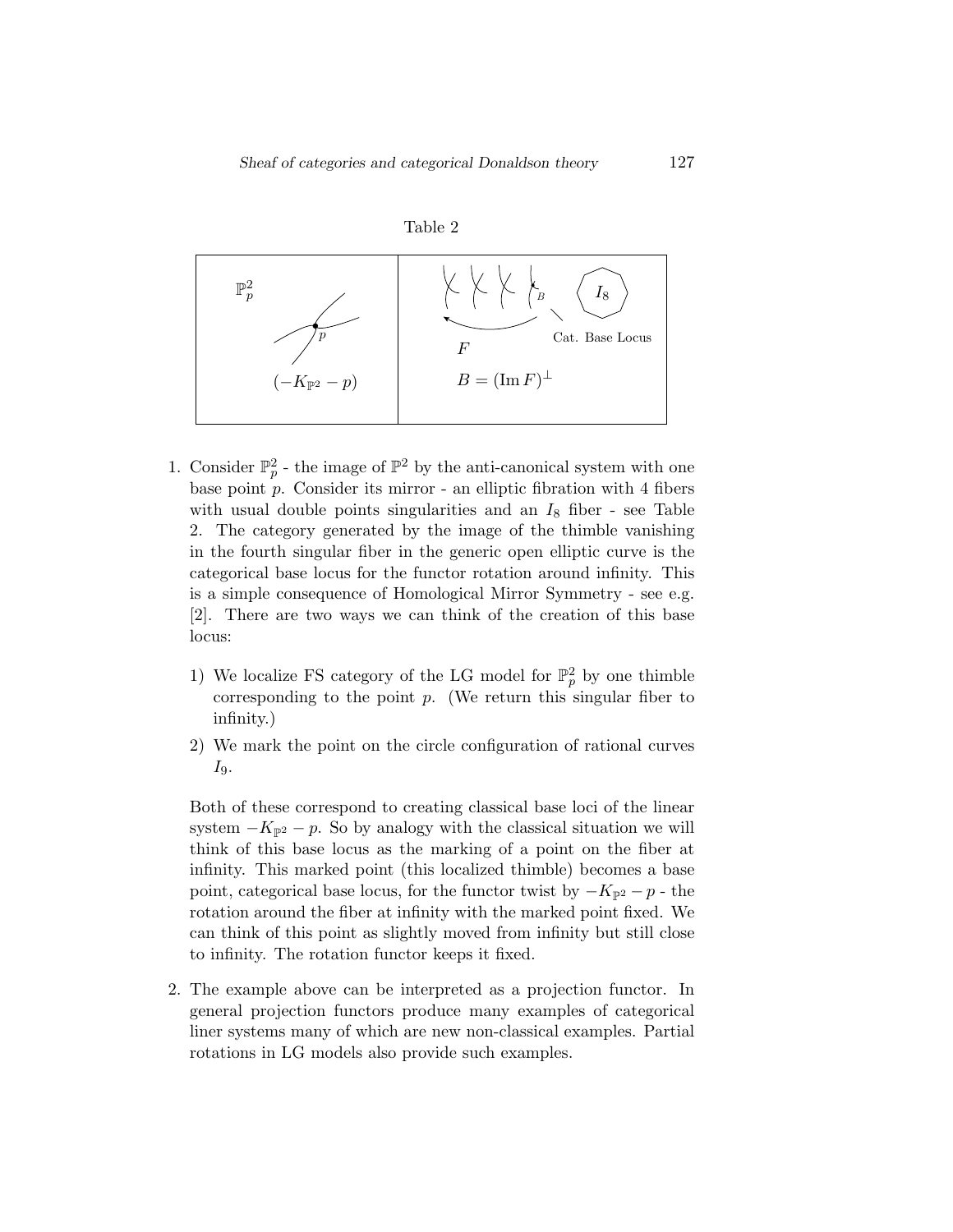Table 2

| $\mathbb{P}^2_p$ <br> $p$ <br> $(-K_{\mathbb{P}^2} - p)$ | $B$ <br> $I_8$ <br> Cat. Base Locus <br> $F$ <br> $B = (\operatorname{Im} F)^\perp$ |
|---|---|

1. Consider $\mathbb{P}^2_p$ - the image of $\mathbb{P}^2$ by the anti-canonical system with one base point $p$. Consider its mirror - an elliptic fibration with 4 fibers with usual double points singularities and an $I_8$ fiber - see Table 2. The category generated by the image of the thimble vanishing in the fourth singular fiber in the generic open elliptic curve is the categorical base locus for the functor rotation around infinity. This is a simple consequence of Homological Mirror Symmetry - see e.g. [2]. There are two ways we can think of the creation of this base locus:

   1) We localize FS category of the LG model for $\mathbb{P}^2_p$ by one thimble corresponding to the point $p$. (We return this singular fiber to infinity.)

   2) We mark the point on the circle configuration of rational curves $I_9$.

   Both of these correspond to creating classical base loci of the linear system $-K_{\mathbb{P}^2} - p$. So by analogy with the classical situation we will think of this base locus as the marking of a point on the fiber at infinity. This marked point (this localized thimble) becomes a base point, categorical base locus, for the functor twist by $-K_{\mathbb{P}^2} - p$ - the rotation around the fiber at infinity with the marked point fixed. We can think of this point as slightly moved from infinity but still close to infinity. The rotation functor keeps it fixed.

2. The example above can be interpreted as a projection functor. In general projection functors produce many examples of categorical liner systems many of which are new non-classical examples. Partial rotations in LG models also provide such examples.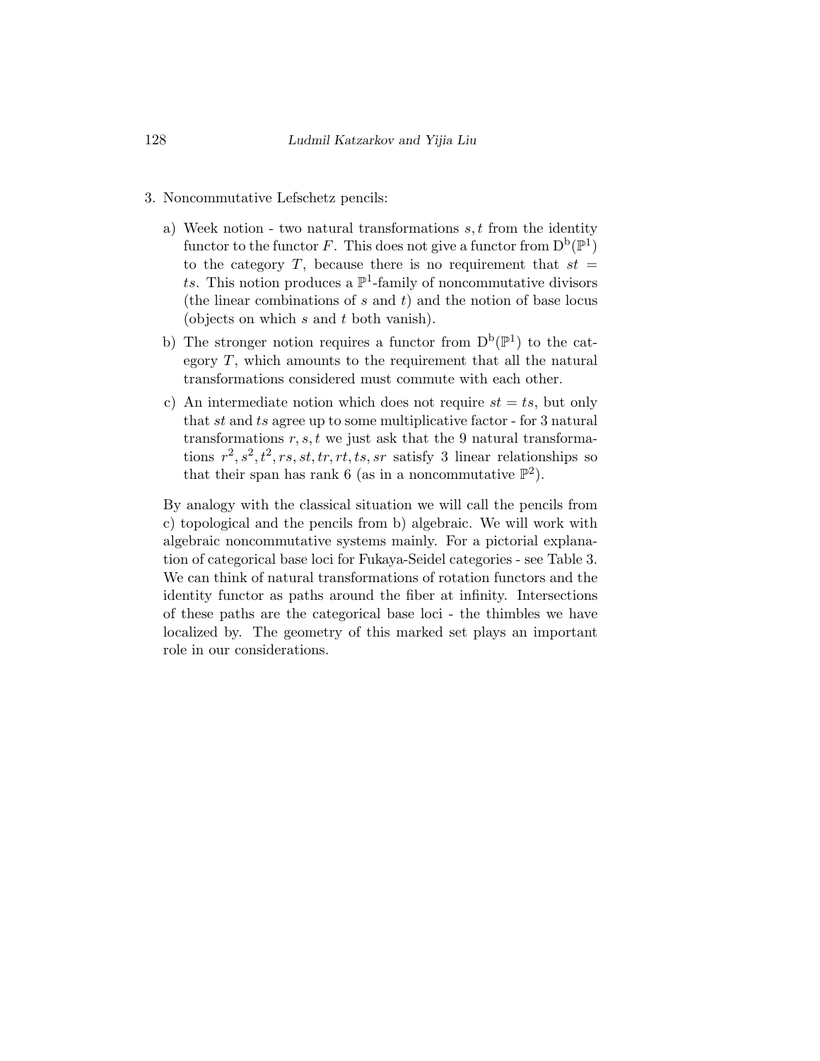3. Noncommutative Lefschetz pencils:

   a) Week notion - two natural transformations $s, t$ from the identity functor to the functor $F$. This does not give a functor from $\mathrm{D^b}(\mathbb{P}^1)$ to the category $T$, because there is no requirement that $st = ts$. This notion produces a $\mathbb{P}^1$-family of noncommutative divisors (the linear combinations of $s$ and $t$) and the notion of base locus (objects on which $s$ and $t$ both vanish).

   b) The stronger notion requires a functor from $\mathrm{D^b}(\mathbb{P}^1)$ to the category $T$, which amounts to the requirement that all the natural transformations considered must commute with each other.

   c) An intermediate notion which does not require $st = ts$, but only that $st$ and $ts$ agree up to some multiplicative factor - for 3 natural transformations $r, s, t$ we just ask that the 9 natural transformations $r^2, s^2, t^2, rs, st, tr, rt, ts, sr$ satisfy 3 linear relationships so that their span has rank 6 (as in a noncommutative $\mathbb{P}^2$).

   By analogy with the classical situation we will call the pencils from c) topological and the pencils from b) algebraic. We will work with algebraic noncommutative systems mainly. For a pictorial explanation of categorical base loci for Fukaya-Seidel categories - see Table 3. We can think of natural transformations of rotation functors and the identity functor as paths around the fiber at infinity. Intersections of these paths are the categorical base loci - the thimbles we have localized by. The geometry of this marked set plays an important role in our considerations.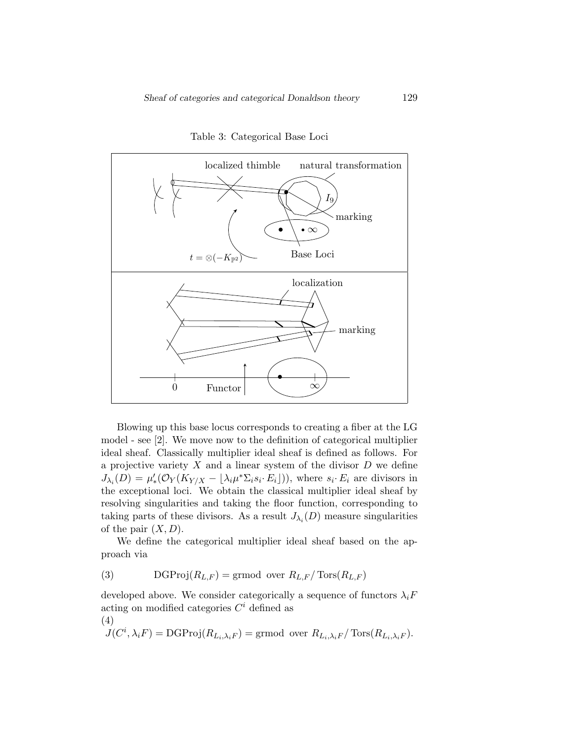Table 3: Categorical Base Loci

Blowing up this base locus corresponds to creating a fiber at the LG model - see [2]. We move now to the definition of categorical multiplier ideal sheaf. Classically multiplier ideal sheaf is defined as follows. For a projective variety $X$ and a linear system of the divisor $D$ we define $J_{\lambda_i}(D) = \mu'_*(\mathcal{O}_Y(K_{Y/X} - \lfloor \lambda_i \mu^* \Sigma_i s_i \cdot E_i \rfloor))$, where $s_i \cdot E_i$ are divisors in the exceptional loci. We obtain the classical multiplier ideal sheaf by resolving singularities and taking the floor function, corresponding to taking parts of these divisors. As a result $J_{\lambda_i}(D)$ measure singularities of the pair $(X, D)$.

We define the categorical multiplier ideal sheaf based on the approach via

$$\mathrm{DGProj}(R_{L,F}) = \text{grmod over } R_{L,F}/\operatorname{Tors}(R_{L,F}) \tag{3}$$

developed above. We consider categorically a sequence of functors $\lambda_i F$ acting on modified categories $C^i$ defined as

$$J(C^i, \lambda_i F) = \mathrm{DGProj}(R_{L_i,\lambda_i F}) = \text{grmod over } R_{L_i,\lambda_i F}/\operatorname{Tors}(R_{L_i,\lambda_i F}). \tag{4}$$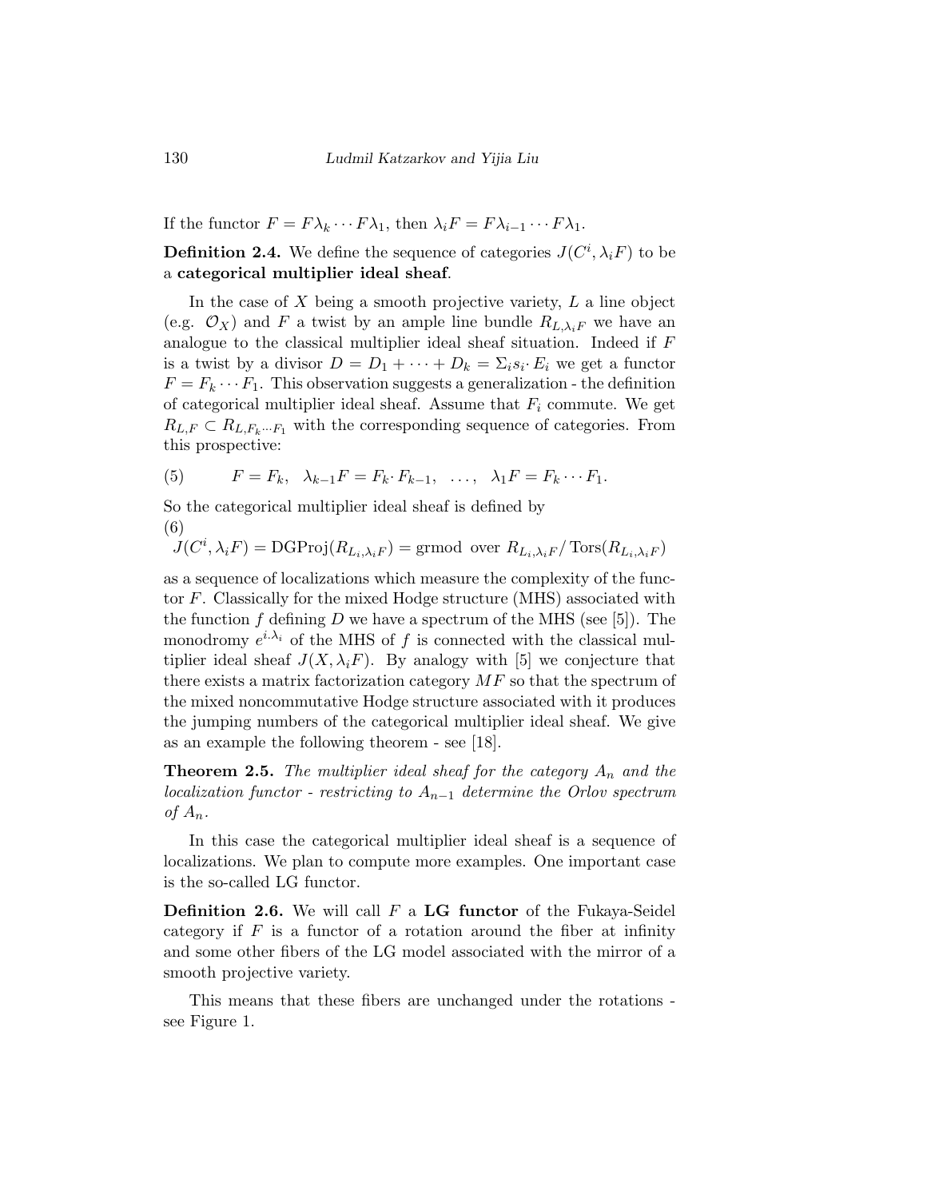If the functor $F = F\lambda_k \cdots F\lambda_1$, then $\lambda_i F = F\lambda_{i-1} \cdots F\lambda_1$.

**Definition 2.4.** We define the sequence of categories $J(C^i, \lambda_i F)$ to be a **categorical multiplier ideal sheaf**.

In the case of $X$ being a smooth projective variety, $L$ a line object (e.g. $\mathcal{O}_X$) and $F$ a twist by an ample line bundle $R_{L,\lambda_i F}$ we have an analogue to the classical multiplier ideal sheaf situation. Indeed if $F$ is a twist by a divisor $D = D_1 + \cdots + D_k = \Sigma_i s_i \cdot E_i$ we get a functor $F = F_k \cdots F_1$. This observation suggests a generalization - the definition of categorical multiplier ideal sheaf. Assume that $F_i$ commute. We get $R_{L,F} \subset R_{L,F_k \cdots F_1}$ with the corresponding sequence of categories. From this prospective:

$$F = F_k, \quad \lambda_{k-1} F = F_k \cdot F_{k-1}, \quad \ldots, \quad \lambda_1 F = F_k \cdots F_1. \tag{5}$$

So the categorical multiplier ideal sheaf is defined by

$$J(C^i, \lambda_i F) = \mathrm{DGProj}(R_{L_i,\lambda_i F}) = \text{grmod over } R_{L_i,\lambda_i F} / \operatorname{Tors}(R_{L_i,\lambda_i F}) \tag{6}$$

as a sequence of localizations which measure the complexity of the functor $F$. Classically for the mixed Hodge structure (MHS) associated with the function $f$ defining $D$ we have a spectrum of the MHS (see [5]). The monodromy $e^{i.\lambda_i}$ of the MHS of $f$ is connected with the classical multiplier ideal sheaf $J(X, \lambda_i F)$. By analogy with [5] we conjecture that there exists a matrix factorization category $MF$ so that the spectrum of the mixed noncommutative Hodge structure associated with it produces the jumping numbers of the categorical multiplier ideal sheaf. We give as an example the following theorem - see [18].

**Theorem 2.5.** *The multiplier ideal sheaf for the category $A_n$ and the localization functor - restricting to $A_{n-1}$ determine the Orlov spectrum of $A_n$.*

In this case the categorical multiplier ideal sheaf is a sequence of localizations. We plan to compute more examples. One important case is the so-called LG functor.

**Definition 2.6.** We will call $F$ a **LG functor** of the Fukaya-Seidel category if $F$ is a functor of a rotation around the fiber at infinity and some other fibers of the LG model associated with the mirror of a smooth projective variety.

This means that these fibers are unchanged under the rotations - see Figure 1.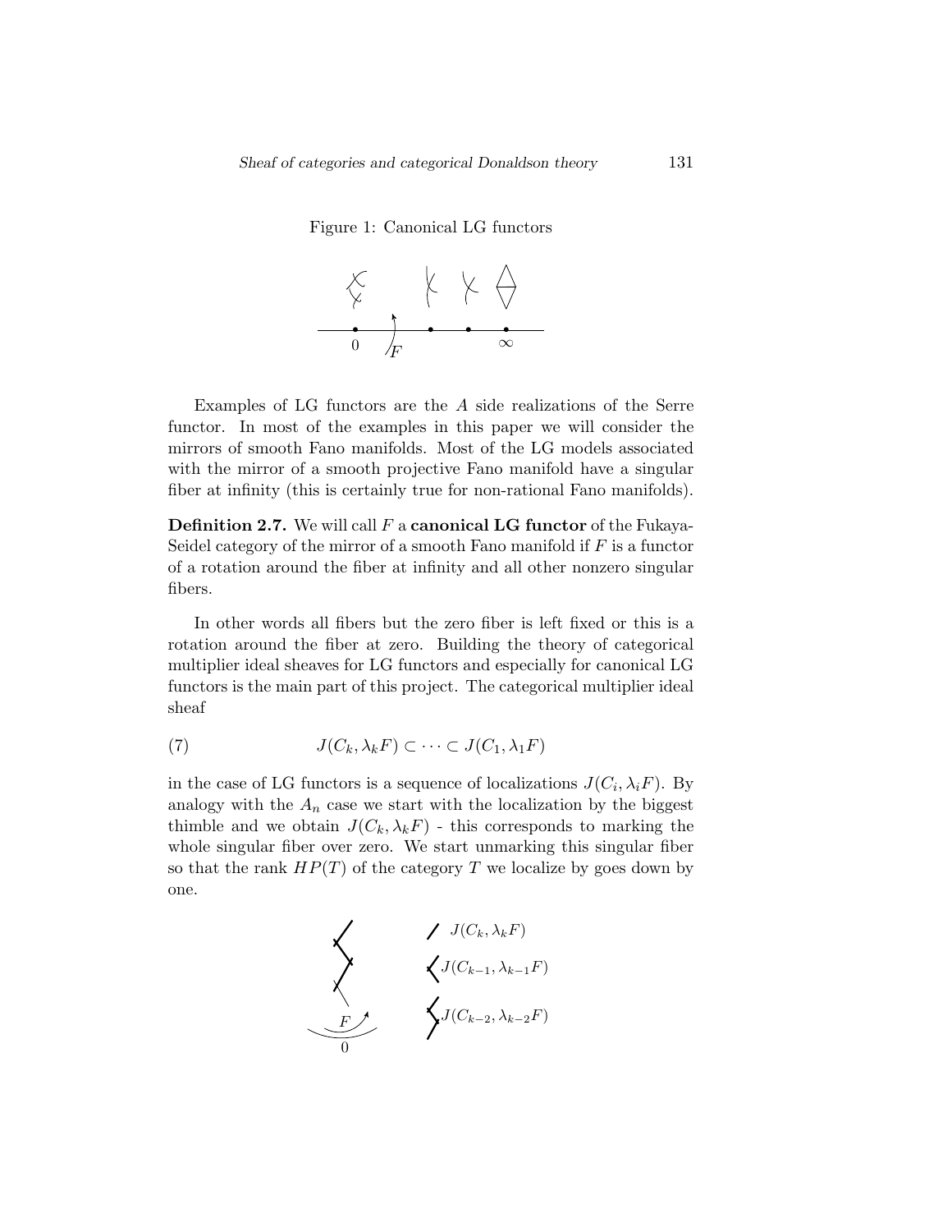Figure 1: Canonical LG functors

Examples of LG functors are the $A$ side realizations of the Serre functor. In most of the examples in this paper we will consider the mirrors of smooth Fano manifolds. Most of the LG models associated with the mirror of a smooth projective Fano manifold have a singular fiber at infinity (this is certainly true for non-rational Fano manifolds).

**Definition 2.7.** We will call $F$ a **canonical LG functor** of the Fukaya-Seidel category of the mirror of a smooth Fano manifold if $F$ is a functor of a rotation around the fiber at infinity and all other nonzero singular fibers.

In other words all fibers but the zero fiber is left fixed or this is a rotation around the fiber at zero. Building the theory of categorical multiplier ideal sheaves for LG functors and especially for canonical LG functors is the main part of this project. The categorical multiplier ideal sheaf

$$J(C_k, \lambda_k F) \subset \cdots \subset J(C_1, \lambda_1 F) \tag{7}$$

in the case of LG functors is a sequence of localizations $J(C_i, \lambda_i F)$. By analogy with the $A_n$ case we start with the localization by the biggest thimble and we obtain $J(C_k, \lambda_k F)$ - this corresponds to marking the whole singular fiber over zero. We start unmarking this singular fiber so that the rank $HP(T)$ of the category $T$ we localize by goes down by one.

$J(C_k, \lambda_k F)$

$J(C_{k-1}, \lambda_{k-1} F)$

$J(C_{k-2}, \lambda_{k-2} F)$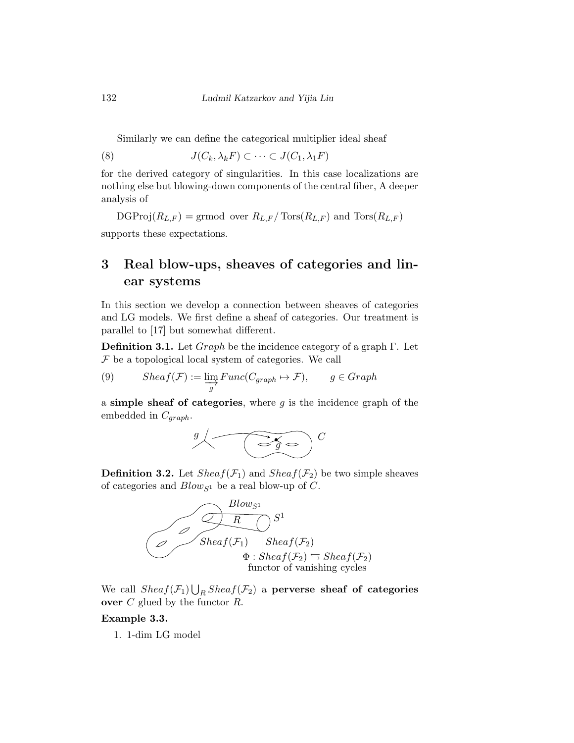Similarly we can define the categorical multiplier ideal sheaf

$$J(C_k, \lambda_k F) \subset \cdots \subset J(C_1, \lambda_1 F) \tag{8}$$

for the derived category of singularities. In this case localizations are nothing else but blowing-down components of the central fiber, A deeper analysis of

$\mathrm{DGProj}(R_{L,F}) = \mathrm{grmod}\ \text{ over } R_{L,F}/\,\mathrm{Tors}(R_{L,F})$ and $\mathrm{Tors}(R_{L,F})$

supports these expectations.

# 3 Real blow-ups, sheaves of categories and linear systems

In this section we develop a connection between sheaves of categories and LG models. We first define a sheaf of categories. Our treatment is parallel to [17] but somewhat different.

**Definition 3.1.** Let *Graph* be the incidence category of a graph $\Gamma$. Let $\mathcal{F}$ be a topological local system of categories. We call

$$Sheaf(\mathcal{F}) := \varinjlim_{g} Func(C_{graph} \mapsto \mathcal{F}), \qquad g \in Graph \tag{9}$$

a **simple sheaf of categories**, where $g$ is the incidence graph of the embedded in $C_{graph}$.

**Definition 3.2.** Let $Sheaf(\mathcal{F}_1)$ and $Sheaf(\mathcal{F}_2)$ be two simple sheaves of categories and $Blow_{S^1}$ be a real blow-up of $C$.

$\Phi : Sheaf(\mathcal{F}_2) \leftrightarrows Sheaf(\mathcal{F}_2)$
functor of vanishing cycles

We call $Sheaf(\mathcal{F}_1) \bigcup_R Sheaf(\mathcal{F}_2)$ a **perverse sheaf of categories over** $C$ glued by the functor $R$.

**Example 3.3.**

1. 1-dim LG model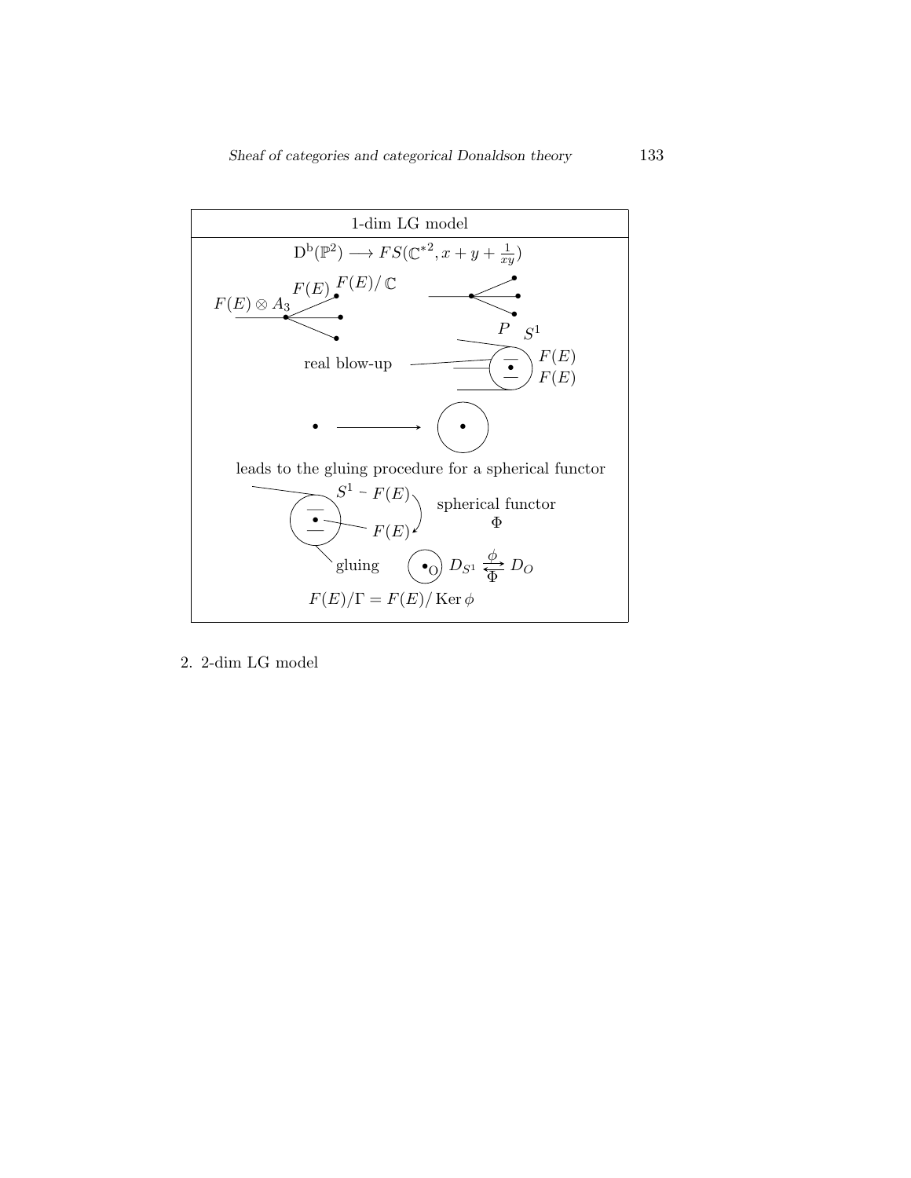**1-dim LG model**

$$\mathrm{D^b}(\mathbb{P}^2) \longrightarrow FS({\mathbb{C}^*}^2, x + y + \tfrac{1}{xy})$$

$F(E) \otimes A_3$ $F(E)$ $F(E)/\mathbb{C}$

$P$ $S^1$

real blow-up $F(E)$ $F(E)$

leads to the gluing procedure for a spherical functor

$S^1 \sim F(E)$ spherical functor $\Phi$

$F(E)$

gluing $D_{S^1} \underset{\Phi}{\overset{\phi}{\rightleftarrows}} D_O$

$F(E)/\Gamma = F(E)/\operatorname{Ker}\phi$

2. 2-dim LG model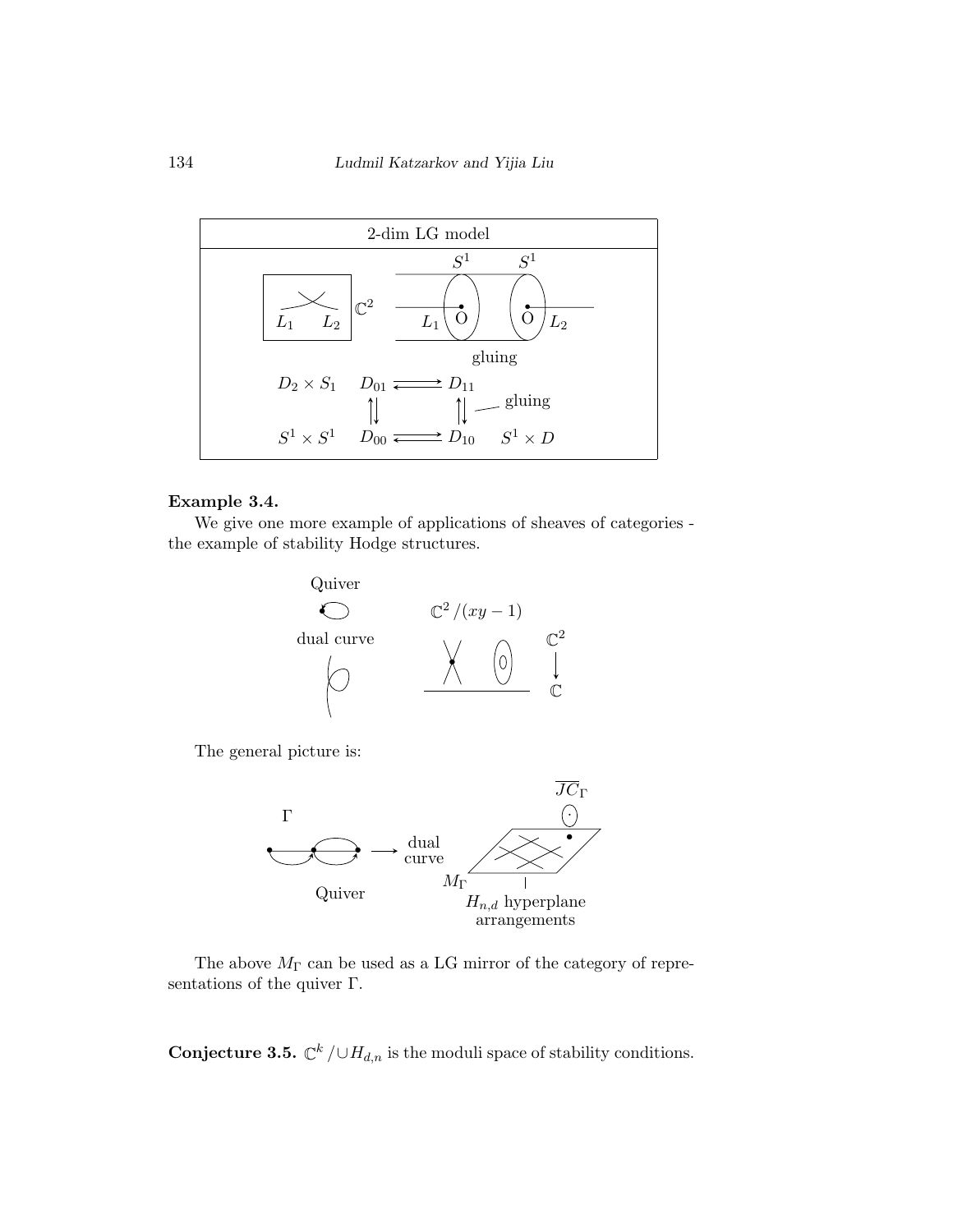**Example 3.4.**

We give one more example of applications of sheaves of categories - the example of stability Hodge structures.

The general picture is:

The above $M_\Gamma$ can be used as a LG mirror of the category of representations of the quiver $\Gamma$.

**Conjecture 3.5.** $\mathbb{C}^k / \cup H_{d,n}$ is the moduli space of stability conditions.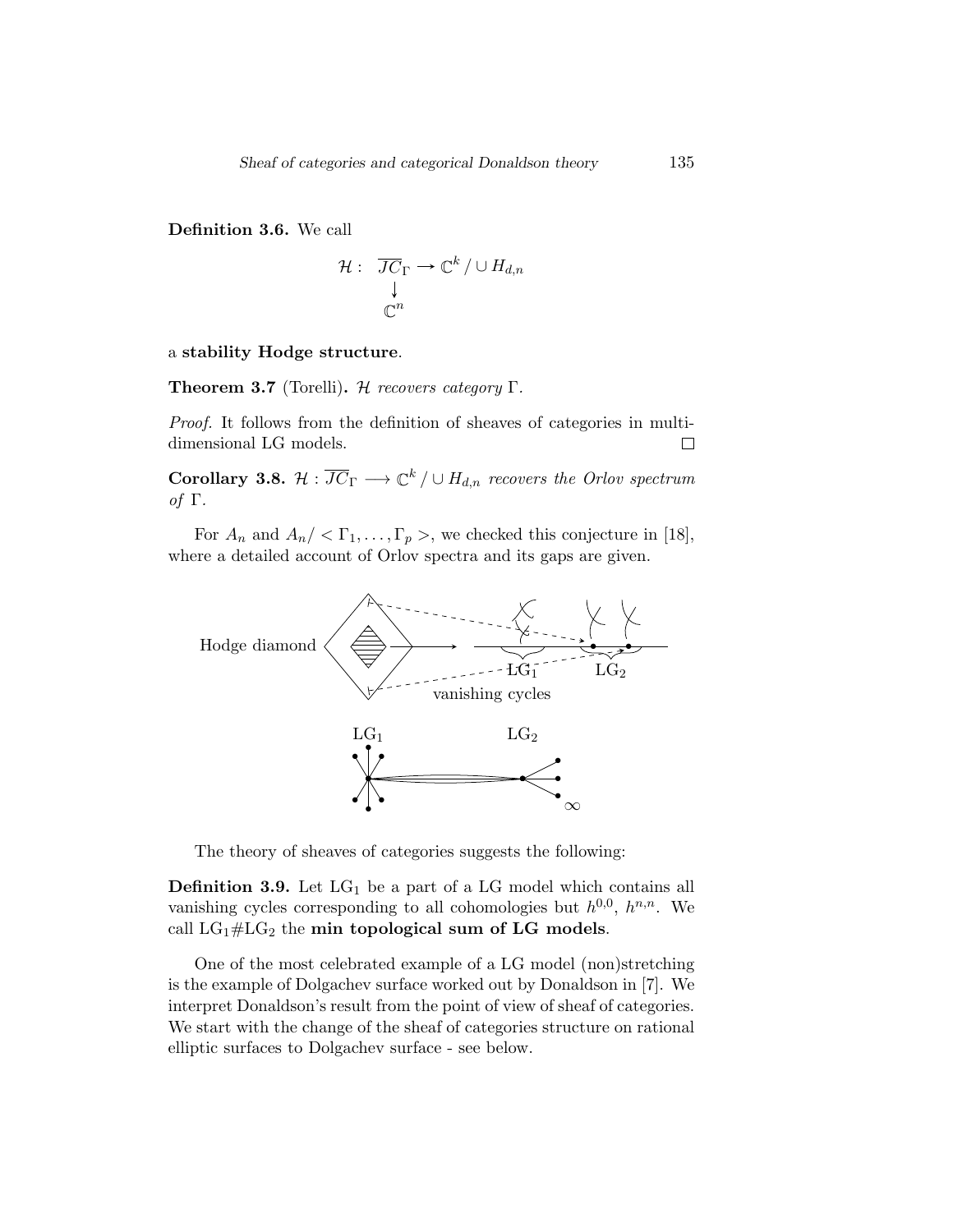**Definition 3.6.** We call

$$\mathcal{H}: \begin{array}{c} \overline{JC}_\Gamma \to \mathbb{C}^k \,/ \cup H_{d,n} \\ \downarrow \\ \mathbb{C}^n \end{array}$$

a **stability Hodge structure**.

**Theorem 3.7** (Torelli)**.** *$\mathcal{H}$ recovers category $\Gamma$.*

*Proof.* It follows from the definition of sheaves of categories in multi-dimensional LG models. ☐

**Corollary 3.8.** *$\mathcal{H} : \overline{JC}_\Gamma \longrightarrow \mathbb{C}^k \,/ \cup H_{d,n}$ recovers the Orlov spectrum of $\Gamma$.*

For $A_n$ and $A_n / < \Gamma_1, \ldots, \Gamma_p >$, we checked this conjecture in [18], where a detailed account of Orlov spectra and its gaps are given.

Hodge diamond

$\mathrm{LG}_1$ $\mathrm{LG}_2$

vanishing cycles

$\mathrm{LG}_1$ $\mathrm{LG}_2$

$\infty$

The theory of sheaves of categories suggests the following:

**Definition 3.9.** Let $\mathrm{LG}_1$ be a part of a LG model which contains all vanishing cycles corresponding to all cohomologies but $h^{0,0}$, $h^{n,n}$. We call $\mathrm{LG}_1 \# \mathrm{LG}_2$ the **min topological sum of LG models**.

One of the most celebrated example of a LG model (non)stretching is the example of Dolgachev surface worked out by Donaldson in [7]. We interpret Donaldson's result from the point of view of sheaf of categories. We start with the change of the sheaf of categories structure on rational elliptic surfaces to Dolgachev surface - see below.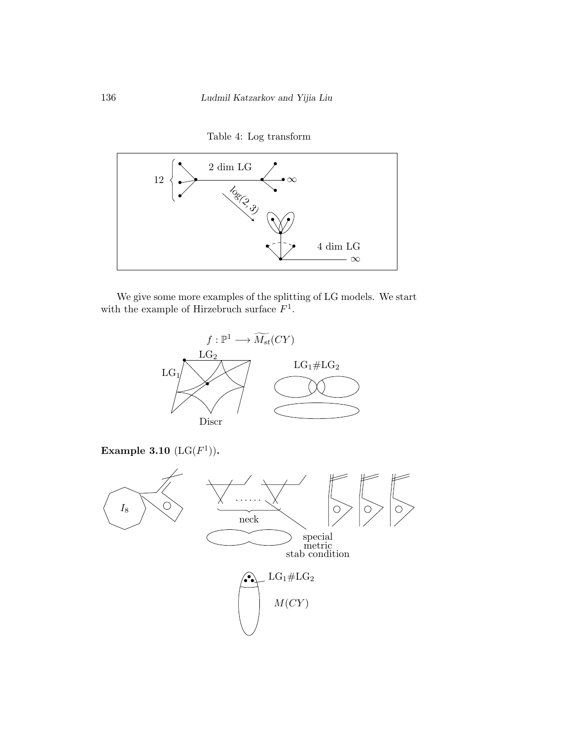Table 4: Log transform

We give some more examples of the splitting of LG models. We start with the example of Hirzebruch surface $F^1$.

$$f : \mathbb{P}^1 \longrightarrow \widetilde{M_{st}}(CY)$$

**Example 3.10** ($\mathrm{LG}(F^1)$).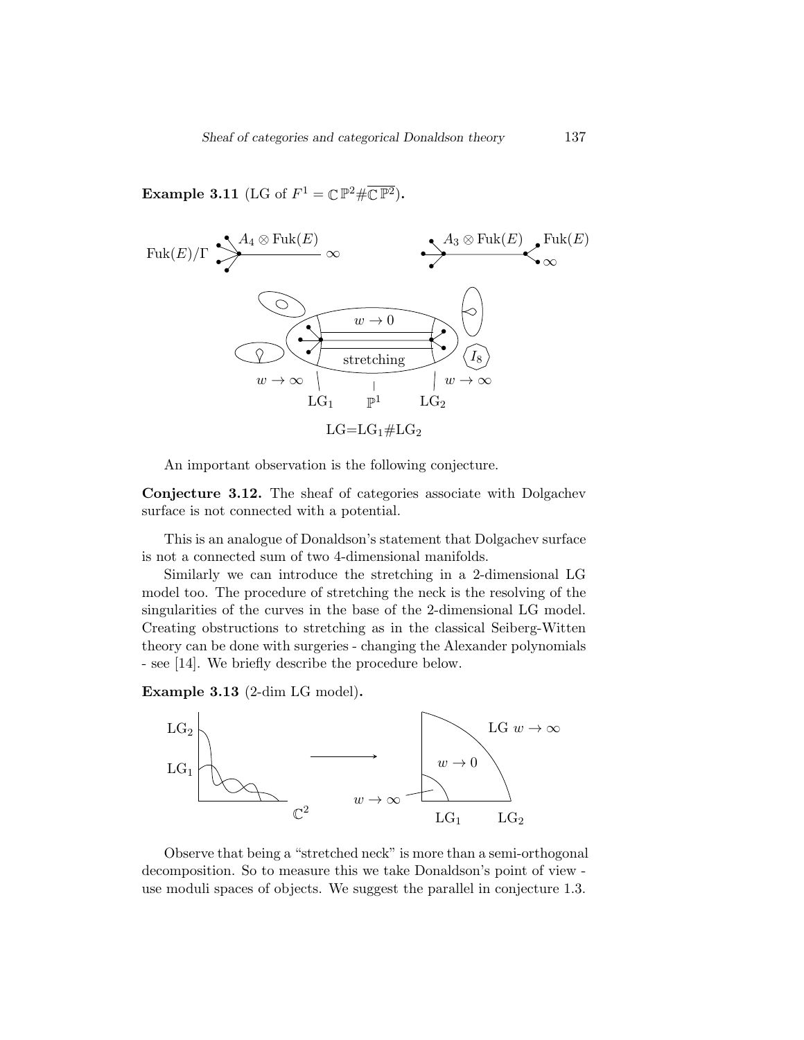**Example 3.11** (LG of $F^1 = \mathbb{C}\mathbb{P}^2 \# \overline{\mathbb{C}\mathbb{P}^2}$)**.**

An important observation is the following conjecture.

**Conjecture 3.12.** The sheaf of categories associate with Dolgachev surface is not connected with a potential.

This is an analogue of Donaldson's statement that Dolgachev surface is not a connected sum of two 4-dimensional manifolds.

Similarly we can introduce the stretching in a 2-dimensional LG model too. The procedure of stretching the neck is the resolving of the singularities of the curves in the base of the 2-dimensional LG model. Creating obstructions to stretching as in the classical Seiberg-Witten theory can be done with surgeries - changing the Alexander polynomials - see [14]. We briefly describe the procedure below.

**Example 3.13** (2-dim LG model)**.**

Observe that being a "stretched neck" is more than a semi-orthogonal decomposition. So to measure this we take Donaldson's point of view - use moduli spaces of objects. We suggest the parallel in conjecture 1.3.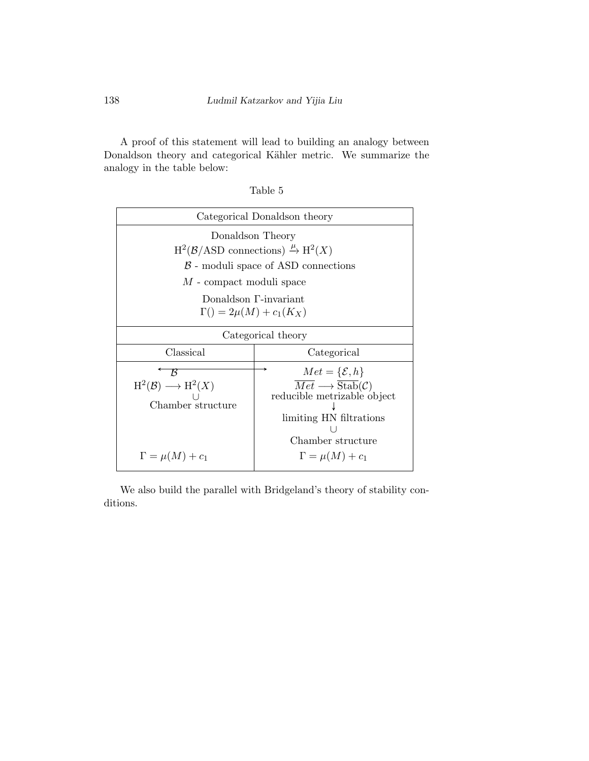A proof of this statement will lead to building an analogy between Donaldson theory and categorical Kähler metric. We summarize the analogy in the table below:

Table 5

| Categorical Donaldson theory | |
|---|---|
| Donaldson Theory<br>$\mathrm{H}^2(\mathcal{B}/\text{ASD connections}) \xrightarrow{\mu} \mathrm{H}^2(X)$<br>$\mathcal{B}$ - moduli space of ASD connections<br>$M$ - compact moduli space<br>Donaldson $\Gamma$-invariant<br>$\Gamma() = 2\mu(M) + c_1(K_X)$ | |
| Categorical theory | |
| Classical | Categorical |
| $\mathcal{B}$ ⟷<br>$\mathrm{H}^2(\mathcal{B}) \longrightarrow \mathrm{H}^2(X)$<br>$\cup$<br>Chamber structure | $Met = \{\mathcal{E}, h\}$<br>$\overline{Met} \longrightarrow \overline{\mathrm{Stab}}(\mathcal{C})$<br>reducible metrizable object<br>↓<br>limiting HN filtrations<br>$\cup$<br>Chamber structure |
| $\Gamma = \mu(M) + c_1$ | $\Gamma = \mu(M) + c_1$ |

We also build the parallel with Bridgeland's theory of stability conditions.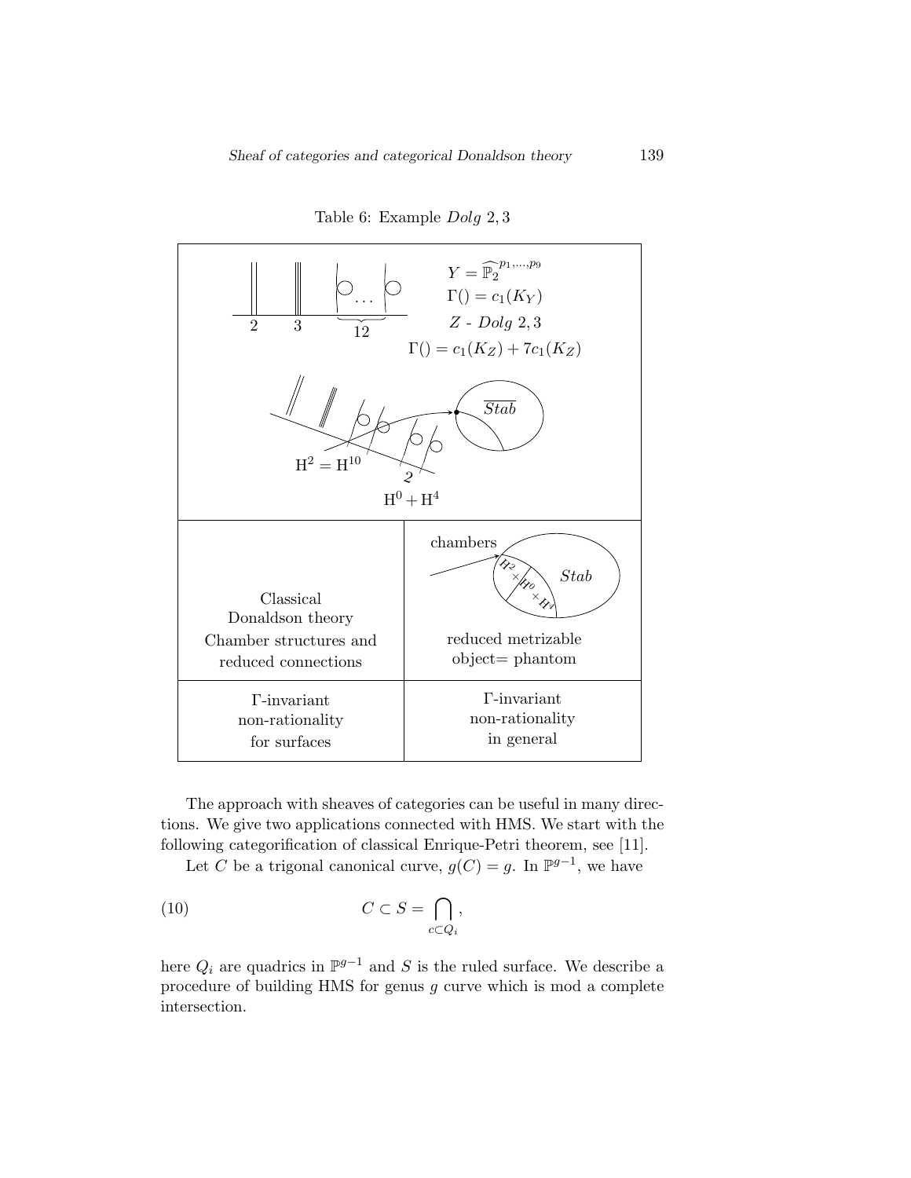Table 6: Example *Dolg* 2, 3

| $Y = \widehat{\mathbb{P}}_2^{p_1,\dots,p_9}$ <br> $\Gamma() = c_1(K_Y)$ <br> $Z$ - *Dolg* 2, 3 <br> $\Gamma() = c_1(K_Z) + 7c_1(K_Z)$ <br> 2 3 … 12 <br> $\overline{Stab}$ <br> $\mathrm{H}^2 = \mathrm{H}^{10}$ <br> 2 <br> $\mathrm{H}^0 + \mathrm{H}^4$ | |
|---|---|
| Classical Donaldson theory <br> Chamber structures and reduced connections | chambers <br> $Stab$ <br> $H^2 \times H^0 \times H^4$ <br> reduced metrizable object= phantom |
| Γ-invariant non-rationality for surfaces | Γ-invariant non-rationality in general |

The approach with sheaves of categories can be useful in many directions. We give two applications connected with HMS. We start with the following categorification of classical Enrique-Petri theorem, see [11].

Let $C$ be a trigonal canonical curve, $g(C) = g$. In $\mathbb{P}^{g-1}$, we have

$$C \subset S = \bigcap_{c \subset Q_i}, \tag{10}$$

here $Q_i$ are quadrics in $\mathbb{P}^{g-1}$ and $S$ is the ruled surface. We describe a procedure of building HMS for genus $g$ curve which is mod a complete intersection.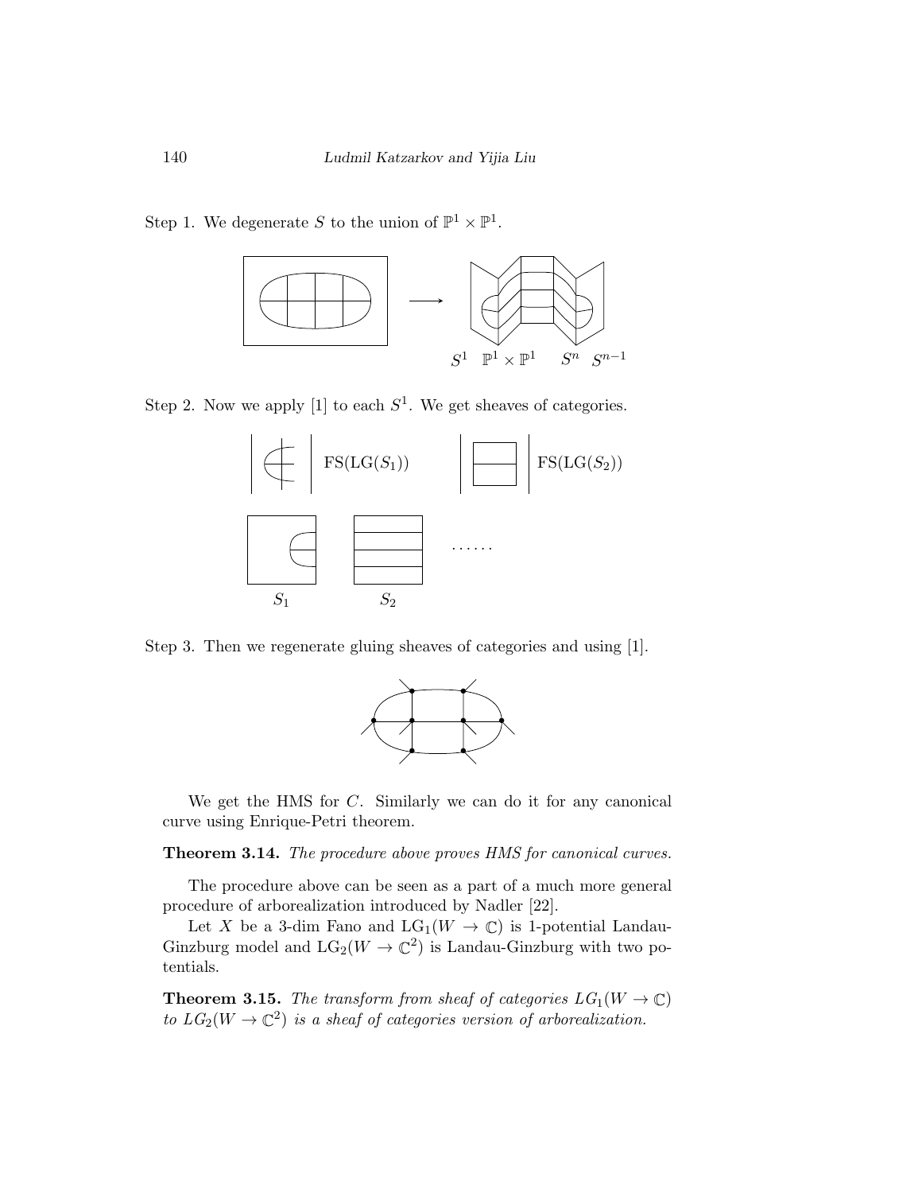Step 1. We degenerate $S$ to the union of $\mathbb{P}^1 \times \mathbb{P}^1$.

Step 2. Now we apply [1] to each $S^1$. We get sheaves of categories.

Step 3. Then we regenerate gluing sheaves of categories and using [1].

We get the HMS for $C$. Similarly we can do it for any canonical curve using Enrique-Petri theorem.

**Theorem 3.14.** *The procedure above proves HMS for canonical curves.*

The procedure above can be seen as a part of a much more general procedure of arborealization introduced by Nadler [22].

Let $X$ be a 3-dim Fano and $\mathrm{LG}_1(W \to \mathbb{C})$ is 1-potential Landau-Ginzburg model and $\mathrm{LG}_2(W \to \mathbb{C}^2)$ is Landau-Ginzburg with two potentials.

**Theorem 3.15.** *The transform from sheaf of categories $LG_1(W \to \mathbb{C})$ to $LG_2(W \to \mathbb{C}^2)$ is a sheaf of categories version of arborealization.*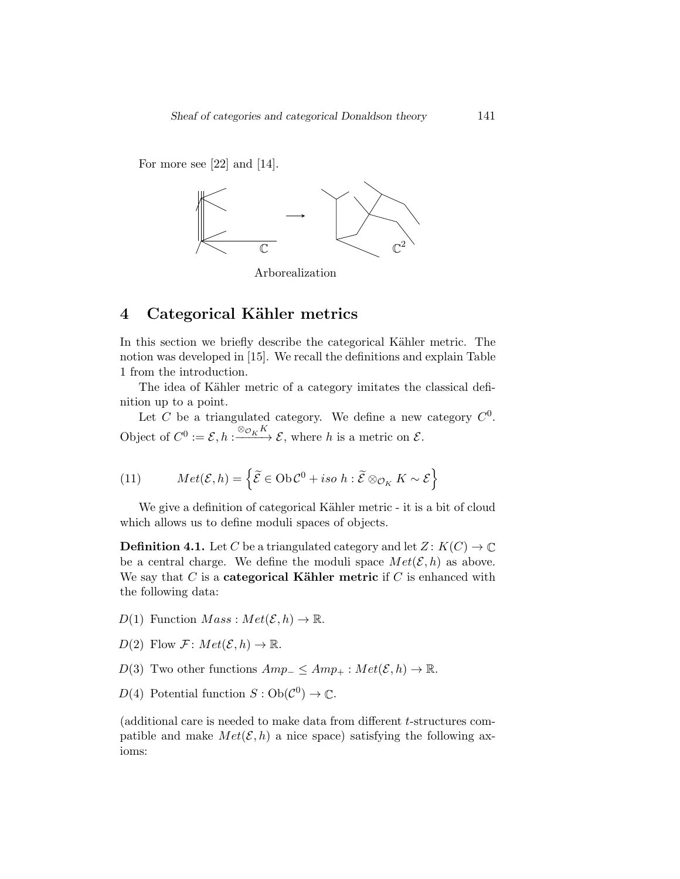For more see [22] and [14].

Arborealization

## 4 Categorical Kähler metrics

In this section we briefly describe the categorical Kähler metric. The notion was developed in [15]. We recall the definitions and explain Table 1 from the introduction.

The idea of Kähler metric of a category imitates the classical definition up to a point.

Let $C$ be a triangulated category. We define a new category $C^0$. Object of $C^0 := \mathcal{E}, h : \xrightarrow{\otimes_{\mathcal{O}_K} K} \mathcal{E}$, where $h$ is a metric on $\mathcal{E}$.

$$
Met(\mathcal{E}, h) = \left\{ \widetilde{\mathcal{E}} \in \operatorname{Ob} \mathcal{C}^0 + iso\ h : \widetilde{\mathcal{E}} \otimes_{\mathcal{O}_K} K \sim \mathcal{E} \right\} \tag{11}
$$

We give a definition of categorical Kähler metric - it is a bit of cloud which allows us to define moduli spaces of objects.

**Definition 4.1.** Let $C$ be a triangulated category and let $Z \colon K(C) \to \mathbb{C}$ be a central charge. We define the moduli space $Met(\mathcal{E}, h)$ as above. We say that $C$ is a **categorical Kähler metric** if $C$ is enhanced with the following data:

$D(1)$ Function $Mass : Met(\mathcal{E}, h) \to \mathbb{R}$.

$D(2)$ Flow $\mathcal{F} \colon Met(\mathcal{E}, h) \to \mathbb{R}$.

$D(3)$ Two other functions $Amp_- \leq Amp_+ : Met(\mathcal{E}, h) \to \mathbb{R}$.

$D(4)$ Potential function $S : \operatorname{Ob}(\mathcal{C}^0) \to \mathbb{C}$.

(additional care is needed to make data from different $t$-structures compatible and make $Met(\mathcal{E}, h)$ a nice space) satisfying the following axioms: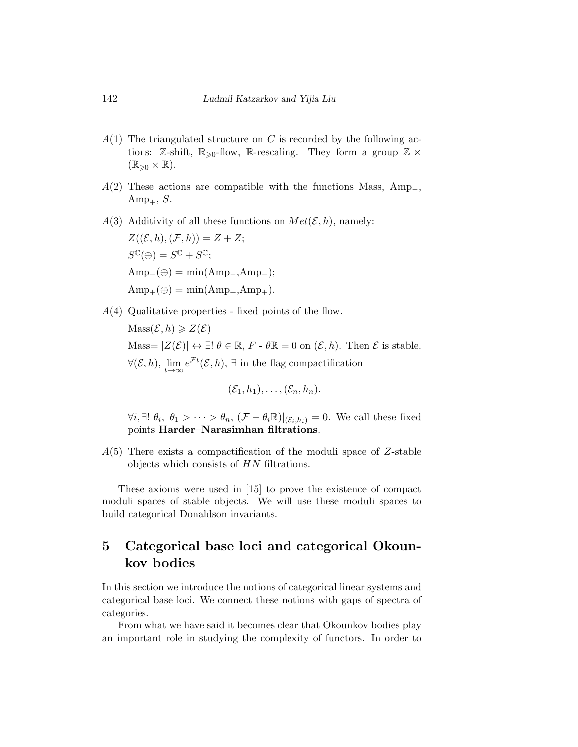- $A(1)$ The triangulated structure on $C$ is recorded by the following actions: $\mathbb{Z}$-shift, $\mathbb{R}_{\geqslant 0}$-flow, $\mathbb{R}$-rescaling. They form a group $\mathbb{Z} \ltimes (\mathbb{R}_{\geqslant 0} \times \mathbb{R})$.

- $A(2)$ These actions are compatible with the functions Mass, $\text{Amp}_{-}$, $\text{Amp}_{+}$, $S$.

- $A(3)$ Additivity of all these functions on $Met(\mathcal{E}, h)$, namely:

  $Z((\mathcal{E}, h), (\mathcal{F}, h)) = Z + Z$;

  $S^{\mathbb{C}}(\oplus) = S^{\mathbb{C}} + S^{\mathbb{C}}$;

  $\text{Amp}_{-}(\oplus) = \min(\text{Amp}_{-}, \text{Amp}_{-})$;

  $\text{Amp}_{+}(\oplus) = \min(\text{Amp}_{+}, \text{Amp}_{+})$.

- $A(4)$ Qualitative properties - fixed points of the flow.

  $\text{Mass}(\mathcal{E}, h) \geqslant Z(\mathcal{E})$

  Mass$= |Z(\mathcal{E})| \leftrightarrow \exists!\ \theta \in \mathbb{R}$, $F$ - $\theta\mathbb{R} = 0$ on $(\mathcal{E}, h)$. Then $\mathcal{E}$ is stable.

  $\forall (\mathcal{E}, h)$, $\lim_{t \to \infty} e^{\mathcal{F}t}(\mathcal{E}, h)$, $\exists$ in the flag compactification

  $$(\mathcal{E}_1, h_1), \ldots, (\mathcal{E}_n, h_n).$$

  $\forall i, \exists!\ \theta_i,\ \theta_1 > \cdots > \theta_n,\ (\mathcal{F} - \theta_i \mathbb{R})|_{(\mathcal{E}_i, h_i)} = 0$. We call these fixed points **Harder–Narasimhan filtrations**.

- $A(5)$ There exists a compactification of the moduli space of $Z$-stable objects which consists of $HN$ filtrations.

These axioms were used in [15] to prove the existence of compact moduli spaces of stable objects. We will use these moduli spaces to build categorical Donaldson invariants.

## 5 Categorical base loci and categorical Okounkov bodies

In this section we introduce the notions of categorical linear systems and categorical base loci. We connect these notions with gaps of spectra of categories.

From what we have said it becomes clear that Okounkov bodies play an important role in studying the complexity of functors. In order to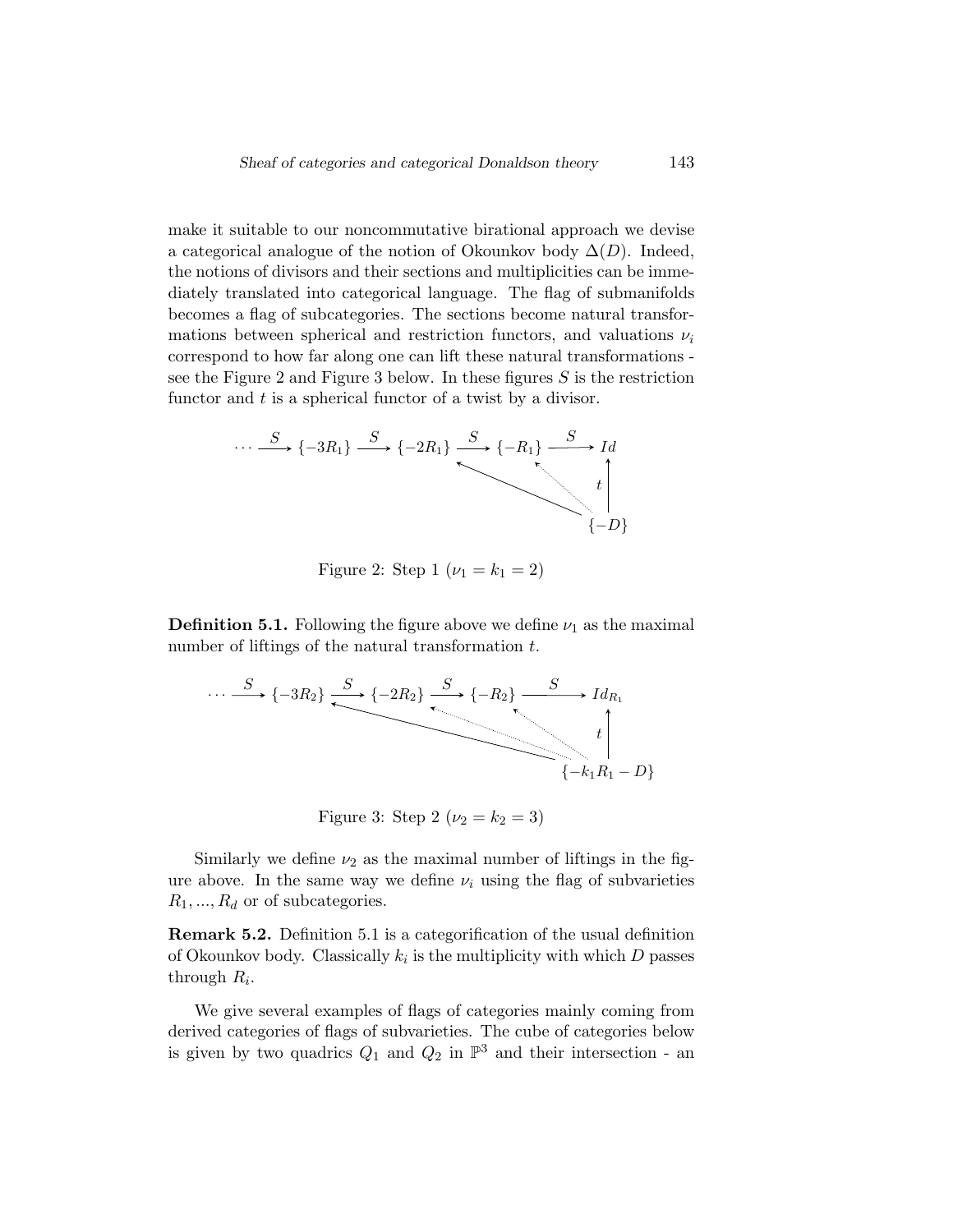make it suitable to our noncommutative birational approach we devise a categorical analogue of the notion of Okounkov body $\Delta(D)$. Indeed, the notions of divisors and their sections and multiplicities can be immediately translated into categorical language. The flag of submanifolds becomes a flag of subcategories. The sections become natural transformations between spherical and restriction functors, and valuations $\nu_i$ correspond to how far along one can lift these natural transformations - see the Figure 2 and Figure 3 below. In these figures $S$ is the restriction functor and $t$ is a spherical functor of a twist by a divisor.

$$\cdots \xrightarrow{S} \{-3R_1\} \xrightarrow{S} \{-2R_1\} \xrightarrow{S} \{-R_1\} \xrightarrow{S} Id, \qquad \{-D\} \xrightarrow{t} Id$$

Figure 2: Step 1 ($\nu_1 = k_1 = 2$)

**Definition 5.1.** Following the figure above we define $\nu_1$ as the maximal number of liftings of the natural transformation $t$.

$$\cdots \xrightarrow{S} \{-3R_2\} \xrightarrow{S} \{-2R_2\} \xrightarrow{S} \{-R_2\} \xrightarrow{S} Id_{R_1}, \qquad \{-k_1R_1 - D\} \xrightarrow{t} Id_{R_1}$$

Figure 3: Step 2 ($\nu_2 = k_2 = 3$)

Similarly we define $\nu_2$ as the maximal number of liftings in the figure above. In the same way we define $\nu_i$ using the flag of subvarieties $R_1, ..., R_d$ or of subcategories.

**Remark 5.2.** Definition 5.1 is a categorification of the usual definition of Okounkov body. Classically $k_i$ is the multiplicity with which $D$ passes through $R_i$.

We give several examples of flags of categories mainly coming from derived categories of flags of subvarieties. The cube of categories below is given by two quadrics $Q_1$ and $Q_2$ in $\mathbb{P}^3$ and their intersection - an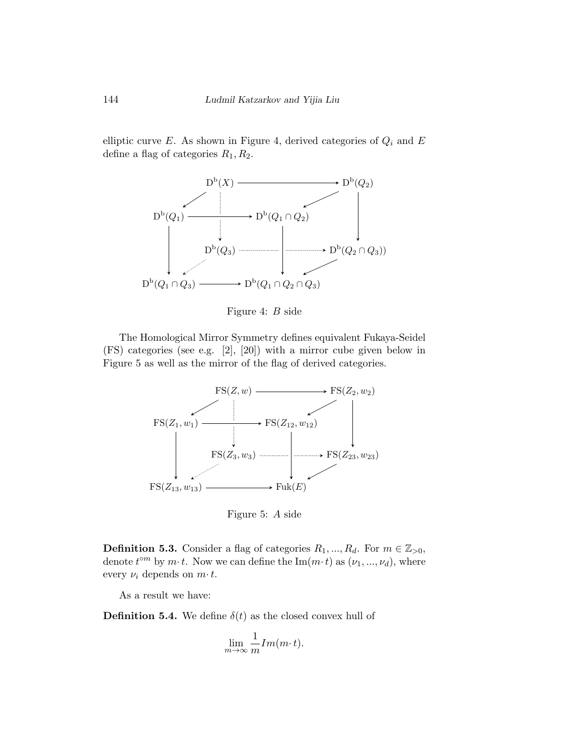elliptic curve $E$. As shown in Figure 4, derived categories of $Q_i$ and $E$ define a flag of categories $R_1, R_2$.

$$\begin{array}{ccccc}
\mathrm{D^b}(X) & \longrightarrow & & & \mathrm{D^b}(Q_2) \\
& \swarrow & & \swarrow & \\
\mathrm{D^b}(Q_1) & \longrightarrow & \mathrm{D^b}(Q_1 \cap Q_2) & & \\
& \mathrm{D^b}(Q_3) & \cdots\cdots\cdots\cdots & \longrightarrow & \mathrm{D^b}(Q_2 \cap Q_3)) \\
& \swarrow & & \swarrow & \\
\mathrm{D^b}(Q_1 \cap Q_3) & \longrightarrow & \mathrm{D^b}(Q_1 \cap Q_2 \cap Q_3) & &
\end{array}$$

Figure 4: $B$ side

The Homological Mirror Symmetry defines equivalent Fukaya-Seidel (FS) categories (see e.g. [2], [20]) with a mirror cube given below in Figure 5 as well as the mirror of the flag of derived categories.

$$\begin{array}{ccccc}
\mathrm{FS}(Z, w) & \longrightarrow & & & \mathrm{FS}(Z_2, w_2) \\
& \swarrow & & \swarrow & \\
\mathrm{FS}(Z_1, w_1) & \longrightarrow & \mathrm{FS}(Z_{12}, w_{12}) & & \\
& \mathrm{FS}(Z_3, w_3) & \cdots\cdots\cdots\cdots & \longrightarrow & \mathrm{FS}(Z_{23}, w_{23}) \\
& \swarrow & & \swarrow & \\
\mathrm{FS}(Z_{13}, w_{13}) & \longrightarrow & \mathrm{Fuk}(E) & &
\end{array}$$

Figure 5: $A$ side

**Definition 5.3.** Consider a flag of categories $R_1, ..., R_d$. For $m \in \mathbb{Z}_{>0}$, denote $t^{\circ m}$ by $m \cdot t$. Now we can define the $\mathrm{Im}(m \cdot t)$ as $(\nu_1, ..., \nu_d)$, where every $\nu_i$ depends on $m \cdot t$.

As a result we have:

**Definition 5.4.** We define $\delta(t)$ as the closed convex hull of

$$\lim_{m \to \infty} \frac{1}{m} Im(m \cdot t).$$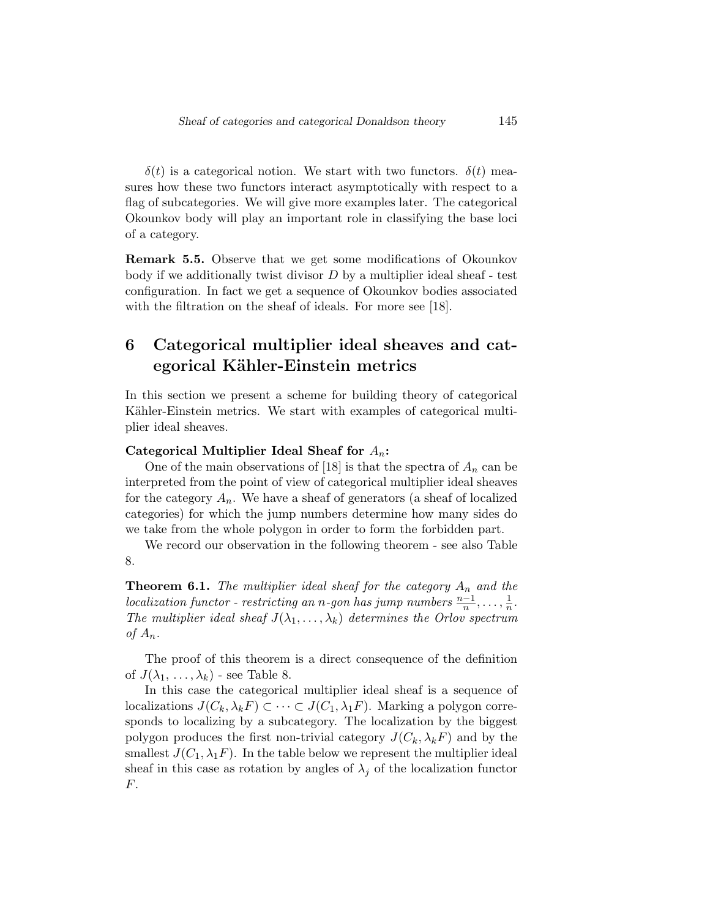$\delta(t)$ is a categorical notion. We start with two functors. $\delta(t)$ measures how these two functors interact asymptotically with respect to a flag of subcategories. We will give more examples later. The categorical Okounkov body will play an important role in classifying the base loci of a category.

**Remark 5.5.** Observe that we get some modifications of Okounkov body if we additionally twist divisor $D$ by a multiplier ideal sheaf - test configuration. In fact we get a sequence of Okounkov bodies associated with the filtration on the sheaf of ideals. For more see [18].

## 6 Categorical multiplier ideal sheaves and categorical Kähler-Einstein metrics

In this section we present a scheme for building theory of categorical Kähler-Einstein metrics. We start with examples of categorical multiplier ideal sheaves.

**Categorical Multiplier Ideal Sheaf for $A_n$:**

One of the main observations of [18] is that the spectra of $A_n$ can be interpreted from the point of view of categorical multiplier ideal sheaves for the category $A_n$. We have a sheaf of generators (a sheaf of localized categories) for which the jump numbers determine how many sides do we take from the whole polygon in order to form the forbidden part.

We record our observation in the following theorem - see also Table 8.

**Theorem 6.1.** *The multiplier ideal sheaf for the category $A_n$ and the localization functor - restricting an $n$-gon has jump numbers $\frac{n-1}{n}, \ldots, \frac{1}{n}$. The multiplier ideal sheaf $J(\lambda_1, \ldots, \lambda_k)$ determines the Orlov spectrum of $A_n$.*

The proof of this theorem is a direct consequence of the definition of $J(\lambda_1, \ldots, \lambda_k)$ - see Table 8.

In this case the categorical multiplier ideal sheaf is a sequence of localizations $J(C_k, \lambda_k F) \subset \cdots \subset J(C_1, \lambda_1 F)$. Marking a polygon corresponds to localizing by a subcategory. The localization by the biggest polygon produces the first non-trivial category $J(C_k, \lambda_k F)$ and by the smallest $J(C_1, \lambda_1 F)$. In the table below we represent the multiplier ideal sheaf in this case as rotation by angles of $\lambda_j$ of the localization functor $F$.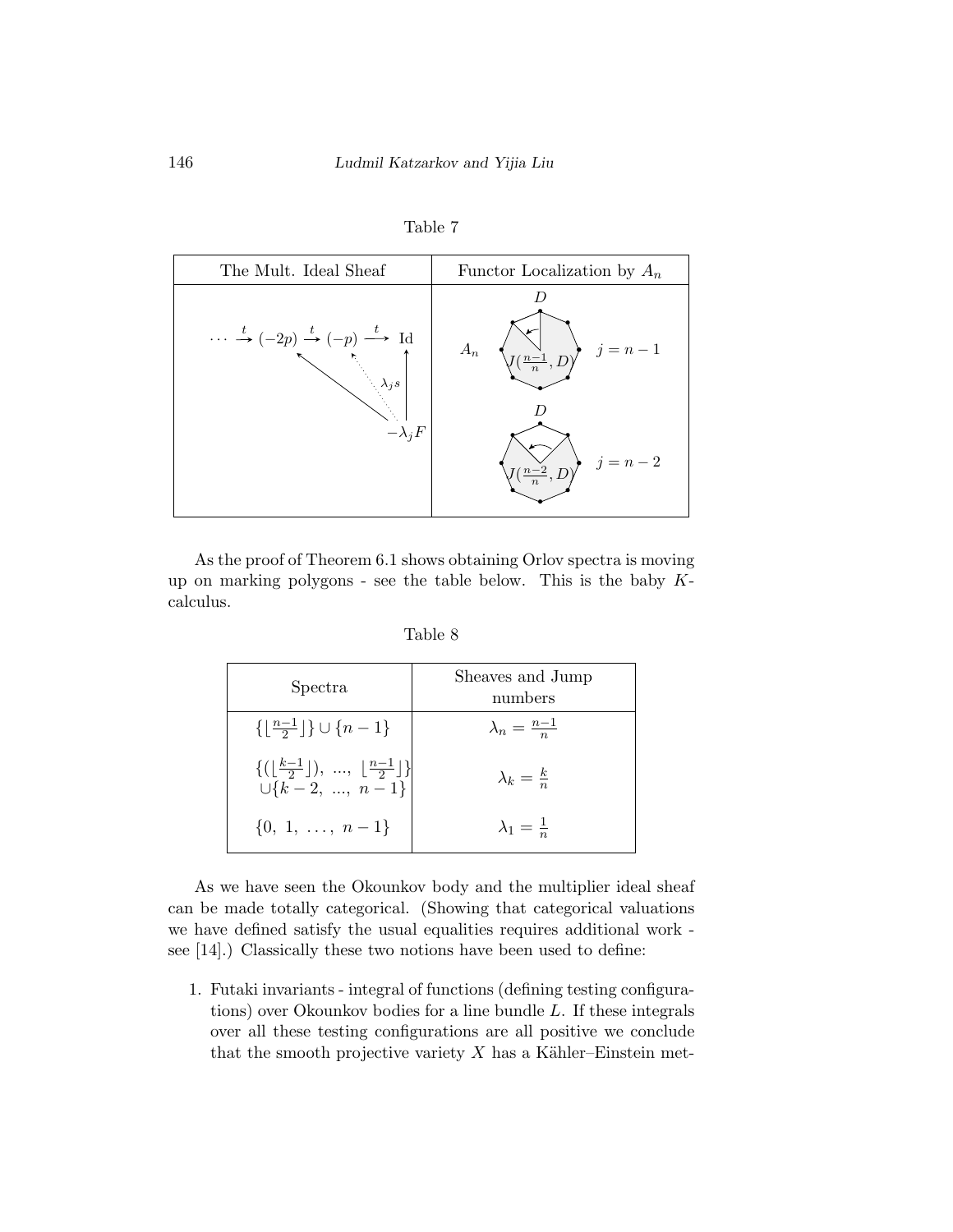Table 7

| The Mult. Ideal Sheaf | Functor Localization by $A_n$ |
|---|---|
| $\cdots \xrightarrow{t} (-2p) \xrightarrow{t} (-p) \xrightarrow{t} \mathrm{Id}$, $\lambda_j s$, $-\lambda_j F$ | $D$, $A_n$, $J(\frac{n-1}{n}, D)$, $j = n-1$; $D$, $J(\frac{n-2}{n}, D)$, $j = n-2$ |

As the proof of Theorem 6.1 shows obtaining Orlov spectra is moving up on marking polygons - see the table below. This is the baby $K$-calculus.

Table 8

| Spectra | Sheaves and Jump numbers |
|---|---|
| $\{\lfloor \frac{n-1}{2} \rfloor\} \cup \{n-1\}$ | $\lambda_n = \frac{n-1}{n}$ |
| $\{(\lfloor \frac{k-1}{2} \rfloor),\ ...,\ \lfloor \frac{n-1}{2} \rfloor\} \cup \{k-2,\ ...,\ n-1\}$ | $\lambda_k = \frac{k}{n}$ |
| $\{0,\ 1,\ \ldots,\ n-1\}$ | $\lambda_1 = \frac{1}{n}$ |

As we have seen the Okounkov body and the multiplier ideal sheaf can be made totally categorical. (Showing that categorical valuations we have defined satisfy the usual equalities requires additional work - see [14].) Classically these two notions have been used to define:

1. Futaki invariants - integral of functions (defining testing configurations) over Okounkov bodies for a line bundle $L$. If these integrals over all these testing configurations are all positive we conclude that the smooth projective variety $X$ has a Kähler–Einstein met-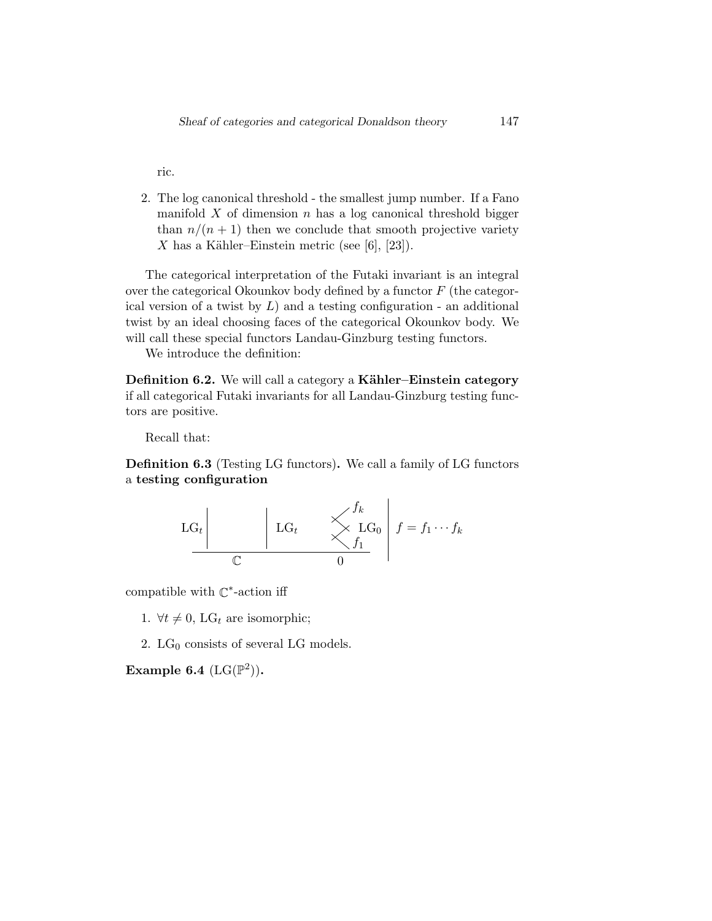ric.

2. The log canonical threshold - the smallest jump number. If a Fano manifold $X$ of dimension $n$ has a log canonical threshold bigger than $n/(n+1)$ then we conclude that smooth projective variety $X$ has a Kähler–Einstein metric (see [6], [23]).

The categorical interpretation of the Futaki invariant is an integral over the categorical Okounkov body defined by a functor $F$ (the categorical version of a twist by $L$) and a testing configuration - an additional twist by an ideal choosing faces of the categorical Okounkov body. We will call these special functors Landau-Ginzburg testing functors.

We introduce the definition:

**Definition 6.2.** We will call a category a **Kähler–Einstein category** if all categorical Futaki invariants for all Landau-Ginzburg testing functors are positive.

Recall that:

**Definition 6.3** (Testing LG functors)**.** We call a family of LG functors a **testing configuration**

$$\begin{array}{c|c} \mathrm{LG}_t \;\Big|\quad\quad \Big|\; \mathrm{LG}_t \quad \begin{smallmatrix} f_k \\ \times\; \mathrm{LG}_0 \\ f_1 \end{smallmatrix} & f = f_1 \cdots f_k \\ \hline \mathbb{C} \qquad\qquad\qquad 0 & \end{array}$$

compatible with $\mathbb{C}^*$-action iff

1. $\forall t \neq 0$, $\mathrm{LG}_t$ are isomorphic;
2. $\mathrm{LG}_0$ consists of several LG models.

**Example 6.4** ($\mathrm{LG}(\mathbb{P}^2)$)**.**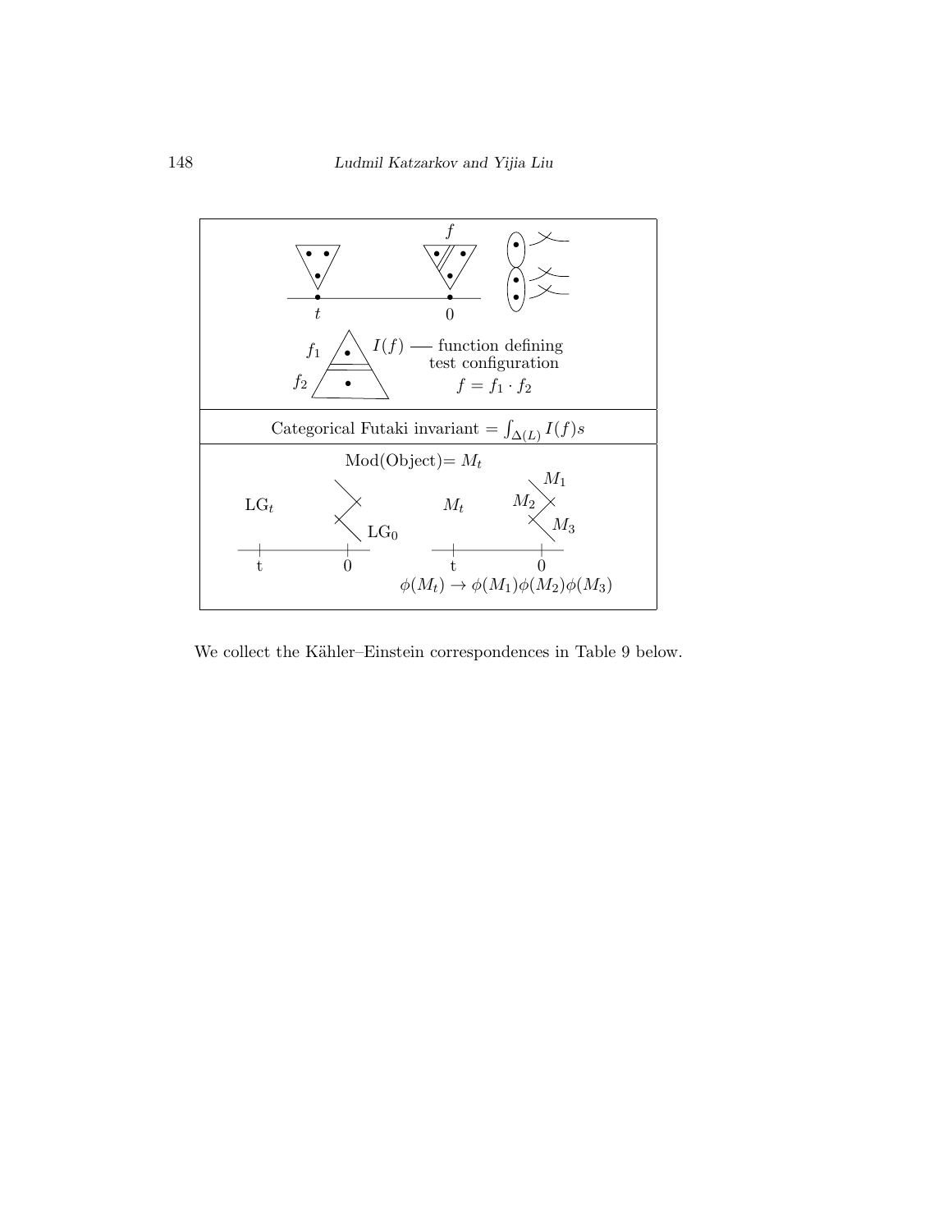$f$

$t$ $\quad$ $0$

$f_1$ $\quad$ $I(f)$ — function defining test configuration

$f_2$ $\quad$ $f = f_1 \cdot f_2$

Categorical Futaki invariant $= \int_{\Delta(L)} I(f) s$

Mod(Object)$= M_t$

$\mathrm{LG}_t$ $\quad$ $\mathrm{LG}_0$ $\quad$ $M_t$ $\quad$ $M_1$ $\quad$ $M_2$ $\quad$ $M_3$

t $\quad$ 0 $\quad$ t $\quad$ 0

$\phi(M_t) \to \phi(M_1)\phi(M_2)\phi(M_3)$

We collect the Kähler–Einstein correspondences in Table 9 below.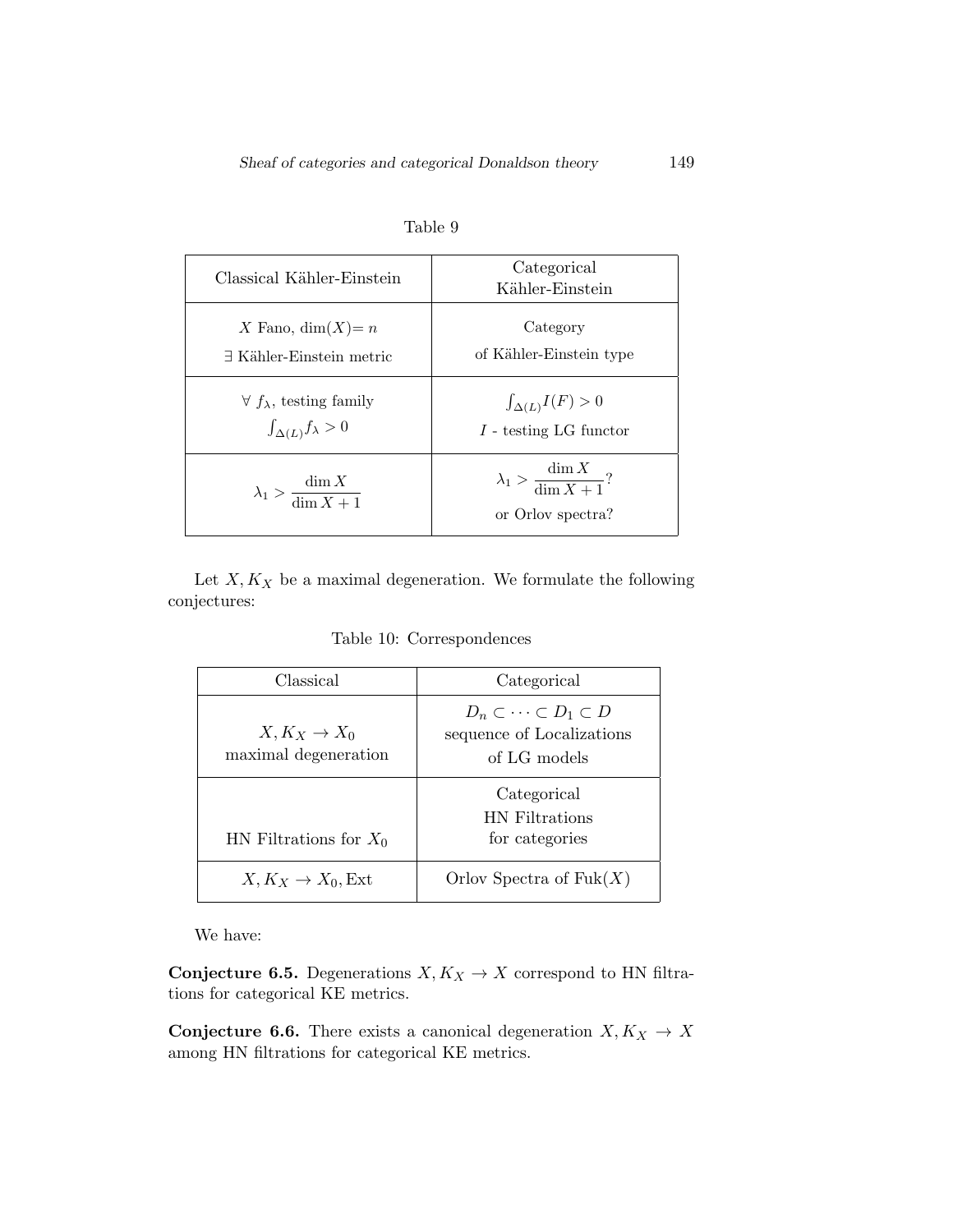Table 9

| Classical Kähler-Einstein | Categorical Kähler-Einstein |
|---|---|
| $X$ Fano, $\dim(X)= n$ <br> $\exists$ Kähler-Einstein metric | Category <br> of Kähler-Einstein type |
| $\forall\ f_\lambda$, testing family <br> $\int_{\Delta(L)} f_\lambda > 0$ | $\int_{\Delta(L)} I(F) > 0$ <br> $I$ - testing LG functor |
| $\lambda_1 > \dfrac{\dim X}{\dim X + 1}$ | $\lambda_1 > \dfrac{\dim X}{\dim X + 1}$? <br> or Orlov spectra? |

Let $X, K_X$ be a maximal degeneration. We formulate the following conjectures:

Table 10: Correspondences

| Classical | Categorical |
|---|---|
| $X, K_X \to X_0$ <br> maximal degeneration | $D_n \subset \cdots \subset D_1 \subset D$ <br> sequence of Localizations <br> of LG models |
| HN Filtrations for $X_0$ | Categorical <br> HN Filtrations <br> for categories |
| $X, K_X \to X_0, \mathrm{Ext}$ | Orlov Spectra of $\mathrm{Fuk}(X)$ |

We have:

**Conjecture 6.5.** Degenerations $X, K_X \to X$ correspond to HN filtrations for categorical KE metrics.

**Conjecture 6.6.** There exists a canonical degeneration $X, K_X \to X$ among HN filtrations for categorical KE metrics.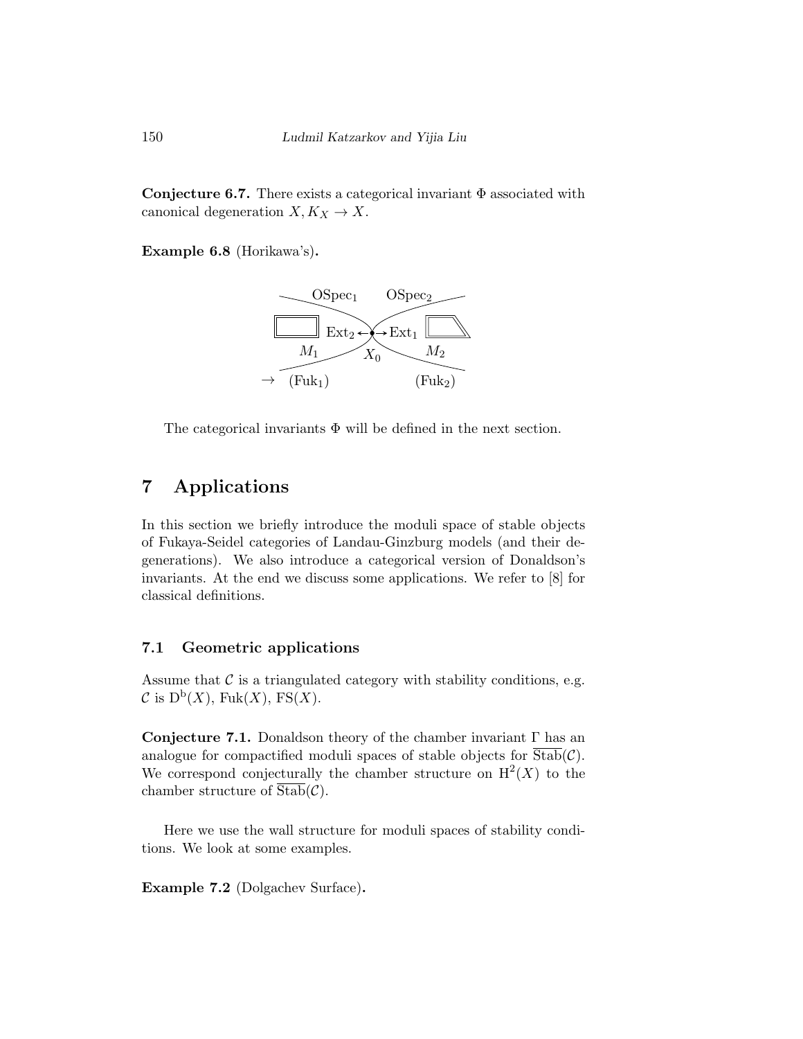**Conjecture 6.7.** There exists a categorical invariant $\Phi$ associated with canonical degeneration $X, K_X \to X$.

**Example 6.8** (Horikawa's)**.**

$\mathrm{OSpec}_1$ $\mathrm{OSpec}_2$

$\mathrm{Ext}_2 \leftarrow \bullet \rightarrow \mathrm{Ext}_1$

$M_1$ $X_0$ $M_2$

$\to$ $(\mathrm{Fuk}_1)$ $(\mathrm{Fuk}_2)$

The categorical invariants $\Phi$ will be defined in the next section.

# 7 Applications

In this section we briefly introduce the moduli space of stable objects of Fukaya-Seidel categories of Landau-Ginzburg models (and their degenerations). We also introduce a categorical version of Donaldson's invariants. At the end we discuss some applications. We refer to [8] for classical definitions.

## 7.1 Geometric applications

Assume that $\mathcal{C}$ is a triangulated category with stability conditions, e.g. $\mathcal{C}$ is $\mathrm{D^b}(X)$, $\mathrm{Fuk}(X)$, $\mathrm{FS}(X)$.

**Conjecture 7.1.** Donaldson theory of the chamber invariant $\Gamma$ has an analogue for compactified moduli spaces of stable objects for $\overline{\mathrm{Stab}}(\mathcal{C})$. We correspond conjecturally the chamber structure on $\mathrm{H}^2(X)$ to the chamber structure of $\overline{\mathrm{Stab}}(\mathcal{C})$.

Here we use the wall structure for moduli spaces of stability conditions. We look at some examples.

**Example 7.2** (Dolgachev Surface)**.**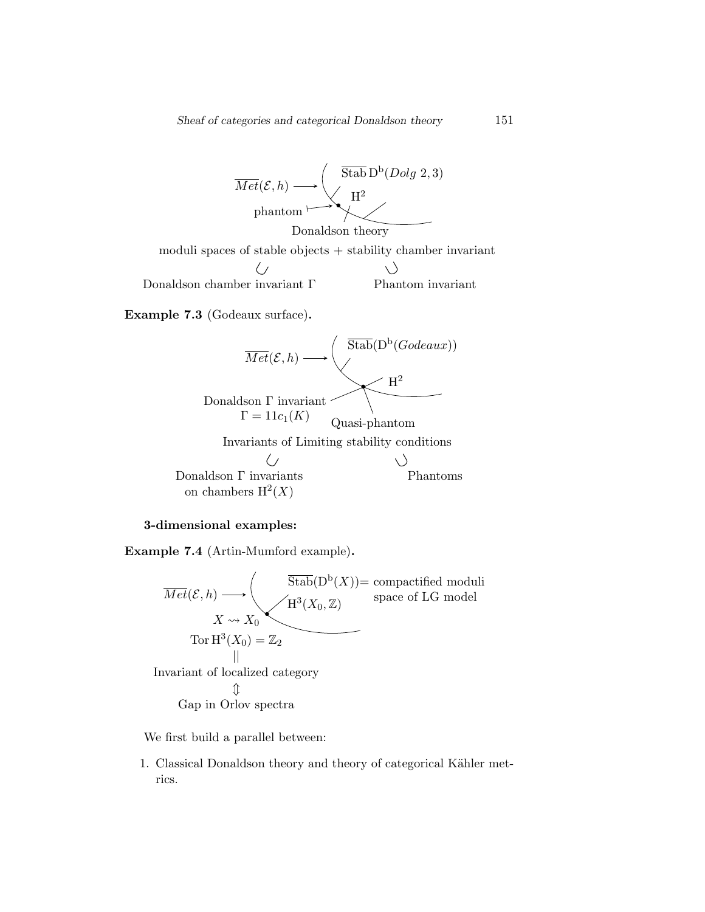$\overline{Met}(\mathcal{E}, h) \longrightarrow$ $\overline{\mathrm{Stab}}\,\mathrm{D^b}(Dolg\ 2,3)$

$\mathrm{H}^2$

phantom $\mapsto$

Donaldson theory

moduli spaces of stable objects + stability chamber invariant

$\cup$ $\qquad\qquad$ $\cup$

Donaldson chamber invariant $\Gamma$ $\qquad$ Phantom invariant

**Example 7.3** (Godeaux surface)**.**

$\overline{Met}(\mathcal{E}, h) \longrightarrow$ $\overline{\mathrm{Stab}}(\mathrm{D^b}(Godeaux))$

$\mathrm{H}^2$

Donaldson $\Gamma$ invariant
$\Gamma = 11c_1(K)$

Quasi-phantom

Invariants of Limiting stability conditions

$\cup$ $\qquad\qquad$ $\cup$

Donaldson $\Gamma$ invariants on chambers $\mathrm{H}^2(X)$ $\qquad$ Phantoms

**3-dimensional examples:**

**Example 7.4** (Artin-Mumford example)**.**

$\overline{Met}(\mathcal{E}, h) \longrightarrow$ $\overline{\mathrm{Stab}}(\mathrm{D^b}(X))=$ compactified moduli space of LG model

$\mathrm{H}^3(X_0, \mathbb{Z})$

$X \rightsquigarrow X_0$

$\mathrm{Tor}\,\mathrm{H}^3(X_0) = \mathbb{Z}_2$

$||$

Invariant of localized category

$\Updownarrow$

Gap in Orlov spectra

We first build a parallel between:

1. Classical Donaldson theory and theory of categorical Kähler metrics.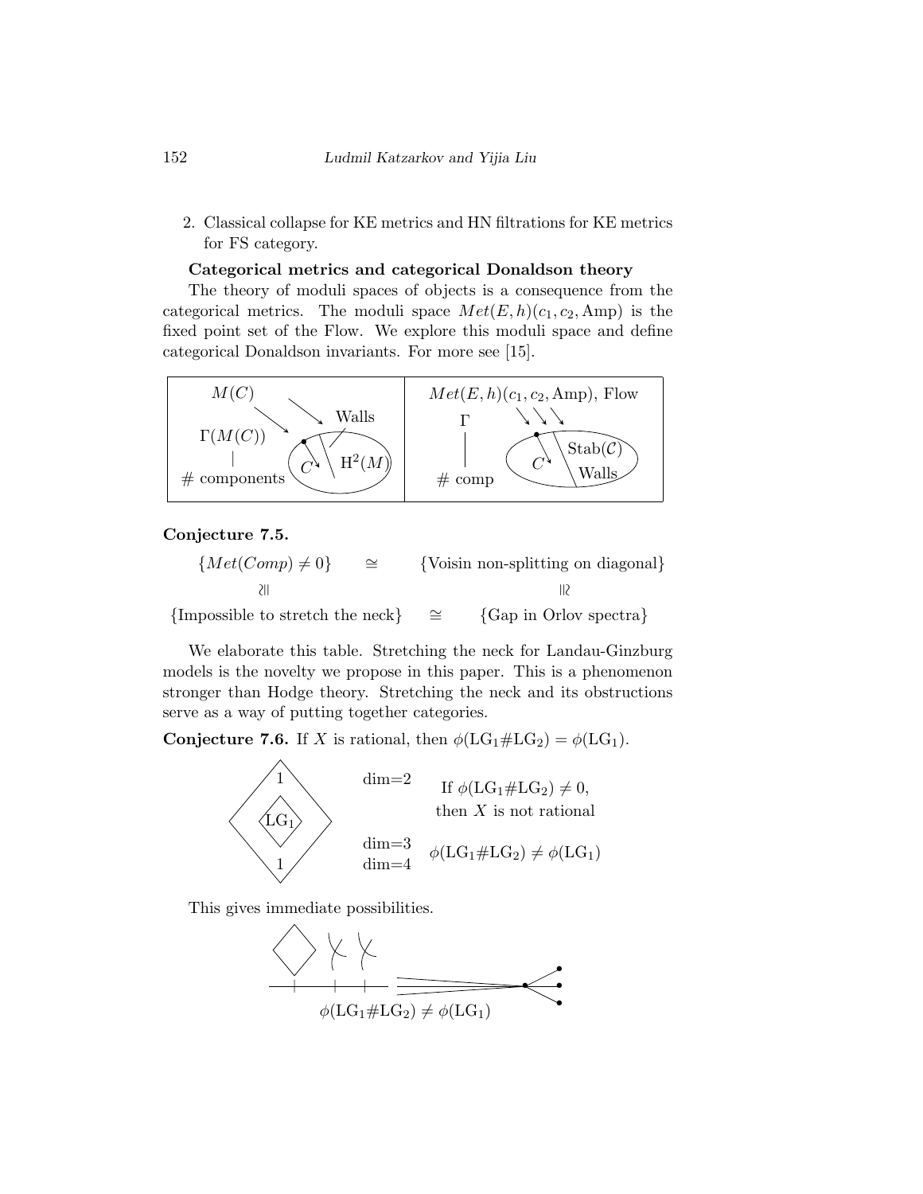2. Classical collapse for KE metrics and HN filtrations for KE metrics for FS category.

**Categorical metrics and categorical Donaldson theory**

The theory of moduli spaces of objects is a consequence from the categorical metrics. The moduli space $Met(E,h)(c_1,c_2,\text{Amp})$ is the fixed point set of the Flow. We explore this moduli space and define categorical Donaldson invariants. For more see [15].

**Conjecture 7.5.**

$$\begin{array}{ccc} \{Met(Comp) \neq 0\} & \cong & \{\text{Voisin non-splitting on diagonal}\} \\ \wr\Vert & & \Vert\wr \\ \{\text{Impossible to stretch the neck}\} & \cong & \{\text{Gap in Orlov spectra}\} \end{array}$$

We elaborate this table. Stretching the neck for Landau-Ginzburg models is the novelty we propose in this paper. This is a phenomenon stronger than Hodge theory. Stretching the neck and its obstructions serve as a way of putting together categories.

**Conjecture 7.6.** If $X$ is rational, then $\phi(\text{LG}_1\#\text{LG}_2) = \phi(\text{LG}_1)$.

dim=2: If $\phi(\text{LG}_1\#\text{LG}_2) \neq 0$, then $X$ is not rational

dim=3, dim=4: $\phi(\text{LG}_1\#\text{LG}_2) \neq \phi(\text{LG}_1)$

This gives immediate possibilities.

$\phi(\text{LG}_1\#\text{LG}_2) \neq \phi(\text{LG}_1)$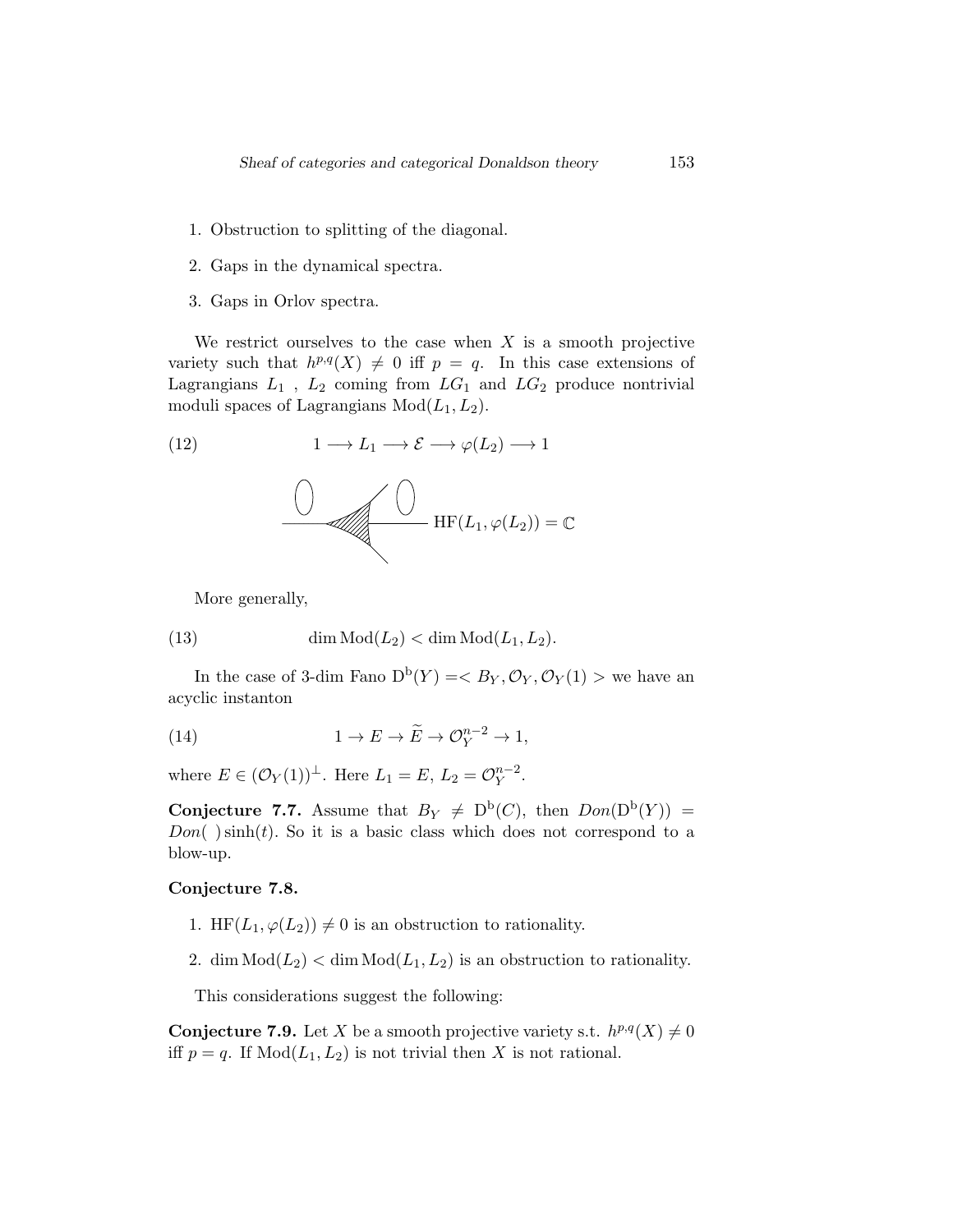1. Obstruction to splitting of the diagonal.

2. Gaps in the dynamical spectra.

3. Gaps in Orlov spectra.

We restrict ourselves to the case when $X$ is a smooth projective variety such that $h^{p,q}(X) \neq 0$ iff $p = q$. In this case extensions of Lagrangians $L_1$ , $L_2$ coming from $LG_1$ and $LG_2$ produce nontrivial moduli spaces of Lagrangians $\mathrm{Mod}(L_1, L_2)$.

$$1 \longrightarrow L_1 \longrightarrow \mathcal{E} \longrightarrow \varphi(L_2) \longrightarrow 1 \tag{12}$$

$\mathrm{HF}(L_1, \varphi(L_2)) = \mathbb{C}$

More generally,

$$\dim \mathrm{Mod}(L_2) < \dim \mathrm{Mod}(L_1, L_2). \tag{13}$$

In the case of 3-dim Fano $\mathrm{D}^{\mathrm{b}}(Y) =< B_Y, \mathcal{O}_Y, \mathcal{O}_Y(1) >$ we have an acyclic instanton

$$1 \to E \to \widetilde{E} \to \mathcal{O}_Y^{n-2} \to 1, \tag{14}$$

where $E \in (\mathcal{O}_Y(1))^{\perp}$. Here $L_1 = E$, $L_2 = \mathcal{O}_Y^{n-2}$.

**Conjecture 7.7.** Assume that $B_Y \neq \mathrm{D}^{\mathrm{b}}(C)$, then $Don(\mathrm{D}^{\mathrm{b}}(Y)) = Don(\ )\sinh(t)$. So it is a basic class which does not correspond to a blow-up.

**Conjecture 7.8.**

1. $\mathrm{HF}(L_1, \varphi(L_2)) \neq 0$ is an obstruction to rationality.

2. $\dim \mathrm{Mod}(L_2) < \dim \mathrm{Mod}(L_1, L_2)$ is an obstruction to rationality.

This considerations suggest the following:

**Conjecture 7.9.** Let $X$ be a smooth projective variety s.t. $h^{p,q}(X) \neq 0$ iff $p = q$. If $\mathrm{Mod}(L_1, L_2)$ is not trivial then $X$ is not rational.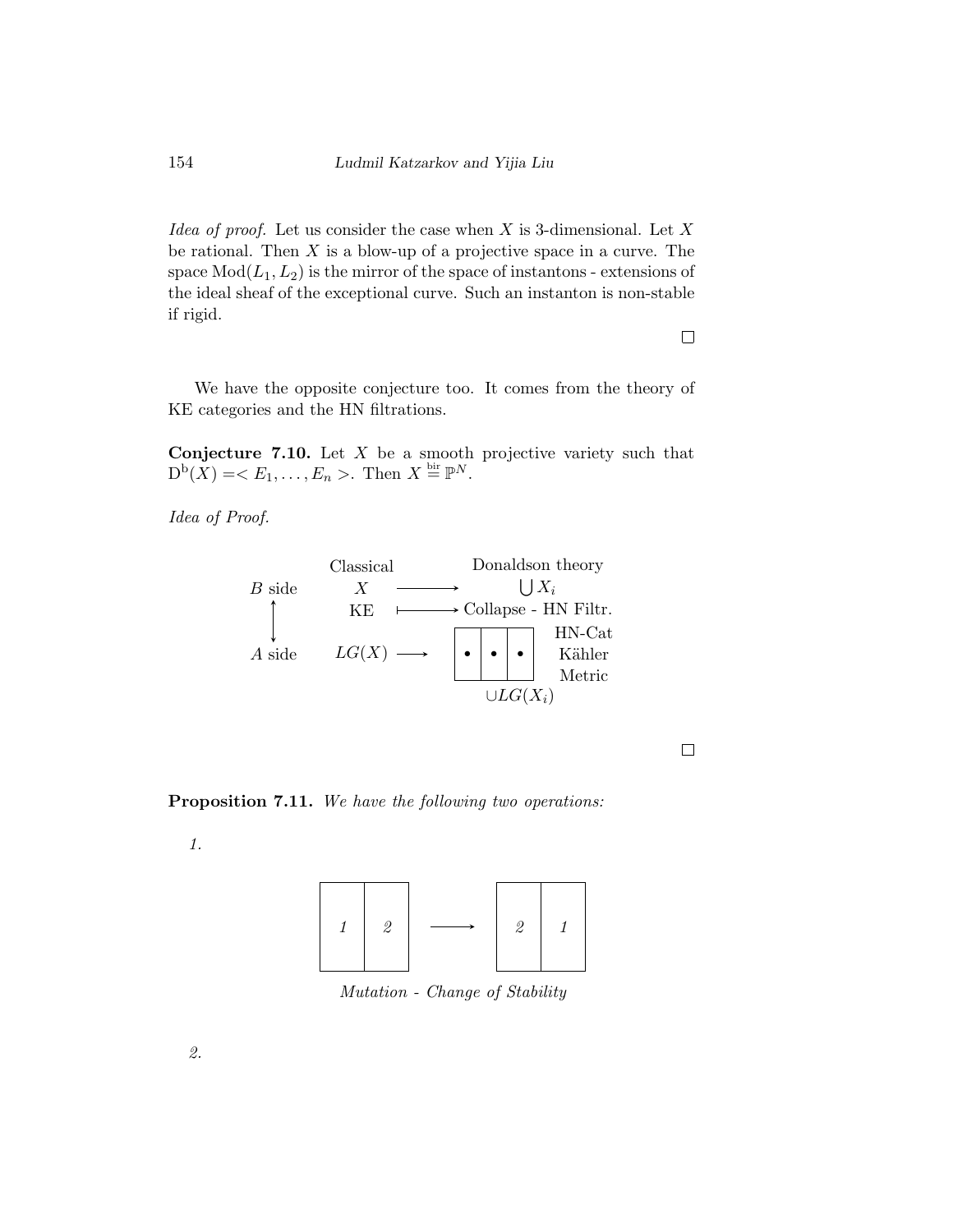*Idea of proof.* Let us consider the case when $X$ is 3-dimensional. Let $X$ be rational. Then $X$ is a blow-up of a projective space in a curve. The space $\mathrm{Mod}(L_1, L_2)$ is the mirror of the space of instantons - extensions of the ideal sheaf of the exceptional curve. Such an instanton is non-stable if rigid.

□

We have the opposite conjecture too. It comes from the theory of KE categories and the HN filtrations.

**Conjecture 7.10.** Let $X$ be a smooth projective variety such that $\mathrm{D^b}(X) =< E_1, \ldots, E_n >$. Then $X \overset{\text{bir}}{=} \mathbb{P}^N$.

*Idea of Proof.*

| | Classical | | Donaldson theory | |
|---|---|---|---|---|
| $B$ side | $X$ | $\longrightarrow$ | $\bigcup X_i$ | |
| $\updownarrow$ | KE | $\longmapsto$ | Collapse - HN Filtr. | |
| $A$ side | $LG(X)$ | $\longrightarrow$ | [ • \| • \| • ] | HN-Cat Kähler Metric |
| | | | $\cup LG(X_i)$ | |

□

**Proposition 7.11.** *We have the following two operations:*

*1.*

[ *1* | *2* ] $\longrightarrow$ [ *2* | *1* ]

*Mutation - Change of Stability*

*2.*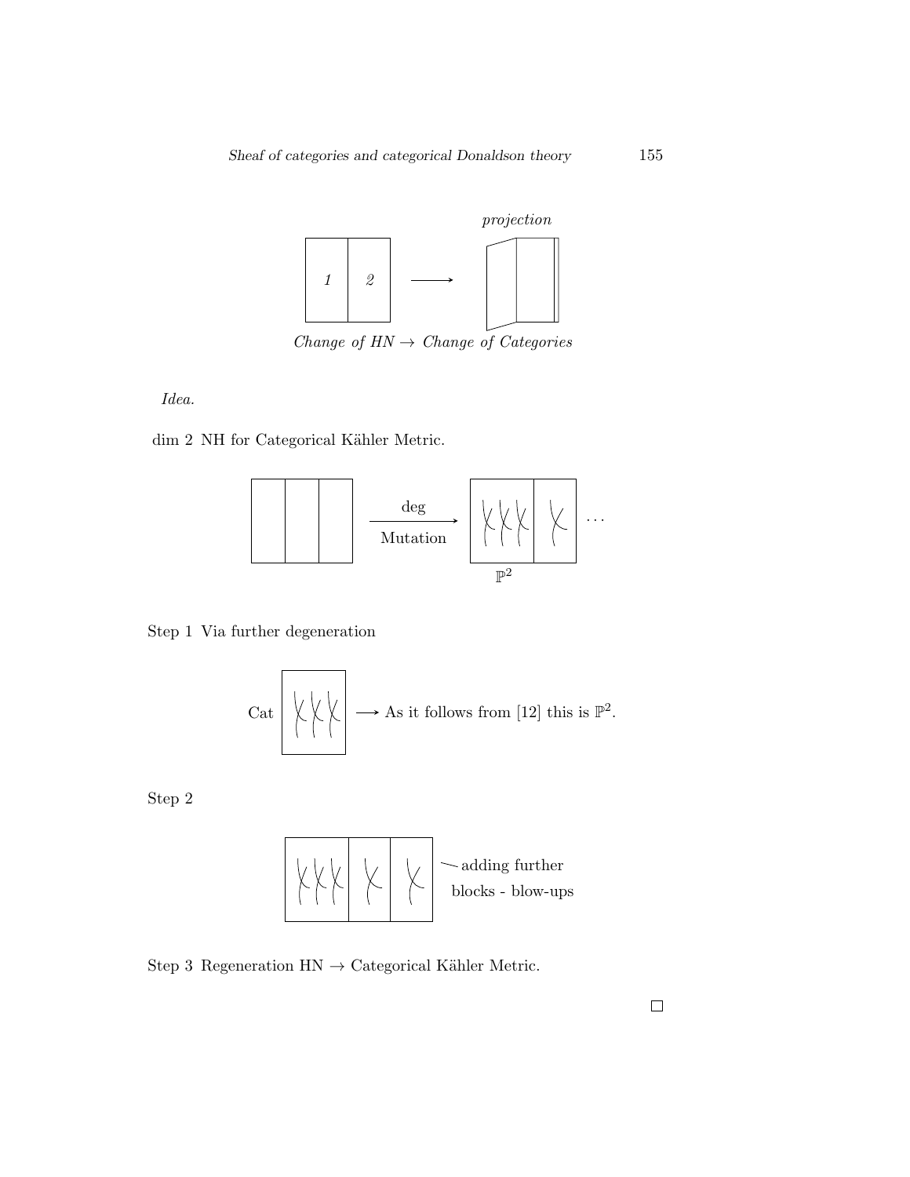*projection*

1 | 2 ⟶

*Change of HN → Change of Categories*

*Idea.*

dim 2 NH for Categorical Kähler Metric.

$\xrightarrow[\text{Mutation}]{\text{deg}}$ $\cdots$

$\mathbb{P}^2$

Step 1 Via further degeneration

Cat ⟶ As it follows from [12] this is $\mathbb{P}^2$.

Step 2

adding further blocks - blow-ups

Step 3 Regeneration HN → Categorical Kähler Metric.

□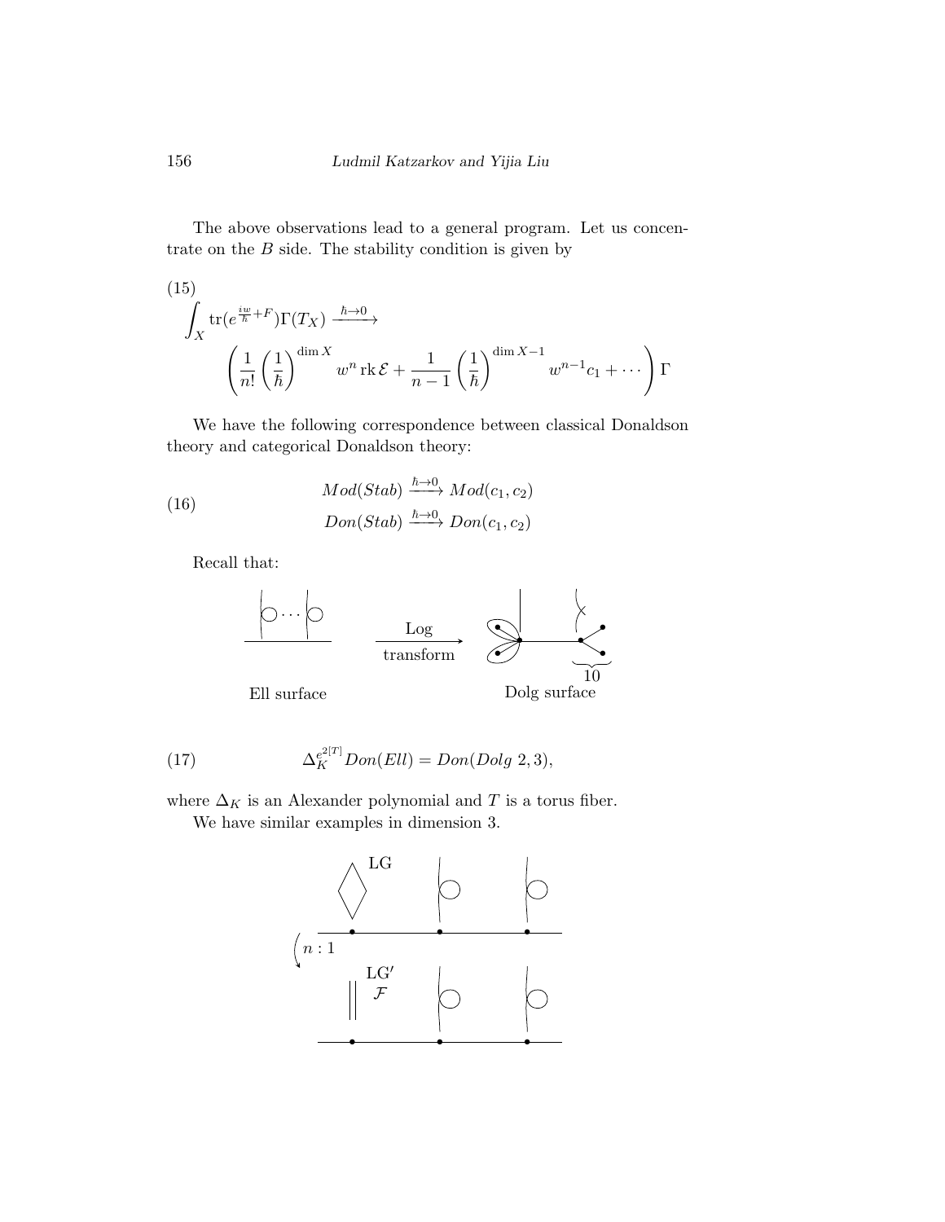The above observations lead to a general program. Let us concentrate on the $B$ side. The stability condition is given by

$$\int_X \operatorname{tr}(e^{\frac{iw}{\hbar}+F})\Gamma(T_X) \xrightarrow{\hbar\to 0} \left(\frac{1}{n!}\left(\frac{1}{\hbar}\right)^{\dim X} w^n \operatorname{rk}\mathcal{E} + \frac{1}{n-1}\left(\frac{1}{\hbar}\right)^{\dim X-1} w^{n-1}c_1 + \cdots\right)\Gamma \tag{15}$$

We have the following correspondence between classical Donaldson theory and categorical Donaldson theory:

$$\begin{aligned} Mod(Stab) &\xrightarrow{\hbar\to 0} Mod(c_1,c_2) \\ Don(Stab) &\xrightarrow{\hbar\to 0} Don(c_1,c_2) \end{aligned} \tag{16}$$

Recall that:

Ell surface $\xrightarrow[\text{transform}]{\text{Log}}$ Dolg surface (10)

$$\Delta_K^{e^{2[T]}} Don(Ell) = Don(Dolg\ 2,3), \tag{17}$$

where $\Delta_K$ is an Alexander polynomial and $T$ is a torus fiber.

We have similar examples in dimension 3.

LG

$n:1$

LG′ $\mathcal{F}$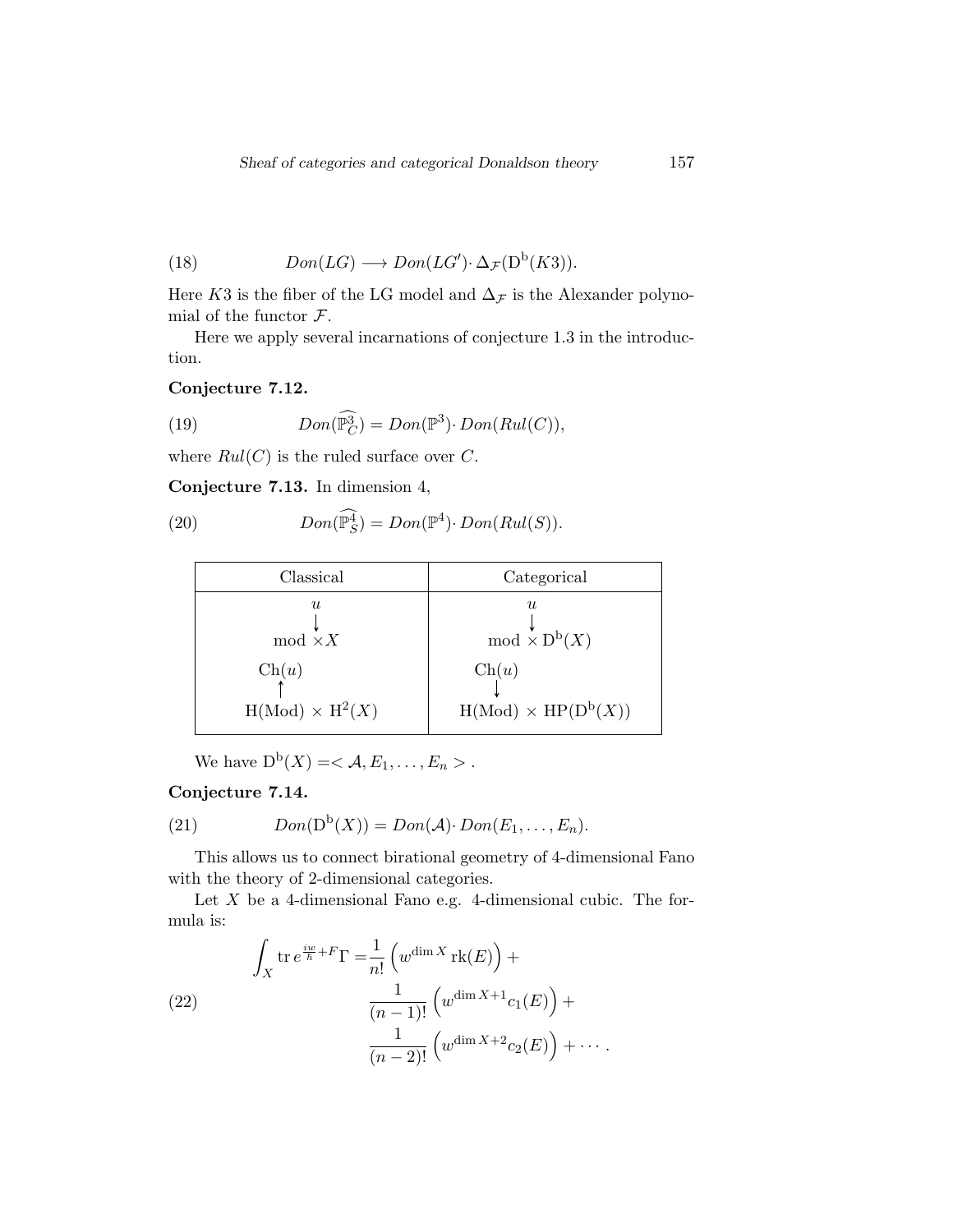$$Don(LG) \longrightarrow Don(LG') \cdot \Delta_{\mathcal{F}}(\mathrm{D^b}(K3)). \tag{18}$$

Here $K3$ is the fiber of the LG model and $\Delta_{\mathcal{F}}$ is the Alexander polynomial of the functor $\mathcal{F}$.

Here we apply several incarnations of conjecture 1.3 in the introduction.

**Conjecture 7.12.**

$$Don(\widehat{\mathbb{P}^3_C}) = Don(\mathbb{P}^3) \cdot Don(Rul(C)), \tag{19}$$

where $Rul(C)$ is the ruled surface over $C$.

**Conjecture 7.13.** In dimension 4,

$$Don(\widehat{\mathbb{P}^4_S}) = Don(\mathbb{P}^4) \cdot Don(Rul(S)). \tag{20}$$

| Classical | Categorical |
|---|---|
| $u$ <br> $\downarrow$ <br> mod $\times X$ <br> $\mathrm{Ch}(u)$ <br> $\uparrow$ <br> H(Mod) $\times$ $\mathrm{H}^2(X)$ | $u$ <br> $\downarrow$ <br> mod $\times$ $\mathrm{D^b}(X)$ <br> $\mathrm{Ch}(u)$ <br> $\downarrow$ <br> H(Mod) $\times$ $\mathrm{HP}(\mathrm{D^b}(X))$ |

We have $\mathrm{D^b}(X) = < \mathcal{A}, E_1, \ldots, E_n >$ .

**Conjecture 7.14.**

$$Don(\mathrm{D^b}(X)) = Don(\mathcal{A}) \cdot Don(E_1, \ldots, E_n). \tag{21}$$

This allows us to connect birational geometry of 4-dimensional Fano with the theory of 2-dimensional categories.

Let $X$ be a 4-dimensional Fano e.g. 4-dimensional cubic. The formula is:

$$\begin{aligned} \int_X \operatorname{tr} e^{\frac{iw}{\hbar}+F}\Gamma =& \frac{1}{n!}\left(w^{\dim X}\operatorname{rk}(E)\right) + \\ & \frac{1}{(n-1)!}\left(w^{\dim X+1}c_1(E)\right) + \\ & \frac{1}{(n-2)!}\left(w^{\dim X+2}c_2(E)\right) + \cdots . \end{aligned} \tag{22}$$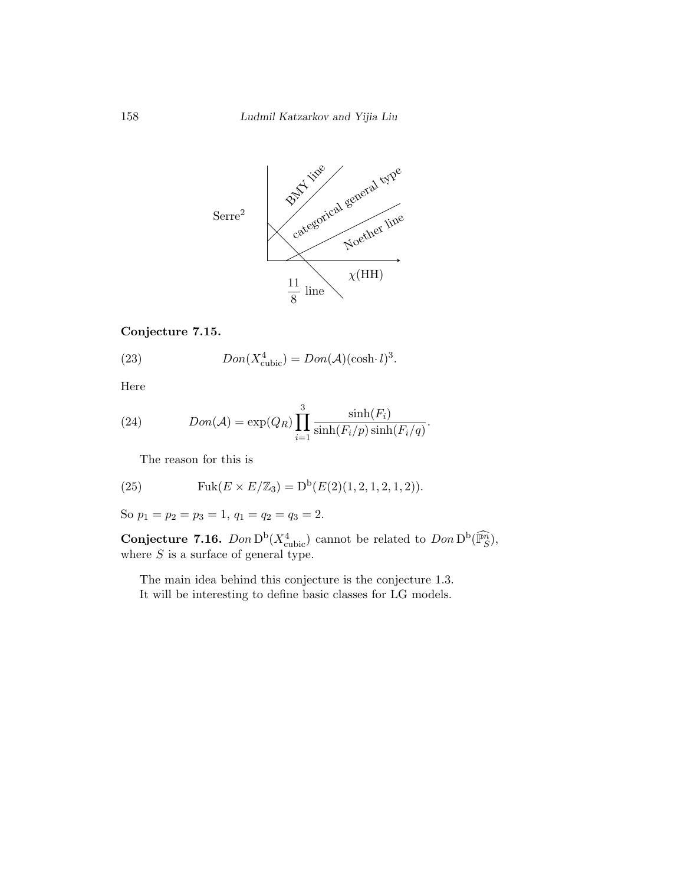**Conjecture 7.15.**

$$Don(X^4_{\text{cubic}}) = Don(\mathcal{A})(\cosh\cdot l)^3. \tag{23}$$

Here

$$Don(\mathcal{A}) = \exp(Q_R)\prod_{i=1}^{3}\frac{\sinh(F_i)}{\sinh(F_i/p)\sinh(F_i/q)}. \tag{24}$$

The reason for this is

$$\text{Fuk}(E\times E/\mathbb{Z}_3) = \mathrm{D^b}(E(2)(1,2,1,2,1,2)). \tag{25}$$

So $p_1 = p_2 = p_3 = 1$, $q_1 = q_2 = q_3 = 2$.

**Conjecture 7.16.** $Don\,\mathrm{D^b}(X^4_{\text{cubic}})$ cannot be related to $Don\,\mathrm{D^b}(\widehat{\mathbb{P}^n_S})$, where $S$ is a surface of general type.

The main idea behind this conjecture is the conjecture 1.3.

It will be interesting to define basic classes for LG models.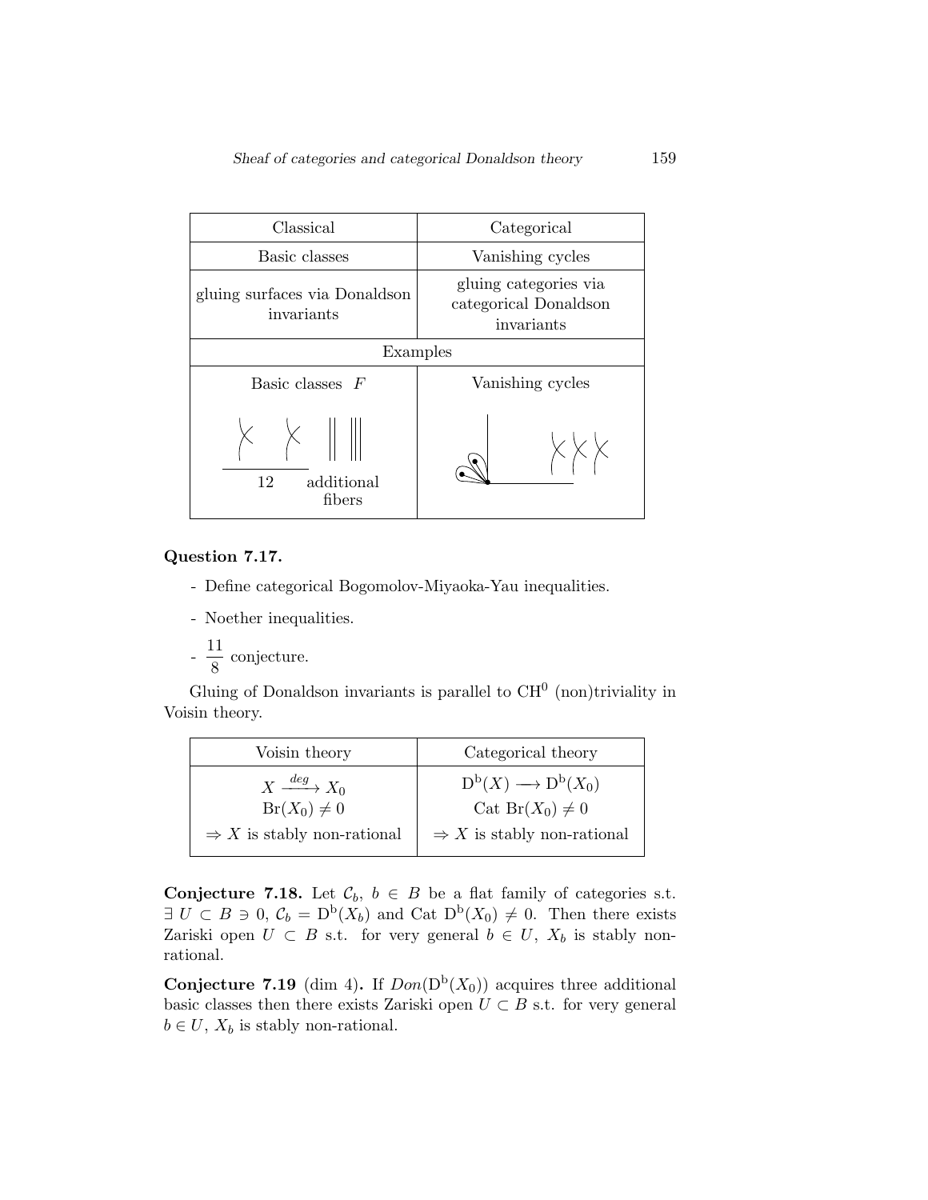| Classical | Categorical |
|---|---|
| Basic classes | Vanishing cycles |
| gluing surfaces via Donaldson invariants | gluing categories via categorical Donaldson invariants |
| Examples | |
| Basic classes $F$ <br> 12 additional fibers | Vanishing cycles |

**Question 7.17.**

- Define categorical Bogomolov-Miyaoka-Yau inequalities.
- Noether inequalities.
- $\dfrac{11}{8}$ conjecture.

Gluing of Donaldson invariants is parallel to $\mathrm{CH}^0$ (non)triviality in Voisin theory.

| Voisin theory | Categorical theory |
|---|---|
| $X \xrightarrow{deg} X_0$ <br> $\mathrm{Br}(X_0) \neq 0$ <br> $\Rightarrow X$ is stably non-rational | $\mathrm{D^b}(X) \longrightarrow \mathrm{D^b}(X_0)$ <br> Cat $\mathrm{Br}(X_0) \neq 0$ <br> $\Rightarrow X$ is stably non-rational |

**Conjecture 7.18.** Let $\mathcal{C}_b$, $b \in B$ be a flat family of categories s.t. $\exists\, U \subset B \ni 0$, $\mathcal{C}_b = \mathrm{D^b}(X_b)$ and Cat $\mathrm{D^b}(X_0) \neq 0$. Then there exists Zariski open $U \subset B$ s.t. for very general $b \in U$, $X_b$ is stably non-rational.

**Conjecture 7.19** (dim 4)**.** If $Don(\mathrm{D^b}(X_0))$ acquires three additional basic classes then there exists Zariski open $U \subset B$ s.t. for very general $b \in U$, $X_b$ is stably non-rational.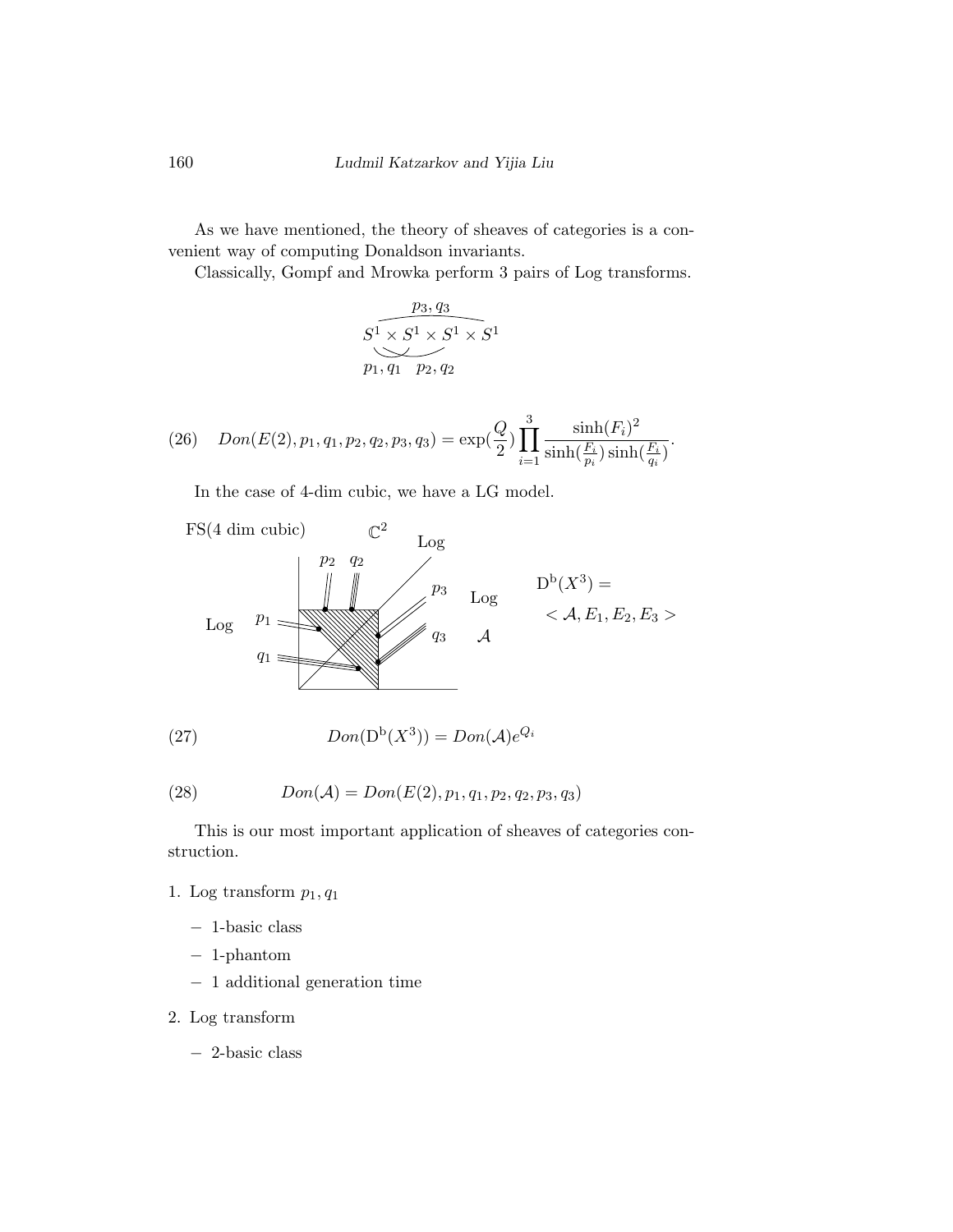As we have mentioned, the theory of sheaves of categories is a convenient way of computing Donaldson invariants.

Classically, Gompf and Mrowka perform 3 pairs of Log transforms.

$$\overbrace{S^1 \times S^1 \times S^1 \times S^1}^{p_3, q_3}$$

$p_1, q_1 \quad p_2, q_2$

$$Don(E(2), p_1, q_1, p_2, q_2, p_3, q_3) = \exp(\frac{Q}{2}) \prod_{i=1}^{3} \frac{\sinh(F_i)^2}{\sinh(\frac{F_i}{p_i}) \sinh(\frac{F_i}{q_i})}. \tag{26}$$

In the case of 4-dim cubic, we have a LG model.

FS(4 dim cubic) $\quad \mathbb{C}^2$ $\quad$ Log

Log $\quad p_1, q_1, p_2, q_2, p_3, q_3$ $\quad$ Log $\quad \mathcal{A}$

$$\mathrm{D^b}(X^3) = \; < \mathcal{A}, E_1, E_2, E_3 >$$

$$Don(\mathrm{D^b}(X^3)) = Don(\mathcal{A})e^{Q_i} \tag{27}$$

$$Don(\mathcal{A}) = Don(E(2), p_1, q_1, p_2, q_2, p_3, q_3) \tag{28}$$

This is our most important application of sheaves of categories construction.

1. Log transform $p_1, q_1$
   - 1-basic class
   - 1-phantom
   - 1 additional generation time
2. Log transform
   - 2-basic class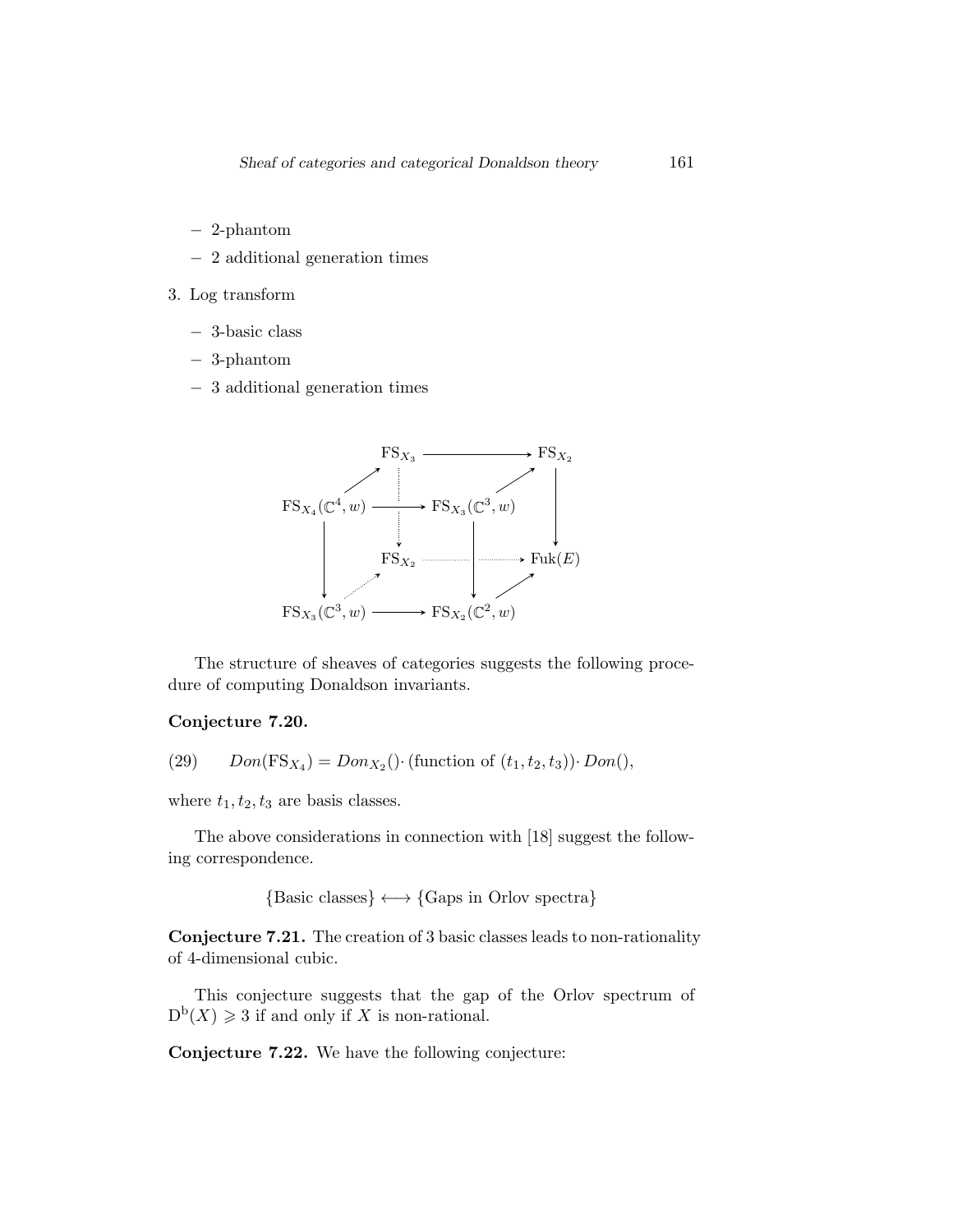- 2-phantom
- 2 additional generation times

3. Log transform

   - 3-basic class
   - 3-phantom
   - 3 additional generation times

$$
\begin{array}{ccccccc}
 & & \mathrm{FS}_{X_3} & \longrightarrow & & & \mathrm{FS}_{X_2} \\
 & \nearrow & \vdots & & & \nearrow & \downarrow \\
\mathrm{FS}_{X_4}(\mathbb{C}^4, w) & \longrightarrow & \vdots & \mathrm{FS}_{X_3}(\mathbb{C}^3, w) & & & \downarrow \\
\downarrow & & \mathrm{FS}_{X_2} & \cdots & \cdots & \cdots\!\!\rightarrow & \mathrm{Fuk}(E) \\
\downarrow & \cdot\!\!\nearrow & & \downarrow & & \nearrow & \\
\mathrm{FS}_{X_3}(\mathbb{C}^3, w) & \longrightarrow & & \mathrm{FS}_{X_2}(\mathbb{C}^2, w) & & &
\end{array}
$$

The structure of sheaves of categories suggests the following procedure of computing Donaldson invariants.

**Conjecture 7.20.**

$$
Don(\mathrm{FS}_{X_4}) = Don_{X_2}() \cdot (\text{function of } (t_1, t_2, t_3)) \cdot Don(), \tag{29}
$$

where $t_1, t_2, t_3$ are basis classes.

The above considerations in connection with [18] suggest the following correspondence.

$$
\{\text{Basic classes}\} \longleftrightarrow \{\text{Gaps in Orlov spectra}\}
$$

**Conjecture 7.21.** The creation of 3 basic classes leads to non-rationality of 4-dimensional cubic.

This conjecture suggests that the gap of the Orlov spectrum of $\mathrm{D}^{\mathrm{b}}(X) \geqslant 3$ if and only if $X$ is non-rational.

**Conjecture 7.22.** We have the following conjecture: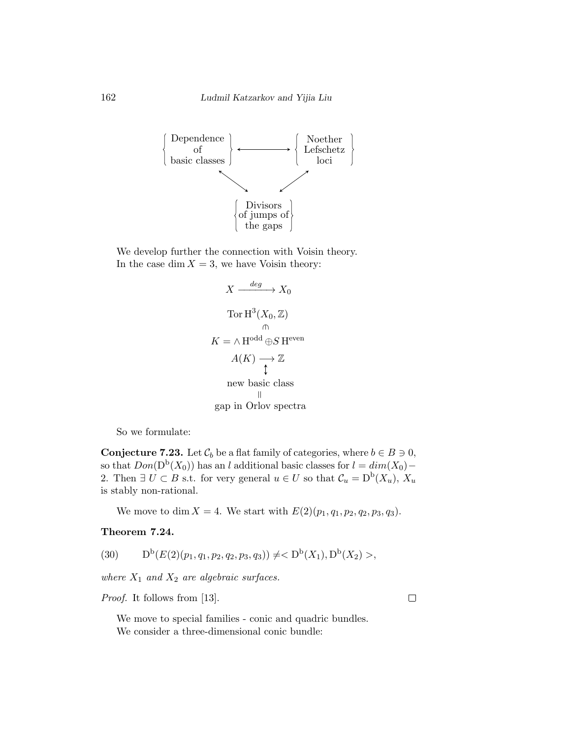$$\left\{\begin{array}{c}\text{Dependence}\\ \text{of}\\ \text{basic classes}\end{array}\right\} \longleftrightarrow \left\{\begin{array}{c}\text{Noether}\\ \text{Lefschetz}\\ \text{loci}\end{array}\right\}$$

$$\nwarrow\!\searrow \qquad \swarrow\!\nearrow$$

$$\left\{\begin{array}{c}\text{Divisors}\\ \text{of jumps of}\\ \text{the gaps}\end{array}\right\}$$

We develop further the connection with Voisin theory.
In the case $\dim X = 3$, we have Voisin theory:

$$X \xrightarrow{deg} X_0$$

$$\begin{array}{c}\operatorname{Tor} \mathrm{H}^3(X_0, \mathbb{Z})\\ \pitchfork\\ K = \wedge \mathrm{H}^{\mathrm{odd}} \oplus S\, \mathrm{H}^{\mathrm{even}}\\ A(K) \longrightarrow \mathbb{Z}\\ \updownarrow\\ \text{new basic class}\\ \parallel\\ \text{gap in Orlov spectra}\end{array}$$

So we formulate:

**Conjecture 7.23.** Let $\mathcal{C}_b$ be a flat family of categories, where $b \in B \ni 0$, so that $Don(\mathrm{D^b}(X_0))$ has an $l$ additional basic classes for $l = dim(X_0) - 2$. Then $\exists\, U \subset B$ s.t. for very general $u \in U$ so that $\mathcal{C}_u = \mathrm{D^b}(X_u)$, $X_u$ is stably non-rational.

We move to $\dim X = 4$. We start with $E(2)(p_1, q_1, p_2, q_2, p_3, q_3)$.

**Theorem 7.24.**

$$\mathrm{D^b}(E(2)(p_1, q_1, p_2, q_2, p_3, q_3)) \neq < \mathrm{D^b}(X_1), \mathrm{D^b}(X_2) >, \tag{30}$$

*where $X_1$ and $X_2$ are algebraic surfaces.*

*Proof.* It follows from [13]. □

We move to special families - conic and quadric bundles.
We consider a three-dimensional conic bundle: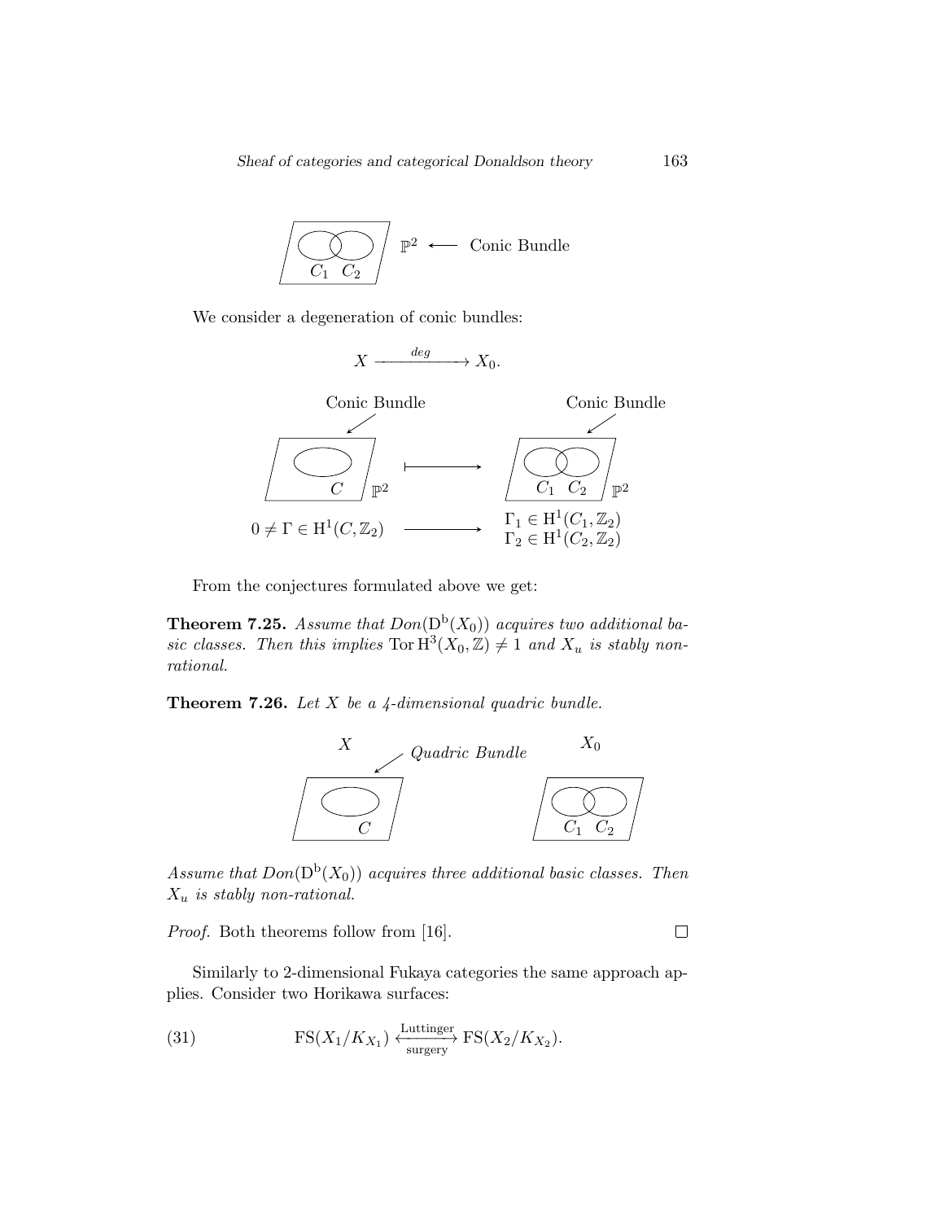$\mathbb{P}^2 \longleftarrow$ Conic Bundle

($C_1$ $C_2$)

We consider a degeneration of conic bundles:

$$X \xrightarrow{deg} X_0.$$

Conic Bundle $\quad\quad\quad$ Conic Bundle

$C$ $\mathbb{P}^2 \longmapsto$ $C_1$ $C_2$ $\mathbb{P}^2$

$$0 \neq \Gamma \in \mathrm{H}^1(C, \mathbb{Z}_2) \longrightarrow \begin{array}{l} \Gamma_1 \in \mathrm{H}^1(C_1, \mathbb{Z}_2) \\ \Gamma_2 \in \mathrm{H}^1(C_2, \mathbb{Z}_2) \end{array}$$

From the conjectures formulated above we get:

**Theorem 7.25.** *Assume that $Don(\mathrm{D}^{\mathrm{b}}(X_0))$ acquires two additional basic classes. Then this implies $\operatorname{Tor} \mathrm{H}^3(X_0, \mathbb{Z}) \neq 1$ and $X_u$ is stably non-rational.*

**Theorem 7.26.** *Let $X$ be a 4-dimensional quadric bundle.*

$X$ $\quad$ *Quadric Bundle* $\quad$ $X_0$

$C$ $\quad\quad\quad$ $C_1$ $C_2$

*Assume that $Don(\mathrm{D}^{\mathrm{b}}(X_0))$ acquires three additional basic classes. Then $X_u$ is stably non-rational.*

*Proof.* Both theorems follow from [16]. □

Similarly to 2-dimensional Fukaya categories the same approach applies. Consider two Horikawa surfaces:

$$\mathrm{FS}(X_1/K_{X_1}) \xleftrightarrow[\text{surgery}]{\text{Luttinger}} \mathrm{FS}(X_2/K_{X_2}). \tag{31}$$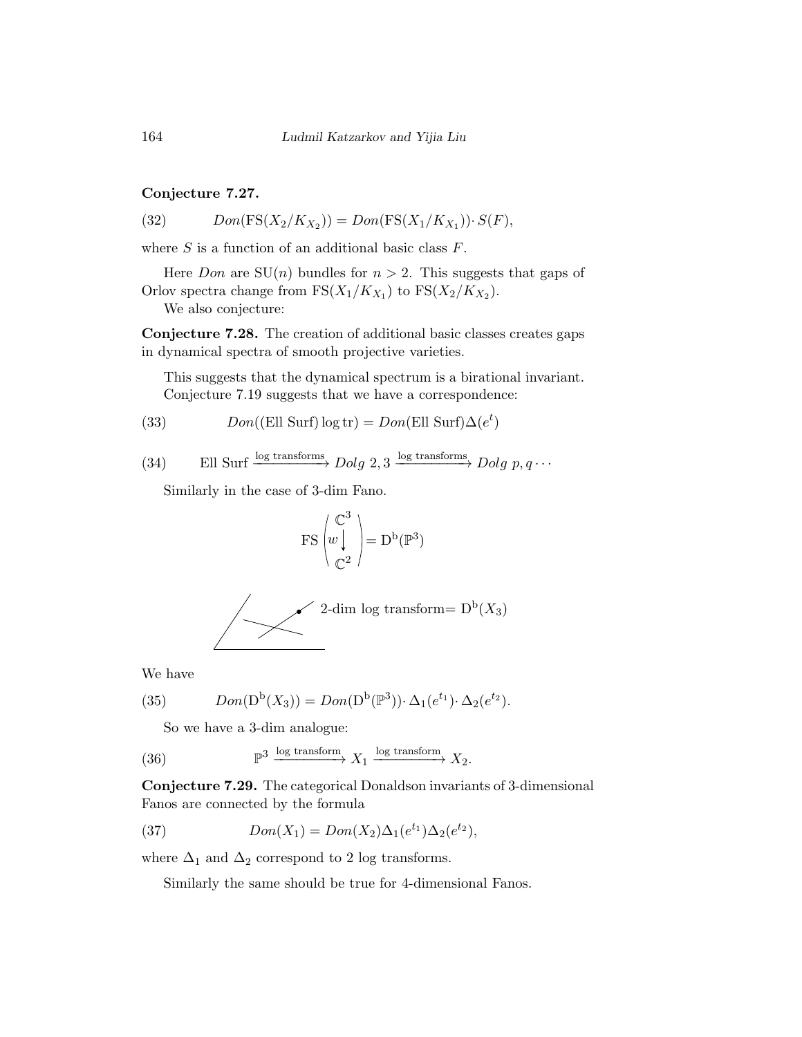**Conjecture 7.27.**

$$Don(\mathrm{FS}(X_2/K_{X_2})) = Don(\mathrm{FS}(X_1/K_{X_1}))\cdot S(F), \tag{32}$$

where $S$ is a function of an additional basic class $F$.

Here $Don$ are $\mathrm{SU}(n)$ bundles for $n > 2$. This suggests that gaps of Orlov spectra change from $\mathrm{FS}(X_1/K_{X_1})$ to $\mathrm{FS}(X_2/K_{X_2})$.

We also conjecture:

**Conjecture 7.28.** The creation of additional basic classes creates gaps in dynamical spectra of smooth projective varieties.

This suggests that the dynamical spectrum is a birational invariant.

Conjecture 7.19 suggests that we have a correspondence:

$$Don((\text{Ell Surf})\log \mathrm{tr}) = Don(\text{Ell Surf})\Delta(e^t) \tag{33}$$

$$\text{Ell Surf} \xrightarrow{\text{log transforms}} Dolg\ 2,3 \xrightarrow{\text{log transforms}} Dolg\ p,q\cdots \tag{34}$$

Similarly in the case of 3-dim Fano.

$$\mathrm{FS}\begin{pmatrix} \mathbb{C}^3 \\ w\big\downarrow \\ \mathbb{C}^2 \end{pmatrix} = \mathrm{D^b}(\mathbb{P}^3)$$

2-dim log transform$=\mathrm{D^b}(X_3)$

We have

$$Don(\mathrm{D^b}(X_3)) = Don(\mathrm{D^b}(\mathbb{P}^3))\cdot \Delta_1(e^{t_1})\cdot \Delta_2(e^{t_2}). \tag{35}$$

So we have a 3-dim analogue:

$$\mathbb{P}^3 \xrightarrow{\text{log transform}} X_1 \xrightarrow{\text{log transform}} X_2. \tag{36}$$

**Conjecture 7.29.** The categorical Donaldson invariants of 3-dimensional Fanos are connected by the formula

$$Don(X_1) = Don(X_2)\Delta_1(e^{t_1})\Delta_2(e^{t_2}), \tag{37}$$

where $\Delta_1$ and $\Delta_2$ correspond to 2 log transforms.

Similarly the same should be true for 4-dimensional Fanos.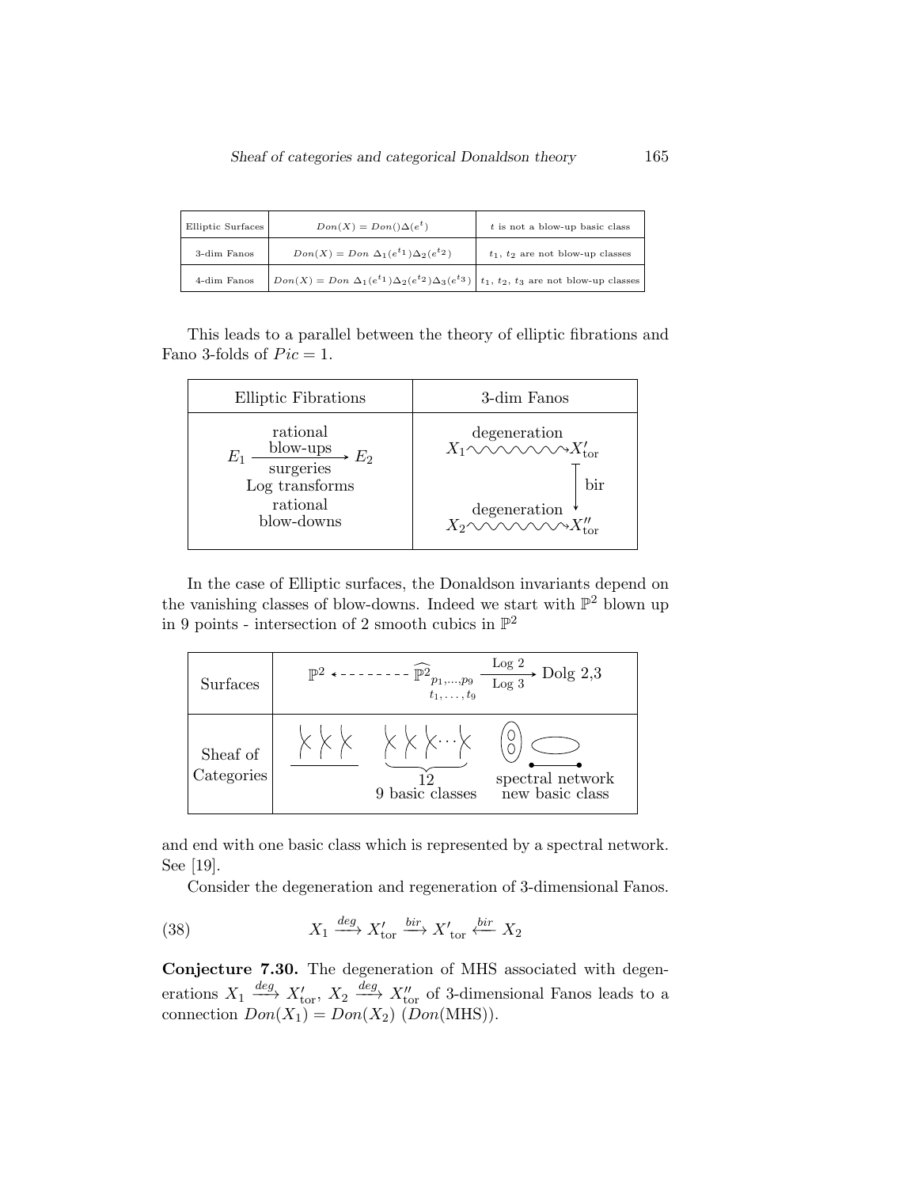| Elliptic Surfaces | $Don(X) = Don()\Delta(e^t)$ | $t$ is not a blow-up basic class |
|---|---|---|
| 3-dim Fanos | $Don(X) = Don\ \Delta_1(e^{t_1})\Delta_2(e^{t_2})$ | $t_1$, $t_2$ are not blow-up classes |
| 4-dim Fanos | $Don(X) = Don\ \Delta_1(e^{t_1})\Delta_2(e^{t_2})\Delta_3(e^{t_3})$ | $t_1$, $t_2$, $t_3$ are not blow-up classes |

This leads to a parallel between the theory of elliptic fibrations and Fano 3-folds of $Pic = 1$.

| Elliptic Fibrations | 3-dim Fanos |
|---|---|
| $E_1 \xrightarrow[\text{surgeries}]{\text{rational blow-ups}} E_2$ Log transforms rational blow-downs | $X_1 \overset{\text{degeneration}}{\rightsquigarrow} X'_{\text{tor}}$, $X'_{\text{tor}} \xrightarrow{\text{bir}} X''_{\text{tor}}$, $X_2 \overset{\text{degeneration}}{\rightsquigarrow} X''_{\text{tor}}$ |

In the case of Elliptic surfaces, the Donaldson invariants depend on the vanishing classes of blow-downs. Indeed we start with $\mathbb{P}^2$ blown up in 9 points - intersection of 2 smooth cubics in $\mathbb{P}^2$

| Surfaces | $\mathbb{P}^2 \dashleftarrow \widehat{\mathbb{P}^2}_{p_1,\ldots,p_9}$ ($t_1, \ldots, t_9$) $\xrightarrow[\text{Log } 3]{\text{Log } 2}$ Dolg 2,3 |
|---|---|
| Sheaf of Categories | 12; 9 basic classes; spectral network new basic class |

and end with one basic class which is represented by a spectral network. See [19].

Consider the degeneration and regeneration of 3-dimensional Fanos.

$$X_1 \xrightarrow{deg} X'_{\text{tor}} \xrightarrow{bir} X'_{\text{tor}} \xleftarrow{bir} X_2 \tag{38}$$

**Conjecture 7.30.** The degeneration of MHS associated with degenerations $X_1 \xrightarrow{deg} X'_{\text{tor}}$, $X_2 \xrightarrow{deg} X''_{\text{tor}}$ of 3-dimensional Fanos leads to a connection $Don(X_1) = Don(X_2)$ ($Don$(MHS)).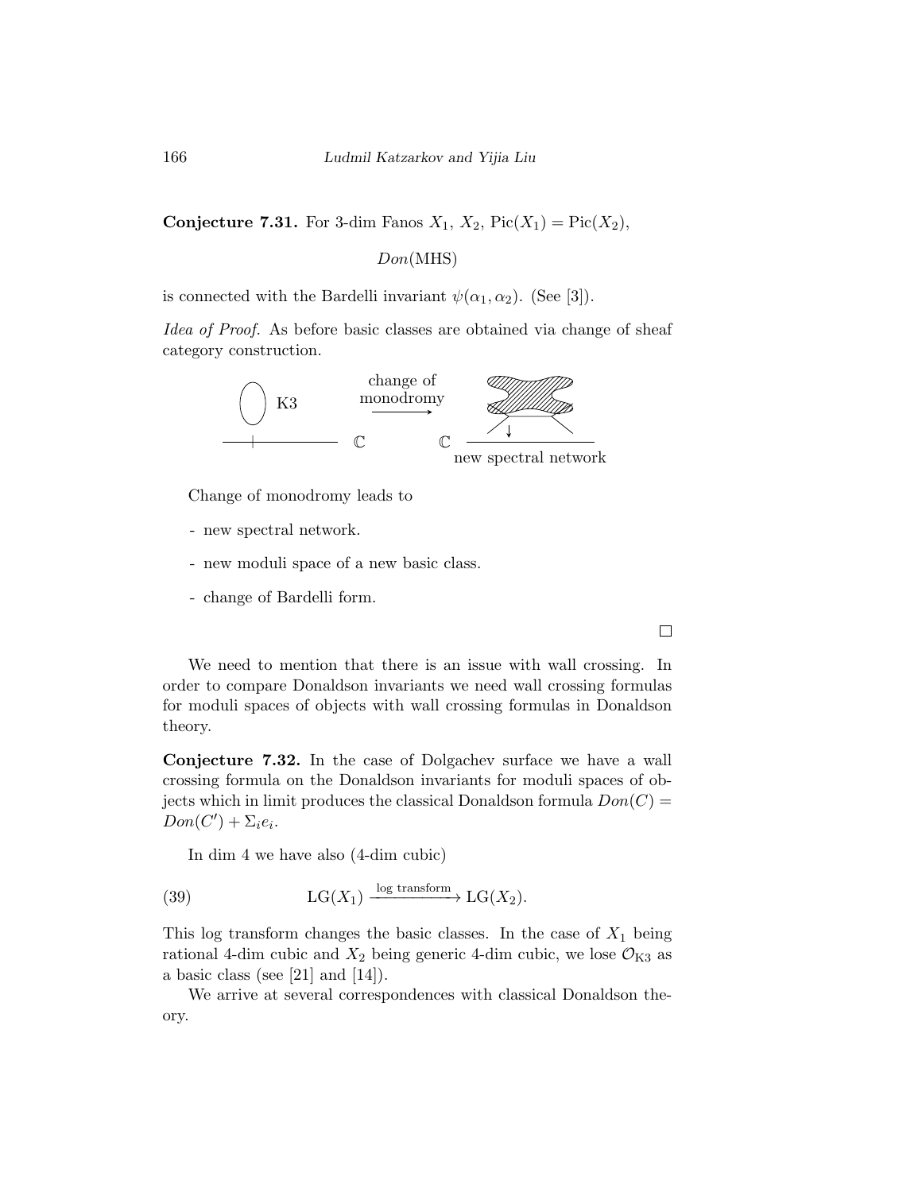**Conjecture 7.31.** For 3-dim Fanos $X_1$, $X_2$, $\mathrm{Pic}(X_1) = \mathrm{Pic}(X_2)$,

$$Don(\mathrm{MHS})$$

is connected with the Bardelli invariant $\psi(\alpha_1, \alpha_2)$. (See [3]).

*Idea of Proof.* As before basic classes are obtained via change of sheaf category construction.

K3 — change of monodromy → $\mathbb{C}$ $\mathbb{C}$ new spectral network

Change of monodromy leads to

- new spectral network.
- new moduli space of a new basic class.
- change of Bardelli form.

□

We need to mention that there is an issue with wall crossing. In order to compare Donaldson invariants we need wall crossing formulas for moduli spaces of objects with wall crossing formulas in Donaldson theory.

**Conjecture 7.32.** In the case of Dolgachev surface we have a wall crossing formula on the Donaldson invariants for moduli spaces of objects which in limit produces the classical Donaldson formula $Don(C) = Don(C') + \Sigma_i e_i$.

In dim 4 we have also (4-dim cubic)

$$\mathrm{LG}(X_1) \xrightarrow{\text{log transform}} \mathrm{LG}(X_2). \tag{39}$$

This log transform changes the basic classes. In the case of $X_1$ being rational 4-dim cubic and $X_2$ being generic 4-dim cubic, we lose $\mathcal{O}_{\mathrm{K3}}$ as a basic class (see [21] and [14]).

We arrive at several correspondences with classical Donaldson theory.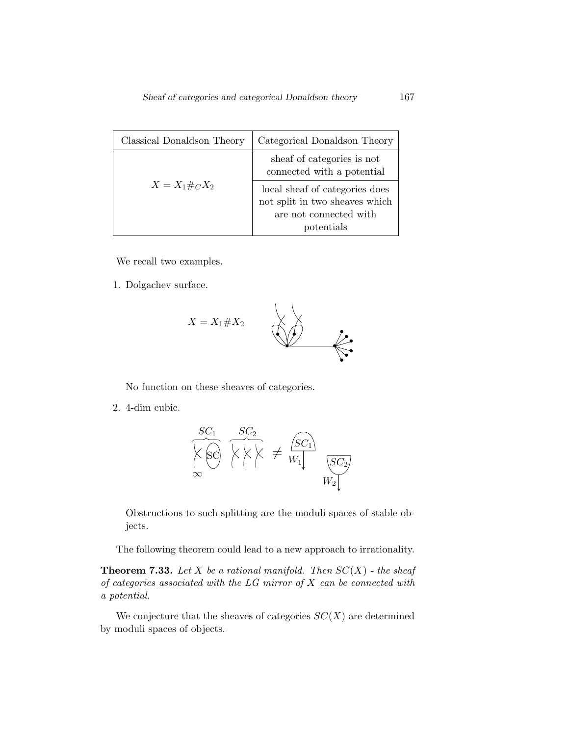| Classical Donaldson Theory | Categorical Donaldson Theory |
|---|---|
| $X = X_1 \#_C X_2$ | sheaf of categories is not connected with a potential |
| | local sheaf of categories does not split in two sheaves which are not connected with potentials |

We recall two examples.

1. Dolgachev surface.

$$X = X_1 \# X_2$$

   No function on these sheaves of categories.

2. 4-dim cubic.

   Obstructions to such splitting are the moduli spaces of stable objects.

The following theorem could lead to a new approach to irrationality.

**Theorem 7.33.** *Let $X$ be a rational manifold. Then $SC(X)$ - the sheaf of categories associated with the LG mirror of $X$ can be connected with a potential.*

We conjecture that the sheaves of categories $SC(X)$ are determined by moduli spaces of objects.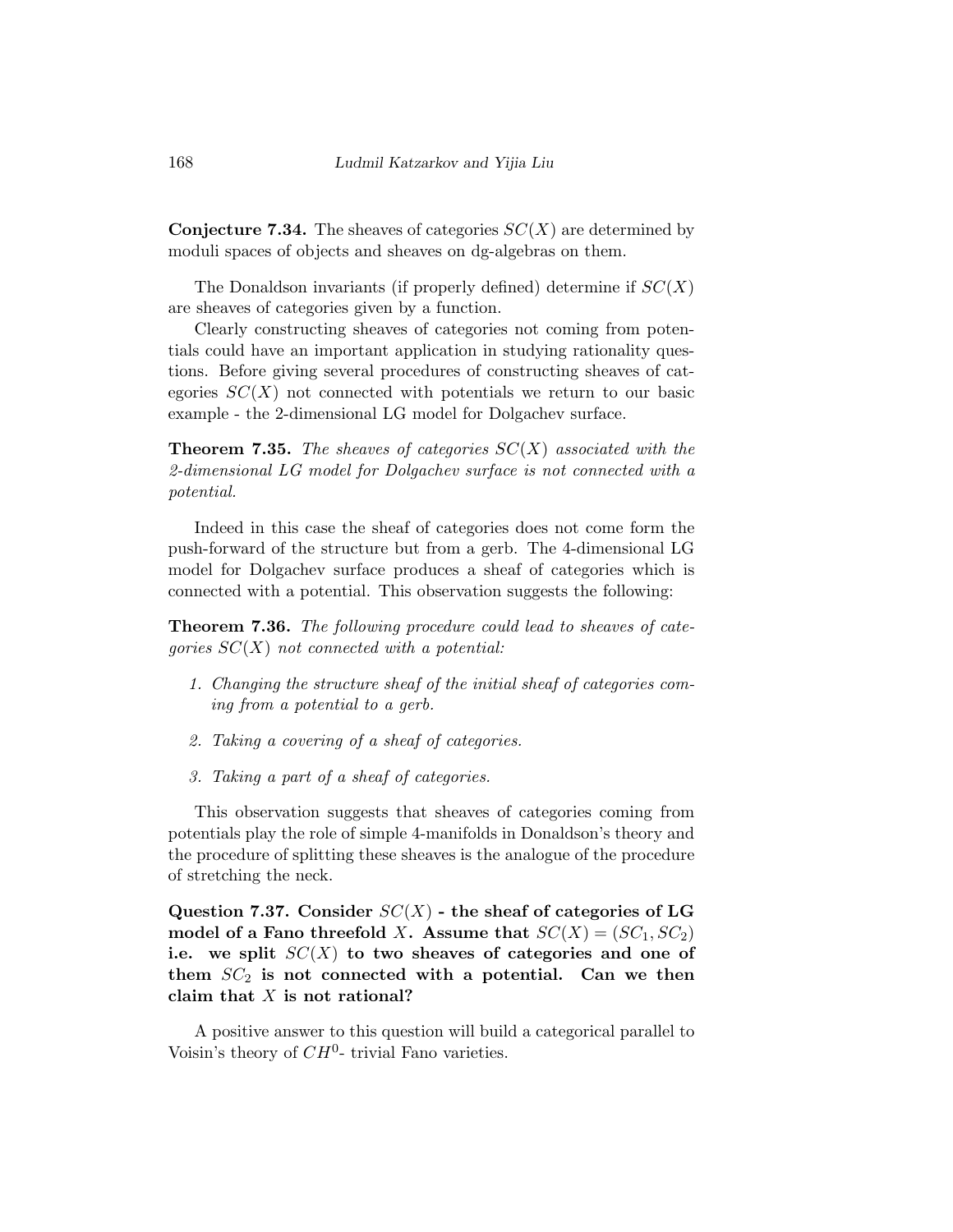**Conjecture 7.34.** The sheaves of categories $SC(X)$ are determined by moduli spaces of objects and sheaves on dg-algebras on them.

The Donaldson invariants (if properly defined) determine if $SC(X)$ are sheaves of categories given by a function.

Clearly constructing sheaves of categories not coming from potentials could have an important application in studying rationality questions. Before giving several procedures of constructing sheaves of categories $SC(X)$ not connected with potentials we return to our basic example - the 2-dimensional LG model for Dolgachev surface.

**Theorem 7.35.** *The sheaves of categories $SC(X)$ associated with the 2-dimensional LG model for Dolgachev surface is not connected with a potential.*

Indeed in this case the sheaf of categories does not come form the push-forward of the structure but from a gerb. The 4-dimensional LG model for Dolgachev surface produces a sheaf of categories which is connected with a potential. This observation suggests the following:

**Theorem 7.36.** *The following procedure could lead to sheaves of categories $SC(X)$ not connected with a potential:*

1. *Changing the structure sheaf of the initial sheaf of categories coming from a potential to a gerb.*
2. *Taking a covering of a sheaf of categories.*
3. *Taking a part of a sheaf of categories.*

This observation suggests that sheaves of categories coming from potentials play the role of simple 4-manifolds in Donaldson's theory and the procedure of splitting these sheaves is the analogue of the procedure of stretching the neck.

**Question 7.37. Consider $SC(X)$ - the sheaf of categories of LG model of a Fano threefold $X$. Assume that $SC(X) = (SC_1, SC_2)$ i.e. we split $SC(X)$ to two sheaves of categories and one of them $SC_2$ is not connected with a potential. Can we then claim that $X$ is not rational?**

A positive answer to this question will build a categorical parallel to Voisin's theory of $CH^0$- trivial Fano varieties.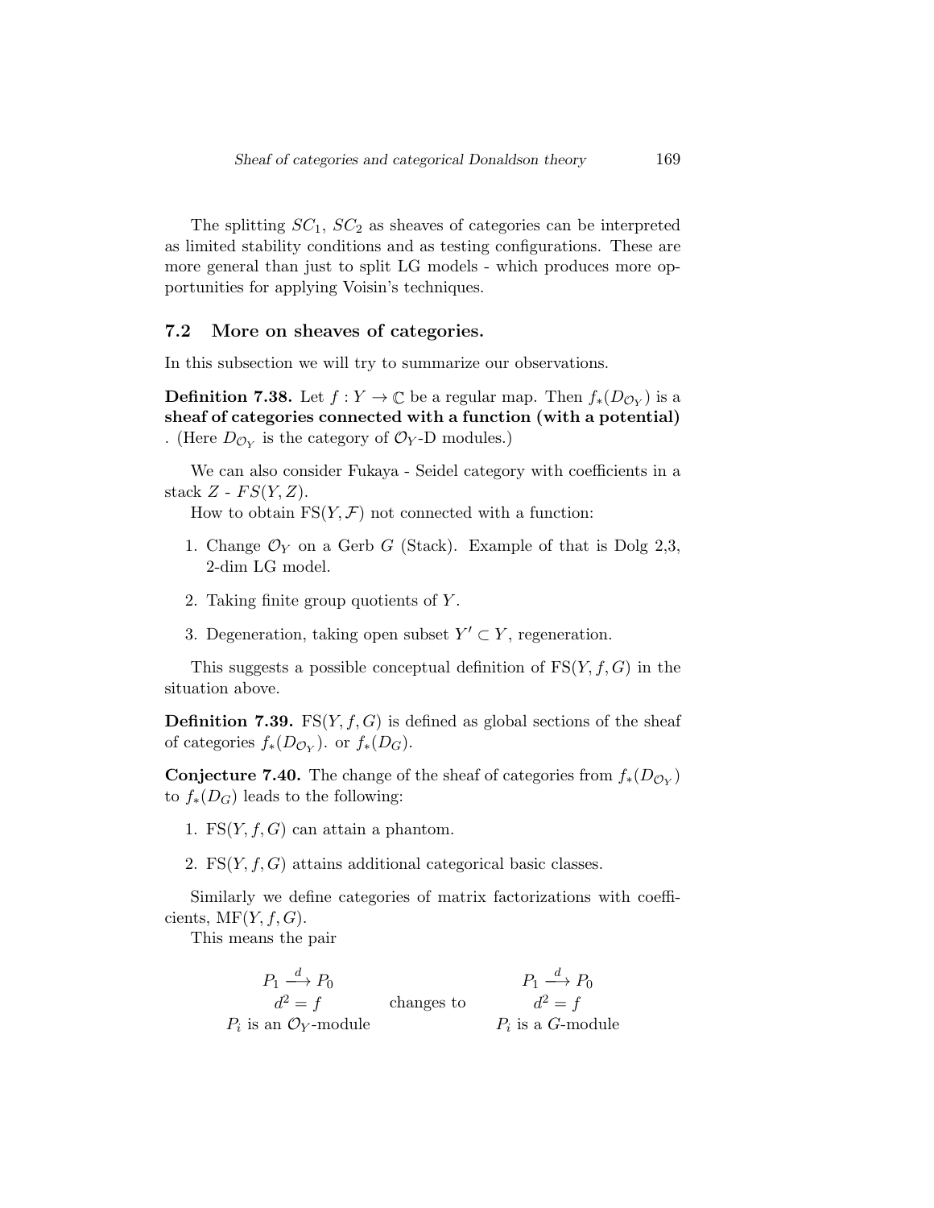The splitting $SC_1$, $SC_2$ as sheaves of categories can be interpreted as limited stability conditions and as testing configurations. These are more general than just to split LG models - which produces more opportunities for applying Voisin's techniques.

## 7.2 More on sheaves of categories.

In this subsection we will try to summarize our observations.

**Definition 7.38.** Let $f : Y \to \mathbb{C}$ be a regular map. Then $f_*(D_{\mathcal{O}_Y})$ is a **sheaf of categories connected with a function (with a potential)** . (Here $D_{\mathcal{O}_Y}$ is the category of $\mathcal{O}_Y$-D modules.)

We can also consider Fukaya - Seidel category with coefficients in a stack $Z$ - $FS(Y, Z)$.

How to obtain $\mathrm{FS}(Y, \mathcal{F})$ not connected with a function:

1. Change $\mathcal{O}_Y$ on a Gerb $G$ (Stack). Example of that is Dolg 2,3, 2-dim LG model.
2. Taking finite group quotients of $Y$.
3. Degeneration, taking open subset $Y' \subset Y$, regeneration.

This suggests a possible conceptual definition of $\mathrm{FS}(Y, f, G)$ in the situation above.

**Definition 7.39.** $\mathrm{FS}(Y, f, G)$ is defined as global sections of the sheaf of categories $f_*(D_{\mathcal{O}_Y})$. or $f_*(D_G)$.

**Conjecture 7.40.** The change of the sheaf of categories from $f_*(D_{\mathcal{O}_Y})$ to $f_*(D_G)$ leads to the following:

1. $\mathrm{FS}(Y, f, G)$ can attain a phantom.
2. $\mathrm{FS}(Y, f, G)$ attains additional categorical basic classes.

Similarly we define categories of matrix factorizations with coefficients, $\mathrm{MF}(Y, f, G)$.

This means the pair

$$\begin{array}{ccc} P_1 \xrightarrow{d} P_0 & & P_1 \xrightarrow{d} P_0 \\ d^2 = f & \text{changes to} & d^2 = f \\ P_i \text{ is an } \mathcal{O}_Y\text{-module} & & P_i \text{ is a } G\text{-module} \end{array}$$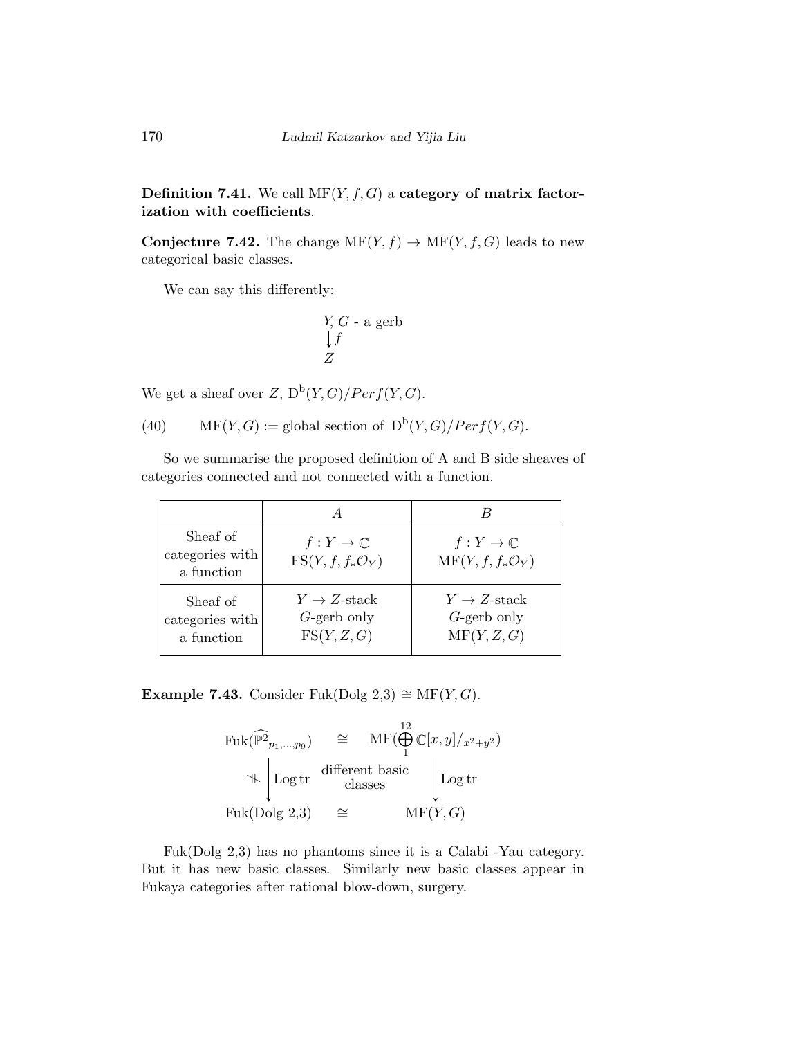**Definition 7.41.** We call $\mathrm{MF}(Y, f, G)$ a **category of matrix factorization with coefficients**.

**Conjecture 7.42.** The change $\mathrm{MF}(Y, f) \to \mathrm{MF}(Y, f, G)$ leads to new categorical basic classes.

We can say this differently:

$$\begin{array}{l} Y, G \text{ - a gerb} \\ \big\downarrow f \\ Z \end{array}$$

We get a sheaf over $Z$, $\mathrm{D^b}(Y, G)/Perf(Y, G)$.

$$\mathrm{MF}(Y, G) := \text{global section of } \mathrm{D^b}(Y, G)/Perf(Y, G). \tag{40}$$

So we summarise the proposed definition of A and B side sheaves of categories connected and not connected with a function.

| | $A$ | $B$ |
|---|---|---|
| Sheaf of categories with a function | $f : Y \to \mathbb{C}$ $\mathrm{FS}(Y, f, f_*\mathcal{O}_Y)$ | $f : Y \to \mathbb{C}$ $\mathrm{MF}(Y, f, f_*\mathcal{O}_Y)$ |
| Sheaf of categories with a function | $Y \to Z$-stack $G$-gerb only $\mathrm{FS}(Y, Z, G)$ | $Y \to Z$-stack $G$-gerb only $\mathrm{MF}(Y, Z, G)$ |

**Example 7.43.** Consider $\mathrm{Fuk}(\text{Dolg } 2{,}3) \cong \mathrm{MF}(Y, G)$.

$$\begin{array}{ccc} \mathrm{Fuk}(\widehat{\mathbb{P}^2}_{p_1,\ldots,p_9}) & \cong & \mathrm{MF}(\bigoplus_1^{12} \mathbb{C}[x,y]/_{x^2+y^2}) \\ \not\Vdash \big\downarrow \mathrm{Log\,tr} & \text{different basic classes} & \big\downarrow \mathrm{Log\,tr} \\ \mathrm{Fuk}(\text{Dolg } 2{,}3) & \cong & \mathrm{MF}(Y, G) \end{array}$$

$\mathrm{Fuk}(\text{Dolg } 2{,}3)$ has no phantoms since it is a Calabi -Yau category. But it has new basic classes. Similarly new basic classes appear in Fukaya categories after rational blow-down, surgery.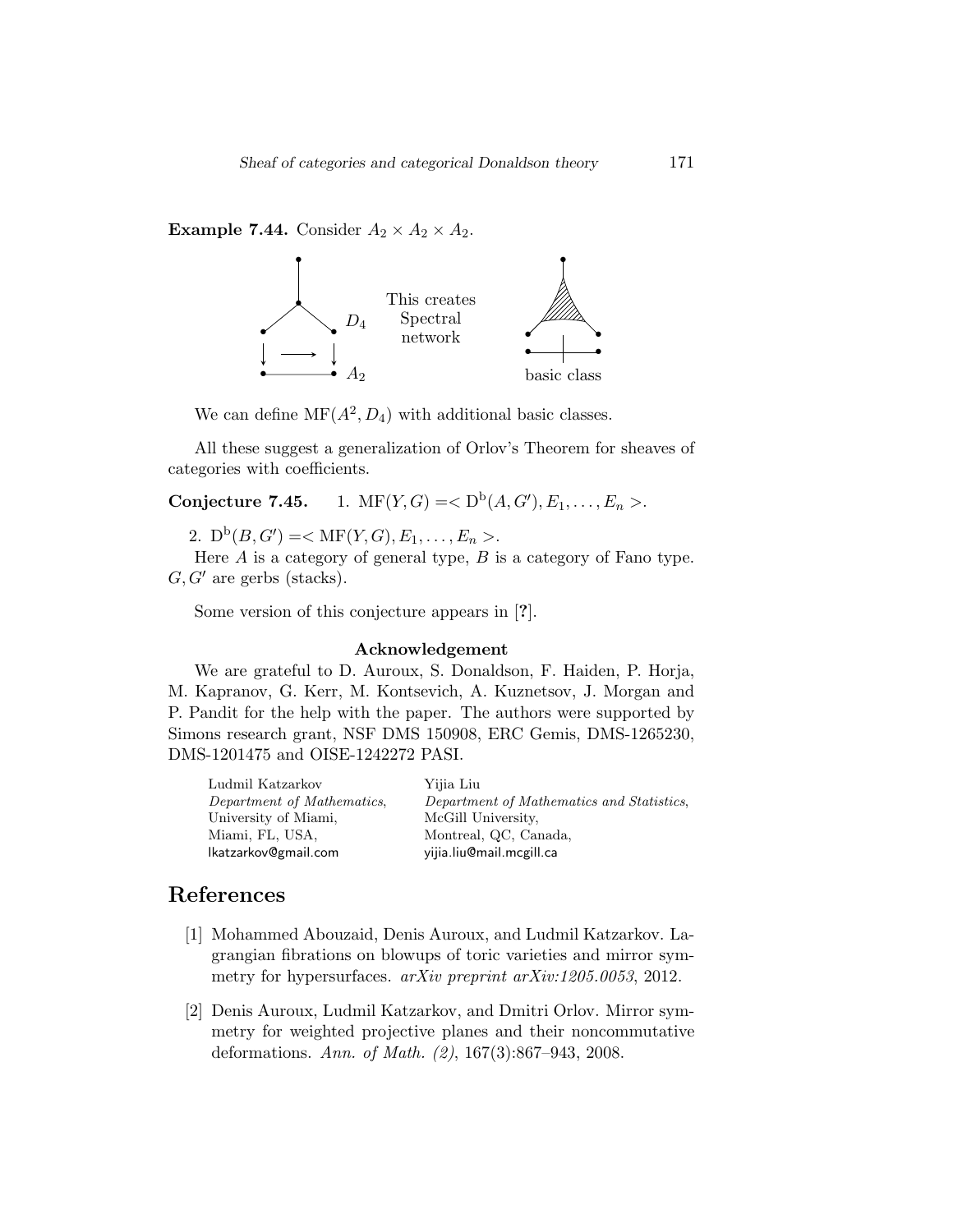**Example 7.44.** Consider $A_2 \times A_2 \times A_2$.

$D_4$

$A_2$

This creates Spectral network

basic class

We can define $\mathrm{MF}(A^2, D_4)$ with additional basic classes.

All these suggest a generalization of Orlov's Theorem for sheaves of categories with coefficients.

**Conjecture 7.45.**

1. $\mathrm{MF}(Y, G) = < \mathrm{D^b}(A, G'), E_1, \ldots, E_n >$.
2. $\mathrm{D^b}(B, G') = < \mathrm{MF}(Y, G), E_1, \ldots, E_n >$.

Here $A$ is a category of general type, $B$ is a category of Fano type. $G, G'$ are gerbs (stacks).

Some version of this conjecture appears in [**?**].

**Acknowledgement**

We are grateful to D. Auroux, S. Donaldson, F. Haiden, P. Horja, M. Kapranov, G. Kerr, M. Kontsevich, A. Kuznetsov, J. Morgan and P. Pandit for the help with the paper. The authors were supported by Simons research grant, NSF DMS 150908, ERC Gemis, DMS-1265230, DMS-1201475 and OISE-1242272 PASI.

Ludmil Katzarkov
*Department of Mathematics*,
University of Miami,
Miami, FL, USA,
lkatzarkov@gmail.com

Yijia Liu
*Department of Mathematics and Statistics*,
McGill University,
Montreal, QC, Canada,
yijia.liu@mail.mcgill.ca

# References

[1] Mohammed Abouzaid, Denis Auroux, and Ludmil Katzarkov. Lagrangian fibrations on blowups of toric varieties and mirror symmetry for hypersurfaces. *arXiv preprint arXiv:1205.0053*, 2012.

[2] Denis Auroux, Ludmil Katzarkov, and Dmitri Orlov. Mirror symmetry for weighted projective planes and their noncommutative deformations. *Ann. of Math. (2)*, 167(3):867–943, 2008.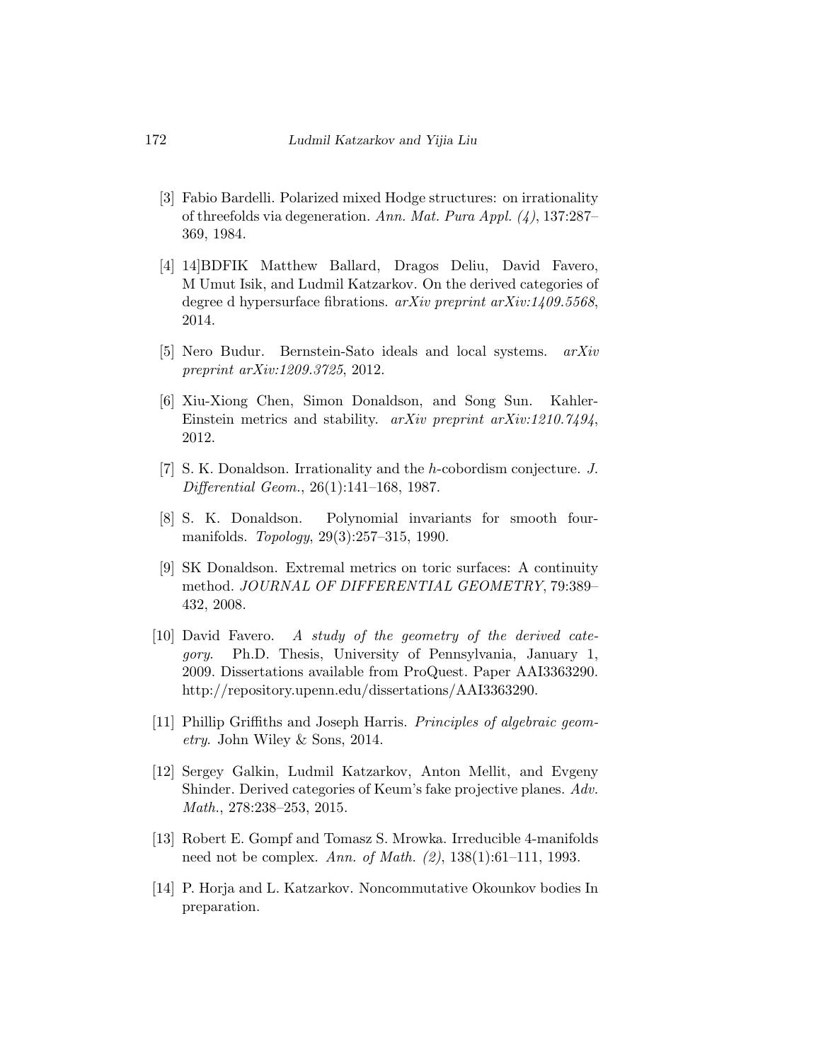[3] Fabio Bardelli. Polarized mixed Hodge structures: on irrationality of threefolds via degeneration. *Ann. Mat. Pura Appl. (4)*, 137:287–369, 1984.

[4] 14]BDFIK Matthew Ballard, Dragos Deliu, David Favero, M Umut Isik, and Ludmil Katzarkov. On the derived categories of degree d hypersurface fibrations. *arXiv preprint arXiv:1409.5568*, 2014.

[5] Nero Budur. Bernstein-Sato ideals and local systems. *arXiv preprint arXiv:1209.3725*, 2012.

[6] Xiu-Xiong Chen, Simon Donaldson, and Song Sun. Kahler-Einstein metrics and stability. *arXiv preprint arXiv:1210.7494*, 2012.

[7] S. K. Donaldson. Irrationality and the $h$-cobordism conjecture. *J. Differential Geom.*, 26(1):141–168, 1987.

[8] S. K. Donaldson. Polynomial invariants for smooth four-manifolds. *Topology*, 29(3):257–315, 1990.

[9] SK Donaldson. Extremal metrics on toric surfaces: A continuity method. *JOURNAL OF DIFFERENTIAL GEOMETRY*, 79:389–432, 2008.

[10] David Favero. *A study of the geometry of the derived category*. Ph.D. Thesis, University of Pennsylvania, January 1, 2009. Dissertations available from ProQuest. Paper AAI3363290. http://repository.upenn.edu/dissertations/AAI3363290.

[11] Phillip Griffiths and Joseph Harris. *Principles of algebraic geometry*. John Wiley & Sons, 2014.

[12] Sergey Galkin, Ludmil Katzarkov, Anton Mellit, and Evgeny Shinder. Derived categories of Keum's fake projective planes. *Adv. Math.*, 278:238–253, 2015.

[13] Robert E. Gompf and Tomasz S. Mrowka. Irreducible 4-manifolds need not be complex. *Ann. of Math. (2)*, 138(1):61–111, 1993.

[14] P. Horja and L. Katzarkov. Noncommutative Okounkov bodies In preparation.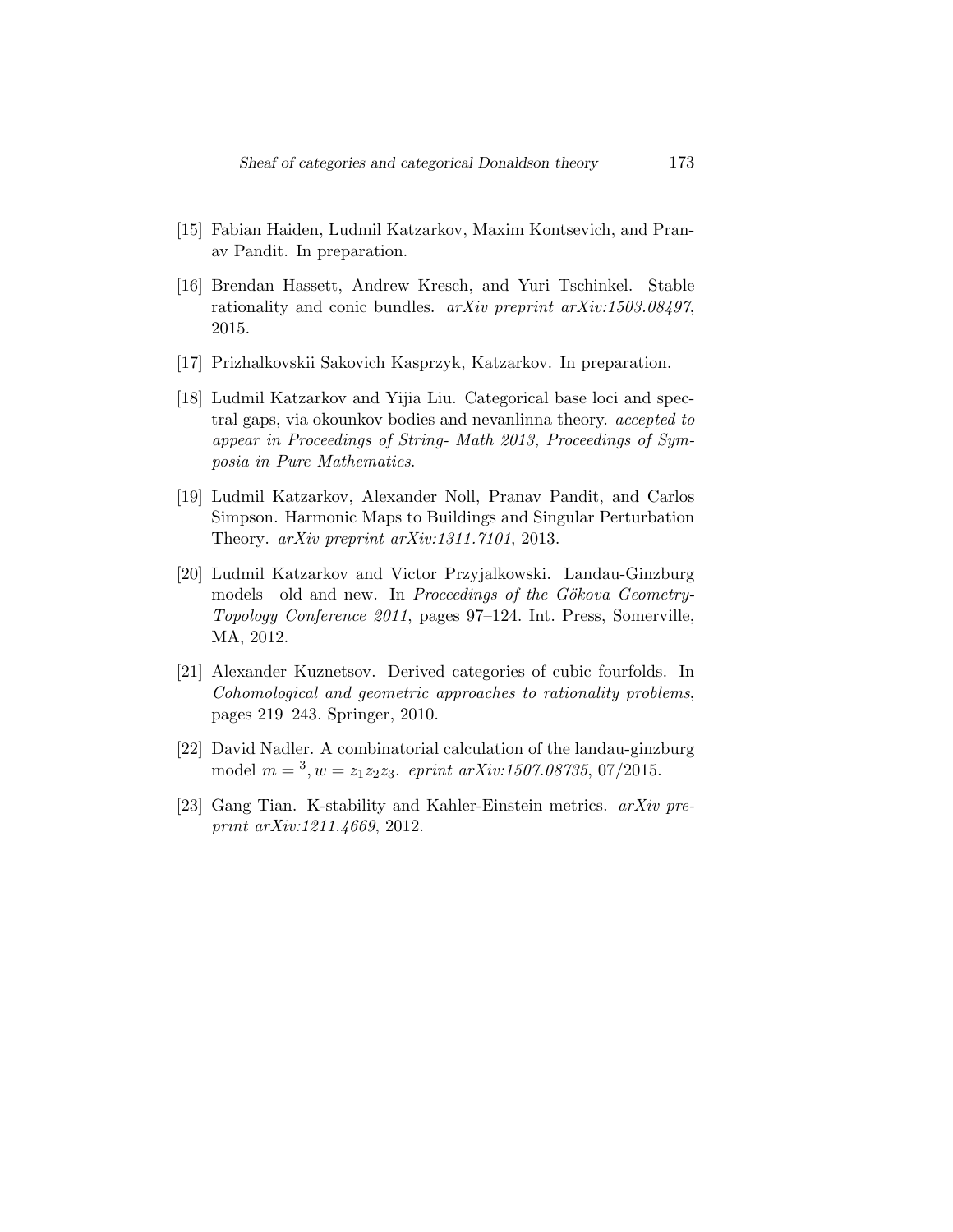[15] Fabian Haiden, Ludmil Katzarkov, Maxim Kontsevich, and Pranav Pandit. In preparation.

[16] Brendan Hassett, Andrew Kresch, and Yuri Tschinkel. Stable rationality and conic bundles. *arXiv preprint arXiv:1503.08497*, 2015.

[17] Prizhalkovskii Sakovich Kasprzyk, Katzarkov. In preparation.

[18] Ludmil Katzarkov and Yijia Liu. Categorical base loci and spectral gaps, via okounkov bodies and nevanlinna theory. *accepted to appear in Proceedings of String- Math 2013, Proceedings of Symposia in Pure Mathematics*.

[19] Ludmil Katzarkov, Alexander Noll, Pranav Pandit, and Carlos Simpson. Harmonic Maps to Buildings and Singular Perturbation Theory. *arXiv preprint arXiv:1311.7101*, 2013.

[20] Ludmil Katzarkov and Victor Przyjalkowski. Landau-Ginzburg models—old and new. In *Proceedings of the Gökova Geometry-Topology Conference 2011*, pages 97–124. Int. Press, Somerville, MA, 2012.

[21] Alexander Kuznetsov. Derived categories of cubic fourfolds. In *Cohomological and geometric approaches to rationality problems*, pages 219–243. Springer, 2010.

[22] David Nadler. A combinatorial calculation of the landau-ginzburg model $m = {}^3, w = z_1 z_2 z_3$. *eprint arXiv:1507.08735*, 07/2015.

[23] Gang Tian. K-stability and Kahler-Einstein metrics. *arXiv preprint arXiv:1211.4669*, 2012.